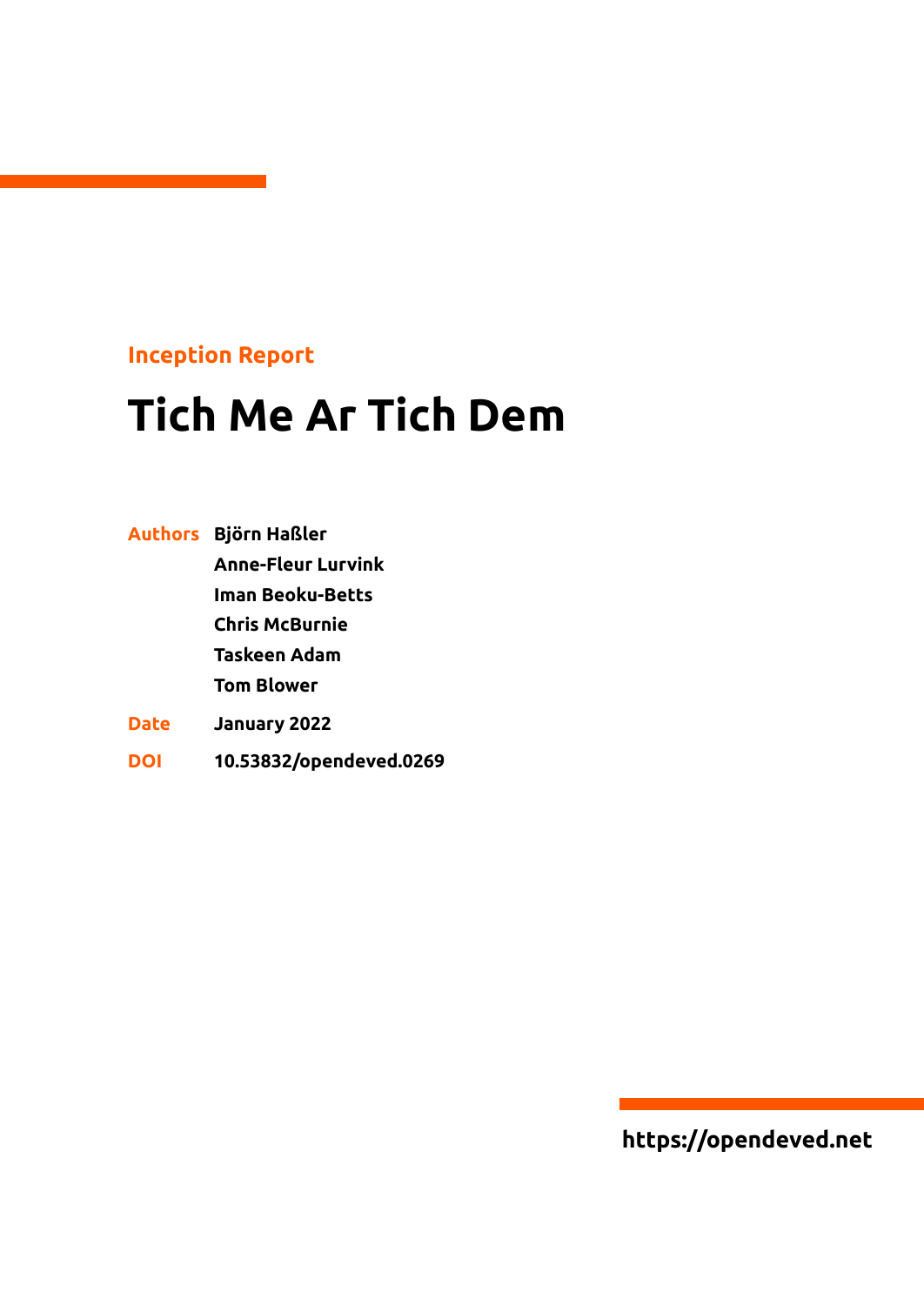Inception Report

# Tich Me Ar Tich Dem

**Authors** Björn Haßler
Anne-Fleur Lurvink
Iman Beoku-Betts
Chris McBurnie
Taskeen Adam
Tom Blower

**Date** January 2022

**DOI** 10.53832/opendeved.0269

https://opendeved.net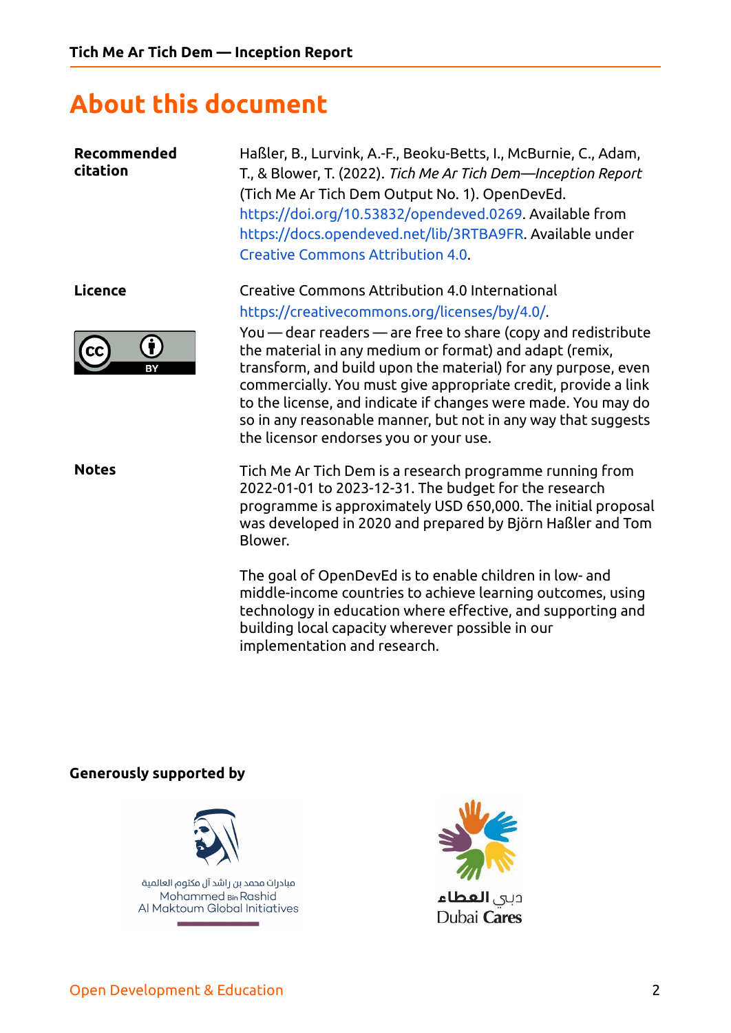# About this document

**Recommended citation**

Haßler, B., Lurvink, A.-F., Beoku-Betts, I., McBurnie, C., Adam, T., & Blower, T. (2022). *Tich Me Ar Tich Dem—Inception Report* (Tich Me Ar Tich Dem Output No. 1). OpenDevEd. https://doi.org/10.53832/opendeved.0269. Available from https://docs.opendeved.net/lib/3RTBA9FR. Available under Creative Commons Attribution 4.0.

**Licence**

Creative Commons Attribution 4.0 International
https://creativecommons.org/licenses/by/4.0/.

You — dear readers — are free to share (copy and redistribute the material in any medium or format) and adapt (remix, transform, and build upon the material) for any purpose, even commercially. You must give appropriate credit, provide a link to the license, and indicate if changes were made. You may do so in any reasonable manner, but not in any way that suggests the licensor endorses you or your use.

**Notes**

Tich Me Ar Tich Dem is a research programme running from 2022-01-01 to 2023-12-31. The budget for the research programme is approximately USD 650,000. The initial proposal was developed in 2020 and prepared by Björn Haßler and Tom Blower.

The goal of OpenDevEd is to enable children in low- and middle-income countries to achieve learning outcomes, using technology in education where effective, and supporting and building local capacity wherever possible in our implementation and research.

**Generously supported by**

مبادرات محمد بن راشد آل مكتوم العالمية
Mohammed Bin Rashid Al Maktoum Global Initiatives

دبي العطاء
Dubai Cares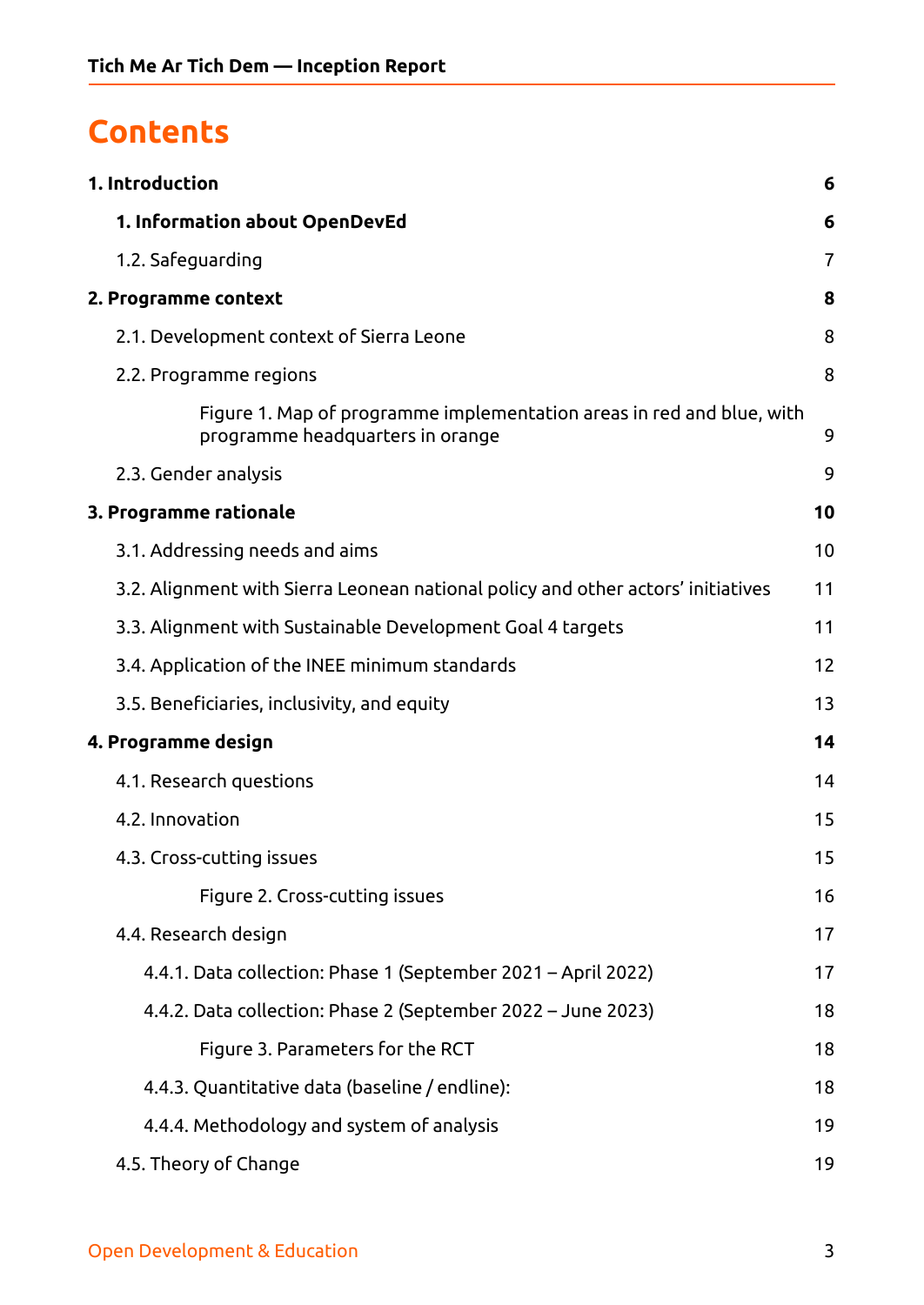# Contents

| | |
|---|---|
| **1. Introduction** | **6** |
| **1. Information about OpenDevEd** | **6** |
| 1.2. Safeguarding | 7 |
| **2. Programme context** | **8** |
| 2.1. Development context of Sierra Leone | 8 |
| 2.2. Programme regions | 8 |
| Figure 1. Map of programme implementation areas in red and blue, with programme headquarters in orange | 9 |
| 2.3. Gender analysis | 9 |
| **3. Programme rationale** | **10** |
| 3.1. Addressing needs and aims | 10 |
| 3.2. Alignment with Sierra Leonean national policy and other actors' initiatives | 11 |
| 3.3. Alignment with Sustainable Development Goal 4 targets | 11 |
| 3.4. Application of the INEE minimum standards | 12 |
| 3.5. Beneficiaries, inclusivity, and equity | 13 |
| **4. Programme design** | **14** |
| 4.1. Research questions | 14 |
| 4.2. Innovation | 15 |
| 4.3. Cross-cutting issues | 15 |
| Figure 2. Cross-cutting issues | 16 |
| 4.4. Research design | 17 |
| 4.4.1. Data collection: Phase 1 (September 2021 – April 2022) | 17 |
| 4.4.2. Data collection: Phase 2 (September 2022 – June 2023) | 18 |
| Figure 3. Parameters for the RCT | 18 |
| 4.4.3. Quantitative data (baseline / endline): | 18 |
| 4.4.4. Methodology and system of analysis | 19 |
| 4.5. Theory of Change | 19 |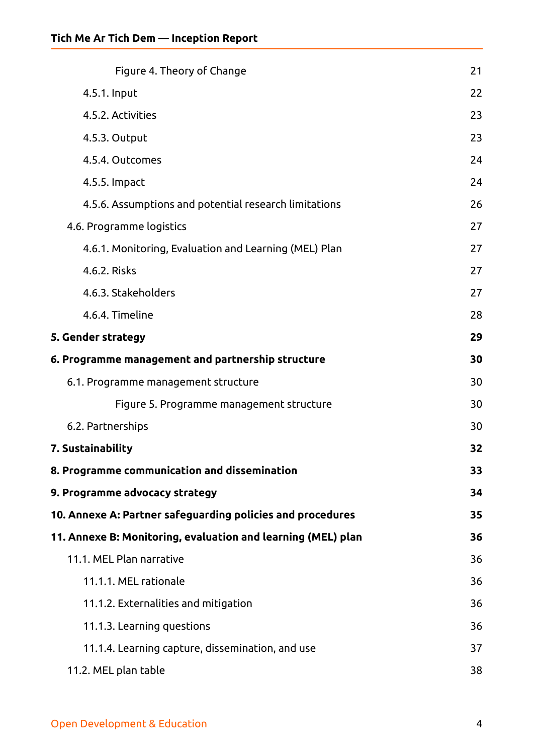Figure 4. Theory of Change 21

4.5.1. Input 22

4.5.2. Activities 23

4.5.3. Output 23

4.5.4. Outcomes 24

4.5.5. Impact 24

4.5.6. Assumptions and potential research limitations 26

4.6. Programme logistics 27

4.6.1. Monitoring, Evaluation and Learning (MEL) Plan 27

4.6.2. Risks 27

4.6.3. Stakeholders 27

4.6.4. Timeline 28

**5. Gender strategy 29**

**6. Programme management and partnership structure 30**

6.1. Programme management structure 30

Figure 5. Programme management structure 30

6.2. Partnerships 30

**7. Sustainability 32**

**8. Programme communication and dissemination 33**

**9. Programme advocacy strategy 34**

**10. Annexe A: Partner safeguarding policies and procedures 35**

**11. Annexe B: Monitoring, evaluation and learning (MEL) plan 36**

11.1. MEL Plan narrative 36

11.1.1. MEL rationale 36

11.1.2. Externalities and mitigation 36

11.1.3. Learning questions 36

11.1.4. Learning capture, dissemination, and use 37

11.2. MEL plan table 38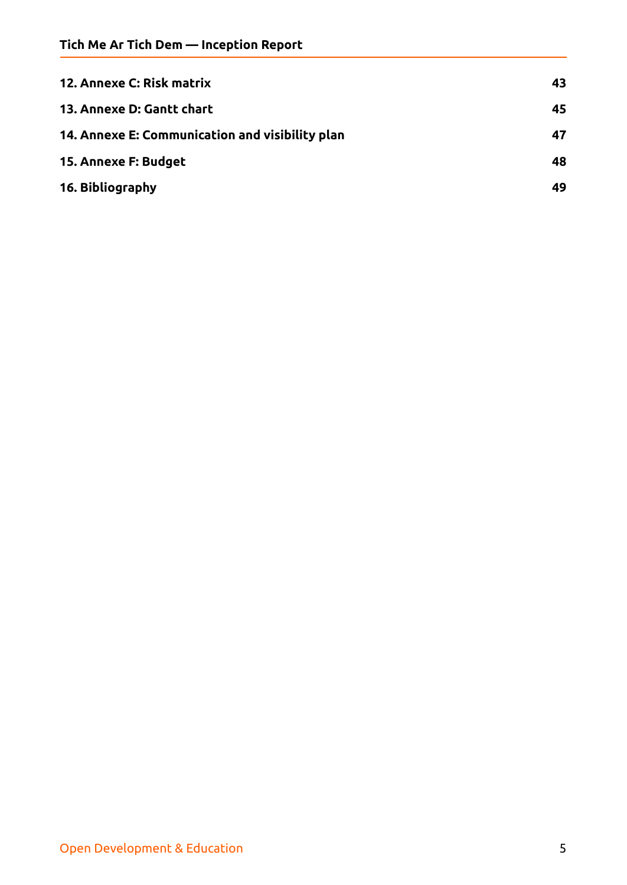| | |
|---|---|
| **12. Annexe C: Risk matrix** | **43** |
| **13. Annexe D: Gantt chart** | **45** |
| **14. Annexe E: Communication and visibility plan** | **47** |
| **15. Annexe F: Budget** | **48** |
| **16. Bibliography** | **49** |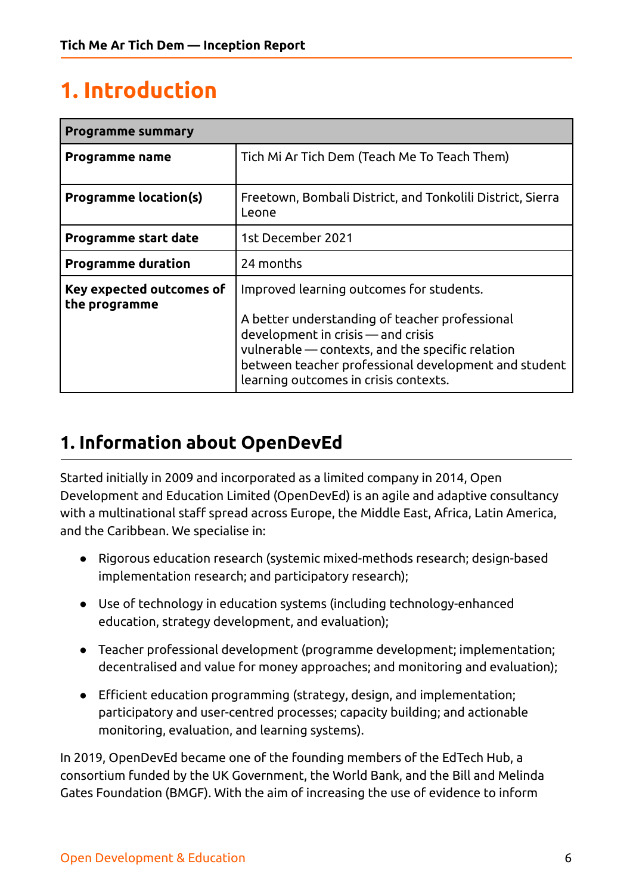# 1. Introduction

| Programme summary | |
|---|---|
| **Programme name** | Tich Mi Ar Tich Dem (Teach Me To Teach Them) |
| **Programme location(s)** | Freetown, Bombali District, and Tonkolili District, Sierra Leone |
| **Programme start date** | 1st December 2021 |
| **Programme duration** | 24 months |
| **Key expected outcomes of the programme** | Improved learning outcomes for students.<br><br>A better understanding of teacher professional development in crisis — and crisis vulnerable — contexts, and the specific relation between teacher professional development and student learning outcomes in crisis contexts. |

## 1. Information about OpenDevEd

Started initially in 2009 and incorporated as a limited company in 2014, Open Development and Education Limited (OpenDevEd) is an agile and adaptive consultancy with a multinational staff spread across Europe, the Middle East, Africa, Latin America, and the Caribbean. We specialise in:

- Rigorous education research (systemic mixed-methods research; design-based implementation research; and participatory research);
- Use of technology in education systems (including technology-enhanced education, strategy development, and evaluation);
- Teacher professional development (programme development; implementation; decentralised and value for money approaches; and monitoring and evaluation);
- Efficient education programming (strategy, design, and implementation; participatory and user-centred processes; capacity building; and actionable monitoring, evaluation, and learning systems).

In 2019, OpenDevEd became one of the founding members of the EdTech Hub, a consortium funded by the UK Government, the World Bank, and the Bill and Melinda Gates Foundation (BMGF). With the aim of increasing the use of evidence to inform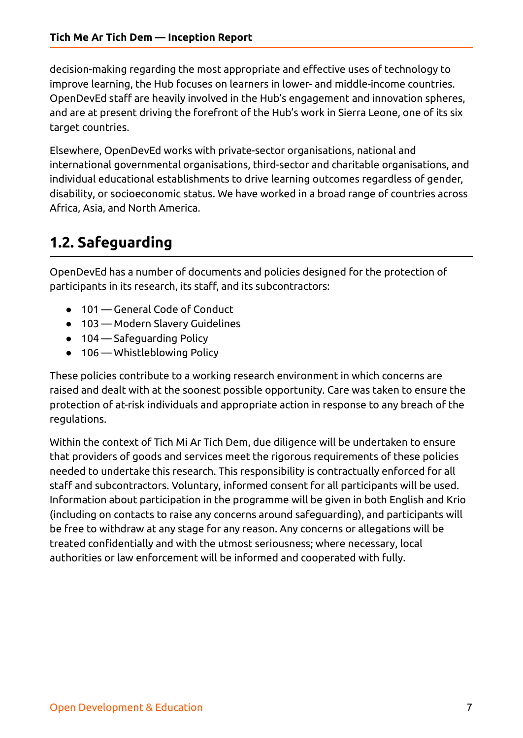decision-making regarding the most appropriate and effective uses of technology to improve learning, the Hub focuses on learners in lower- and middle-income countries. OpenDevEd staff are heavily involved in the Hub's engagement and innovation spheres, and are at present driving the forefront of the Hub's work in Sierra Leone, one of its six target countries.

Elsewhere, OpenDevEd works with private-sector organisations, national and international governmental organisations, third-sector and charitable organisations, and individual educational establishments to drive learning outcomes regardless of gender, disability, or socioeconomic status. We have worked in a broad range of countries across Africa, Asia, and North America.

## 1.2. Safeguarding

OpenDevEd has a number of documents and policies designed for the protection of participants in its research, its staff, and its subcontractors:

- 101 — General Code of Conduct
- 103 — Modern Slavery Guidelines
- 104 — Safeguarding Policy
- 106 — Whistleblowing Policy

These policies contribute to a working research environment in which concerns are raised and dealt with at the soonest possible opportunity. Care was taken to ensure the protection of at-risk individuals and appropriate action in response to any breach of the regulations.

Within the context of Tich Mi Ar Tich Dem, due diligence will be undertaken to ensure that providers of goods and services meet the rigorous requirements of these policies needed to undertake this research. This responsibility is contractually enforced for all staff and subcontractors. Voluntary, informed consent for all participants will be used. Information about participation in the programme will be given in both English and Krio (including on contacts to raise any concerns around safeguarding), and participants will be free to withdraw at any stage for any reason. Any concerns or allegations will be treated confidentially and with the utmost seriousness; where necessary, local authorities or law enforcement will be informed and cooperated with fully.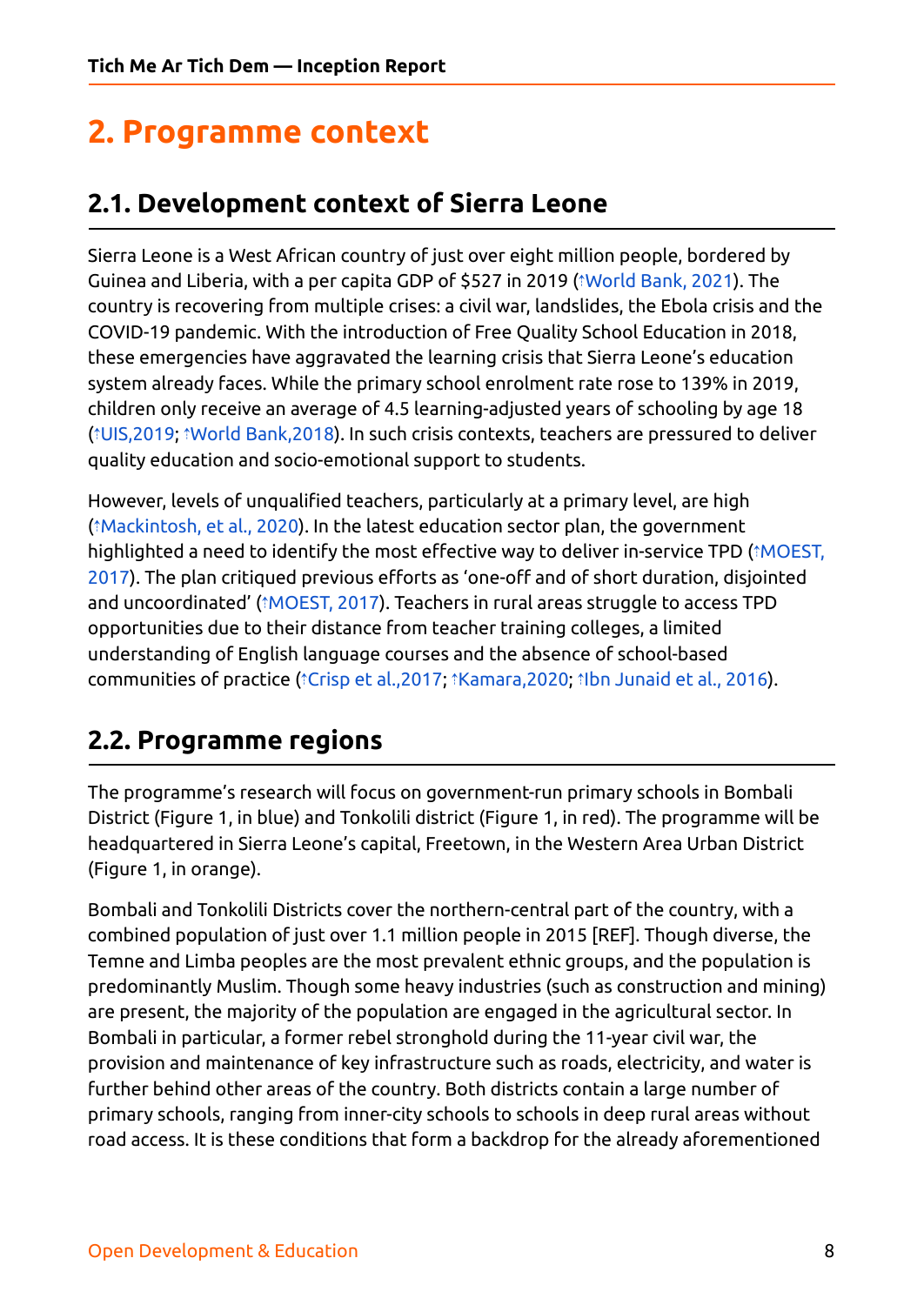# 2. Programme context

## 2.1. Development context of Sierra Leone

Sierra Leone is a West African country of just over eight million people, bordered by Guinea and Liberia, with a per capita GDP of $527 in 2019 (↑World Bank, 2021). The country is recovering from multiple crises: a civil war, landslides, the Ebola crisis and the COVID-19 pandemic. With the introduction of Free Quality School Education in 2018, these emergencies have aggravated the learning crisis that Sierra Leone's education system already faces. While the primary school enrolment rate rose to 139% in 2019, children only receive an average of 4.5 learning-adjusted years of schooling by age 18 (↑UIS,2019; ↑World Bank,2018). In such crisis contexts, teachers are pressured to deliver quality education and socio-emotional support to students.

However, levels of unqualified teachers, particularly at a primary level, are high (↑Mackintosh, et al., 2020). In the latest education sector plan, the government highlighted a need to identify the most effective way to deliver in-service TPD (↑MOEST, 2017). The plan critiqued previous efforts as 'one-off and of short duration, disjointed and uncoordinated' (↑MOEST, 2017). Teachers in rural areas struggle to access TPD opportunities due to their distance from teacher training colleges, a limited understanding of English language courses and the absence of school-based communities of practice (↑Crisp et al.,2017; ↑Kamara,2020; ↑Ibn Junaid et al., 2016).

## 2.2. Programme regions

The programme's research will focus on government-run primary schools in Bombali District (Figure 1, in blue) and Tonkolili district (Figure 1, in red). The programme will be headquartered in Sierra Leone's capital, Freetown, in the Western Area Urban District (Figure 1, in orange).

Bombali and Tonkolili Districts cover the northern-central part of the country, with a combined population of just over 1.1 million people in 2015 [REF]. Though diverse, the Temne and Limba peoples are the most prevalent ethnic groups, and the population is predominantly Muslim. Though some heavy industries (such as construction and mining) are present, the majority of the population are engaged in the agricultural sector. In Bombali in particular, a former rebel stronghold during the 11-year civil war, the provision and maintenance of key infrastructure such as roads, electricity, and water is further behind other areas of the country. Both districts contain a large number of primary schools, ranging from inner-city schools to schools in deep rural areas without road access. It is these conditions that form a backdrop for the already aforementioned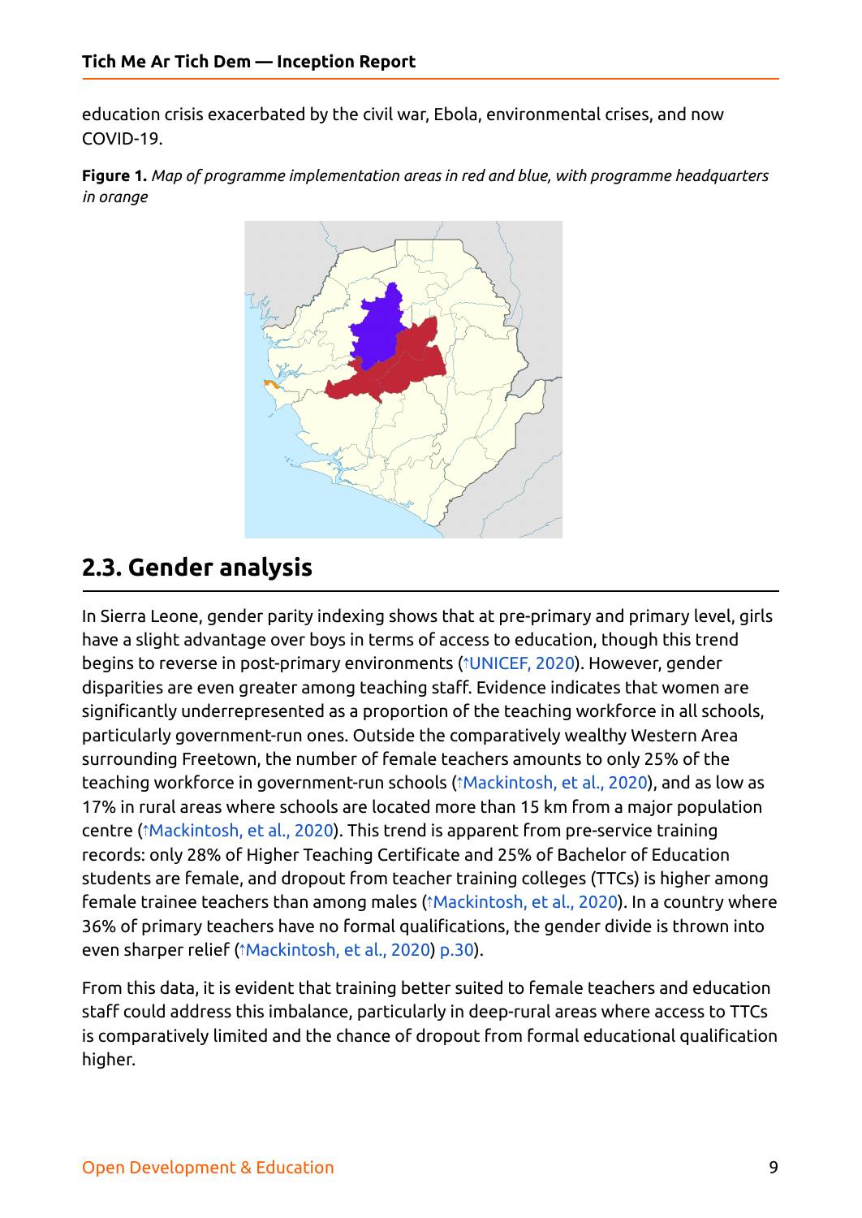education crisis exacerbated by the civil war, Ebola, environmental crises, and now COVID-19.

**Figure 1.** *Map of programme implementation areas in red and blue, with programme headquarters in orange*

## 2.3. Gender analysis

In Sierra Leone, gender parity indexing shows that at pre-primary and primary level, girls have a slight advantage over boys in terms of access to education, though this trend begins to reverse in post-primary environments (↑UNICEF, 2020). However, gender disparities are even greater among teaching staff. Evidence indicates that women are significantly underrepresented as a proportion of the teaching workforce in all schools, particularly government-run ones. Outside the comparatively wealthy Western Area surrounding Freetown, the number of female teachers amounts to only 25% of the teaching workforce in government-run schools (↑Mackintosh, et al., 2020), and as low as 17% in rural areas where schools are located more than 15 km from a major population centre (↑Mackintosh, et al., 2020). This trend is apparent from pre-service training records: only 28% of Higher Teaching Certificate and 25% of Bachelor of Education students are female, and dropout from teacher training colleges (TTCs) is higher among female trainee teachers than among males (↑Mackintosh, et al., 2020). In a country where 36% of primary teachers have no formal qualifications, the gender divide is thrown into even sharper relief (↑Mackintosh, et al., 2020) p.30).

From this data, it is evident that training better suited to female teachers and education staff could address this imbalance, particularly in deep-rural areas where access to TTCs is comparatively limited and the chance of dropout from formal educational qualification higher.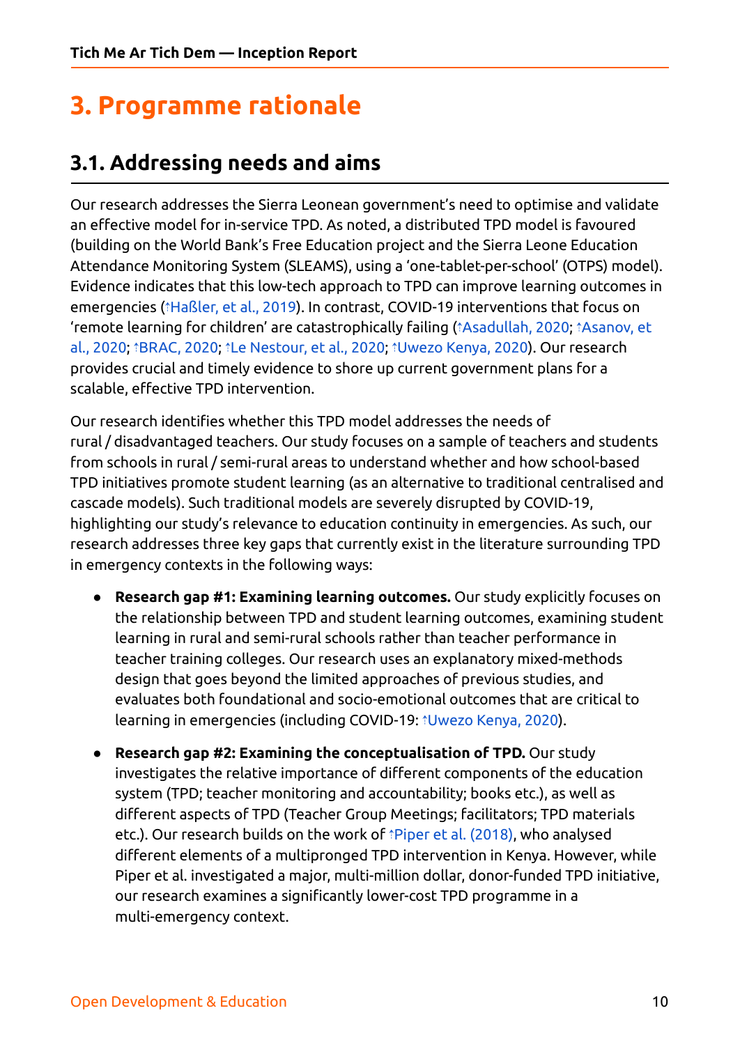# 3. Programme rationale

## 3.1. Addressing needs and aims

Our research addresses the Sierra Leonean government's need to optimise and validate an effective model for in-service TPD. As noted, a distributed TPD model is favoured (building on the World Bank's Free Education project and the Sierra Leone Education Attendance Monitoring System (SLEAMS), using a 'one-tablet-per-school' (OTPS) model). Evidence indicates that this low-tech approach to TPD can improve learning outcomes in emergencies (↑Haßler, et al., 2019). In contrast, COVID-19 interventions that focus on 'remote learning for children' are catastrophically failing (↑Asadullah, 2020; ↑Asanov, et al., 2020; ↑BRAC, 2020; ↑Le Nestour, et al., 2020; ↑Uwezo Kenya, 2020). Our research provides crucial and timely evidence to shore up current government plans for a scalable, effective TPD intervention.

Our research identifies whether this TPD model addresses the needs of rural / disadvantaged teachers. Our study focuses on a sample of teachers and students from schools in rural / semi-rural areas to understand whether and how school-based TPD initiatives promote student learning (as an alternative to traditional centralised and cascade models). Such traditional models are severely disrupted by COVID-19, highlighting our study's relevance to education continuity in emergencies. As such, our research addresses three key gaps that currently exist in the literature surrounding TPD in emergency contexts in the following ways:

- **Research gap #1: Examining learning outcomes.** Our study explicitly focuses on the relationship between TPD and student learning outcomes, examining student learning in rural and semi-rural schools rather than teacher performance in teacher training colleges. Our research uses an explanatory mixed-methods design that goes beyond the limited approaches of previous studies, and evaluates both foundational and socio-emotional outcomes that are critical to learning in emergencies (including COVID-19: ↑Uwezo Kenya, 2020).

- **Research gap #2: Examining the conceptualisation of TPD.** Our study investigates the relative importance of different components of the education system (TPD; teacher monitoring and accountability; books etc.), as well as different aspects of TPD (Teacher Group Meetings; facilitators; TPD materials etc.). Our research builds on the work of ↑Piper et al. (2018), who analysed different elements of a multipronged TPD intervention in Kenya. However, while Piper et al. investigated a major, multi-million dollar, donor-funded TPD initiative, our research examines a significantly lower-cost TPD programme in a multi-emergency context.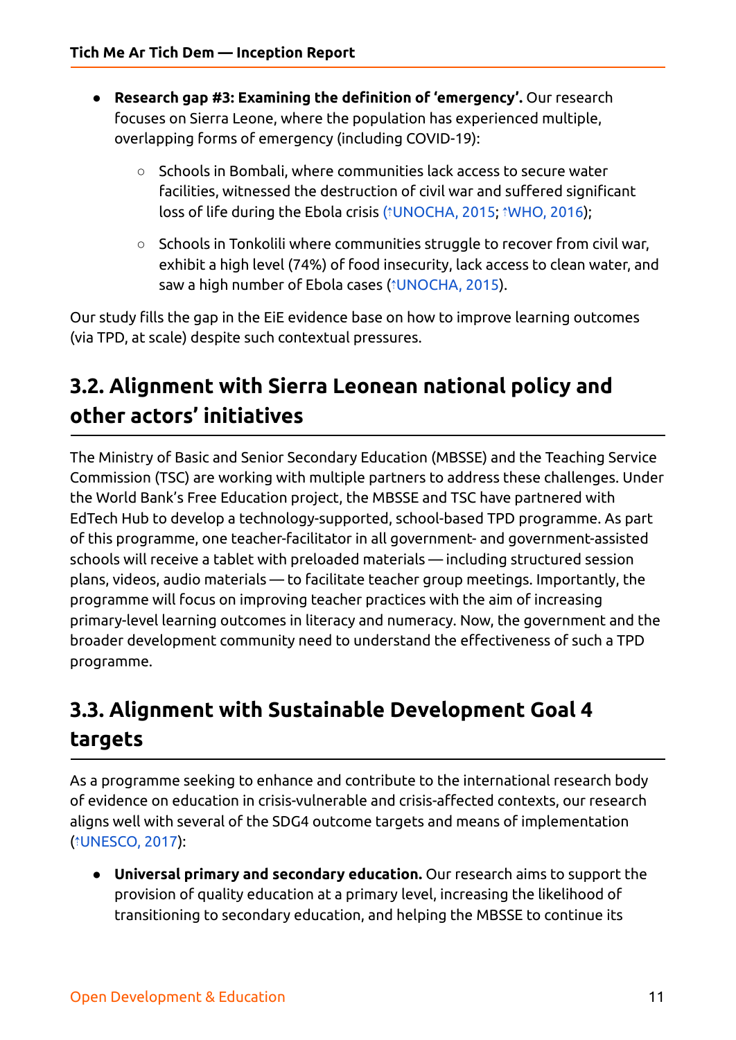- **Research gap #3: Examining the definition of 'emergency'.** Our research focuses on Sierra Leone, where the population has experienced multiple, overlapping forms of emergency (including COVID-19):
    - Schools in Bombali, where communities lack access to secure water facilities, witnessed the destruction of civil war and suffered significant loss of life during the Ebola crisis (↑UNOCHA, 2015; ↑WHO, 2016);
    - Schools in Tonkolili where communities struggle to recover from civil war, exhibit a high level (74%) of food insecurity, lack access to clean water, and saw a high number of Ebola cases (↑UNOCHA, 2015).

Our study fills the gap in the EiE evidence base on how to improve learning outcomes (via TPD, at scale) despite such contextual pressures.

## 3.2. Alignment with Sierra Leonean national policy and other actors' initiatives

The Ministry of Basic and Senior Secondary Education (MBSSE) and the Teaching Service Commission (TSC) are working with multiple partners to address these challenges. Under the World Bank's Free Education project, the MBSSE and TSC have partnered with EdTech Hub to develop a technology-supported, school-based TPD programme. As part of this programme, one teacher-facilitator in all government- and government-assisted schools will receive a tablet with preloaded materials — including structured session plans, videos, audio materials — to facilitate teacher group meetings. Importantly, the programme will focus on improving teacher practices with the aim of increasing primary-level learning outcomes in literacy and numeracy. Now, the government and the broader development community need to understand the effectiveness of such a TPD programme.

## 3.3. Alignment with Sustainable Development Goal 4 targets

As a programme seeking to enhance and contribute to the international research body of evidence on education in crisis-vulnerable and crisis-affected contexts, our research aligns well with several of the SDG4 outcome targets and means of implementation (↑UNESCO, 2017):

- **Universal primary and secondary education.** Our research aims to support the provision of quality education at a primary level, increasing the likelihood of transitioning to secondary education, and helping the MBSSE to continue its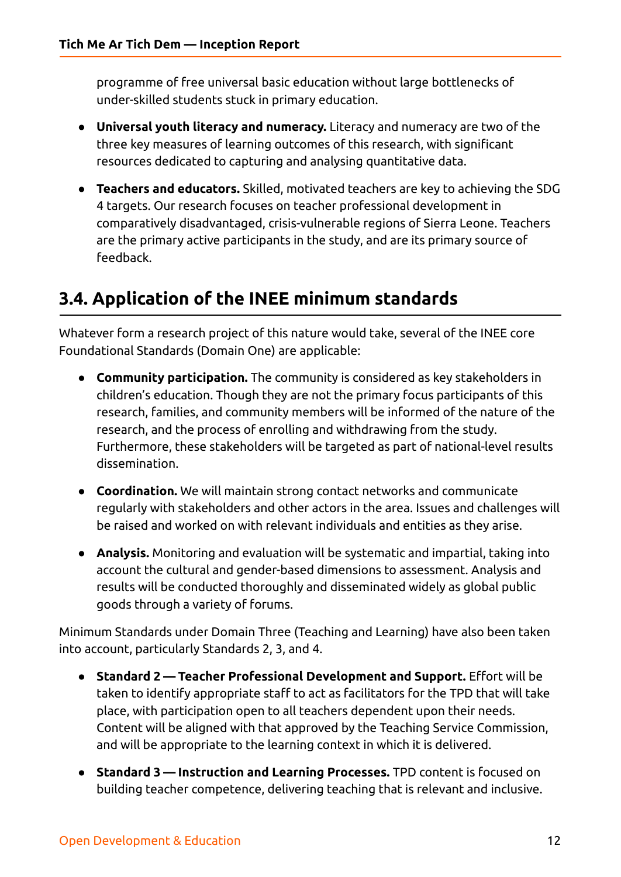programme of free universal basic education without large bottlenecks of under-skilled students stuck in primary education.

- **Universal youth literacy and numeracy.** Literacy and numeracy are two of the three key measures of learning outcomes of this research, with significant resources dedicated to capturing and analysing quantitative data.
- **Teachers and educators.** Skilled, motivated teachers are key to achieving the SDG 4 targets. Our research focuses on teacher professional development in comparatively disadvantaged, crisis-vulnerable regions of Sierra Leone. Teachers are the primary active participants in the study, and are its primary source of feedback.

## 3.4. Application of the INEE minimum standards

Whatever form a research project of this nature would take, several of the INEE core Foundational Standards (Domain One) are applicable:

- **Community participation.** The community is considered as key stakeholders in children's education. Though they are not the primary focus participants of this research, families, and community members will be informed of the nature of the research, and the process of enrolling and withdrawing from the study. Furthermore, these stakeholders will be targeted as part of national-level results dissemination.
- **Coordination.** We will maintain strong contact networks and communicate regularly with stakeholders and other actors in the area. Issues and challenges will be raised and worked on with relevant individuals and entities as they arise.
- **Analysis.** Monitoring and evaluation will be systematic and impartial, taking into account the cultural and gender-based dimensions to assessment. Analysis and results will be conducted thoroughly and disseminated widely as global public goods through a variety of forums.

Minimum Standards under Domain Three (Teaching and Learning) have also been taken into account, particularly Standards 2, 3, and 4.

- **Standard 2 — Teacher Professional Development and Support.** Effort will be taken to identify appropriate staff to act as facilitators for the TPD that will take place, with participation open to all teachers dependent upon their needs. Content will be aligned with that approved by the Teaching Service Commission, and will be appropriate to the learning context in which it is delivered.
- **Standard 3 — Instruction and Learning Processes.** TPD content is focused on building teacher competence, delivering teaching that is relevant and inclusive.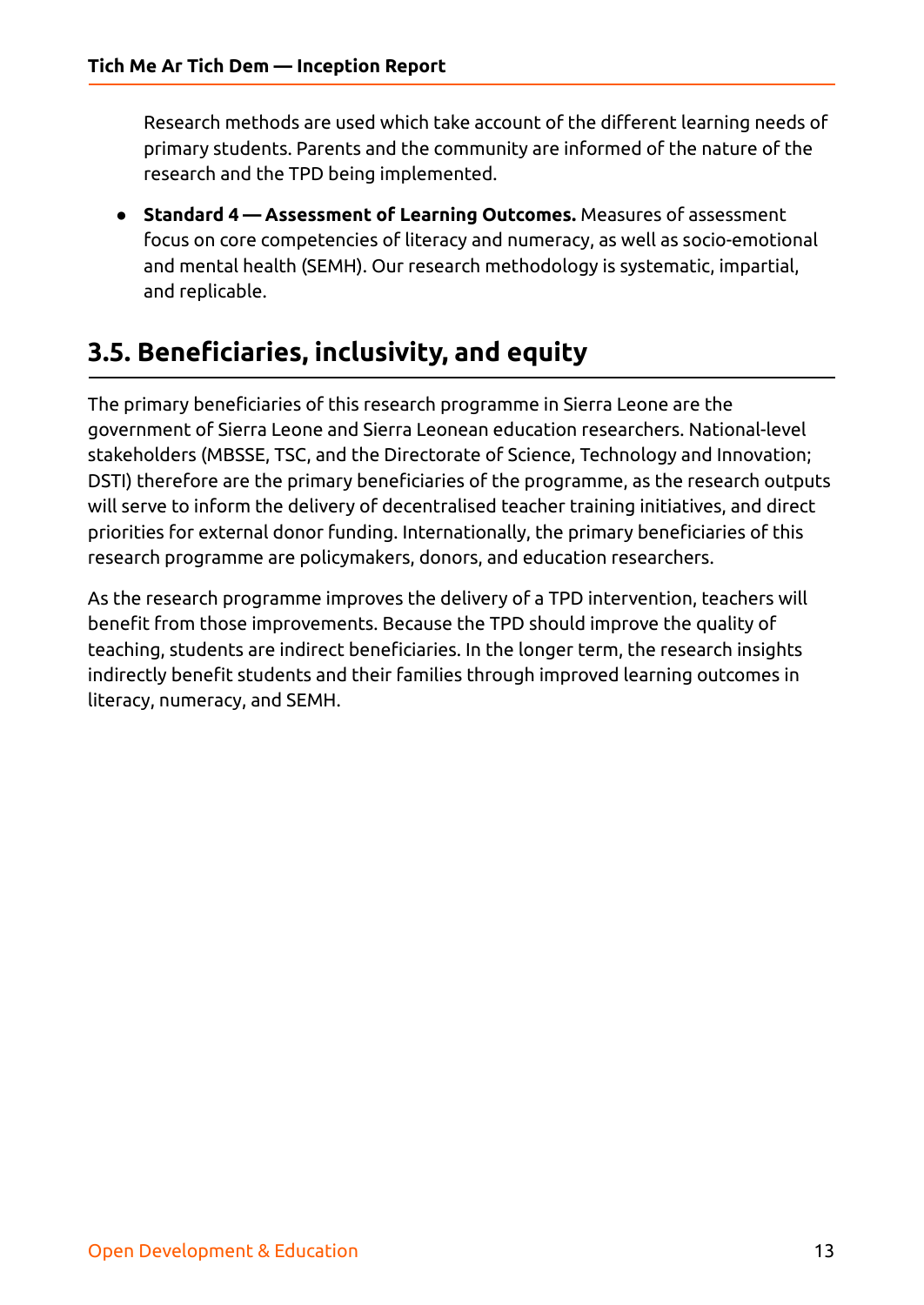Research methods are used which take account of the different learning needs of primary students. Parents and the community are informed of the nature of the research and the TPD being implemented.

- **Standard 4 — Assessment of Learning Outcomes.** Measures of assessment focus on core competencies of literacy and numeracy, as well as socio-emotional and mental health (SEMH). Our research methodology is systematic, impartial, and replicable.

## 3.5. Beneficiaries, inclusivity, and equity

The primary beneficiaries of this research programme in Sierra Leone are the government of Sierra Leone and Sierra Leonean education researchers. National-level stakeholders (MBSSE, TSC, and the Directorate of Science, Technology and Innovation; DSTI) therefore are the primary beneficiaries of the programme, as the research outputs will serve to inform the delivery of decentralised teacher training initiatives, and direct priorities for external donor funding. Internationally, the primary beneficiaries of this research programme are policymakers, donors, and education researchers.

As the research programme improves the delivery of a TPD intervention, teachers will benefit from those improvements. Because the TPD should improve the quality of teaching, students are indirect beneficiaries. In the longer term, the research insights indirectly benefit students and their families through improved learning outcomes in literacy, numeracy, and SEMH.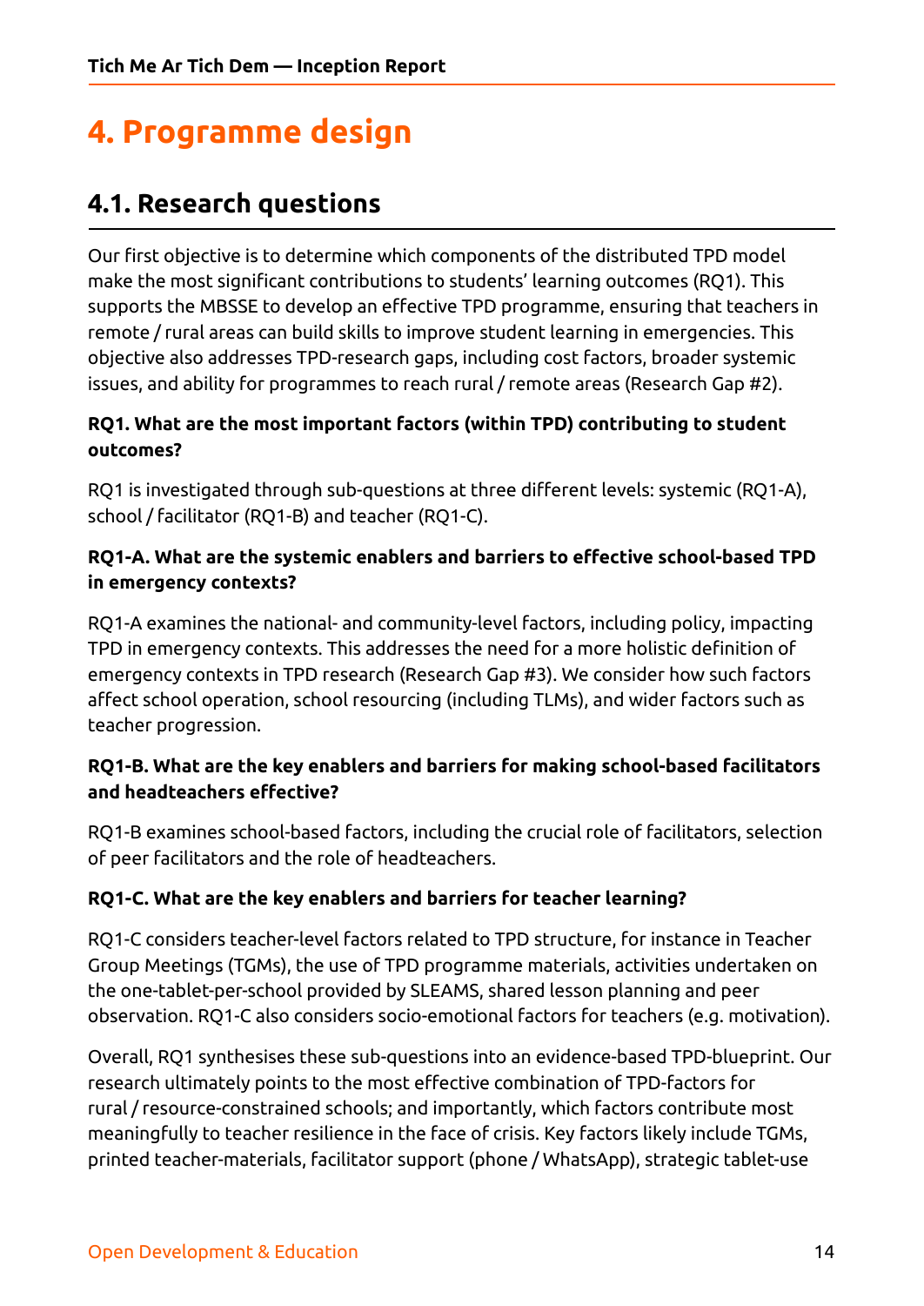# 4. Programme design

## 4.1. Research questions

Our first objective is to determine which components of the distributed TPD model make the most significant contributions to students' learning outcomes (RQ1). This supports the MBSSE to develop an effective TPD programme, ensuring that teachers in remote / rural areas can build skills to improve student learning in emergencies. This objective also addresses TPD-research gaps, including cost factors, broader systemic issues, and ability for programmes to reach rural / remote areas (Research Gap #2).

**RQ1. What are the most important factors (within TPD) contributing to student outcomes?**

RQ1 is investigated through sub-questions at three different levels: systemic (RQ1-A), school / facilitator (RQ1-B) and teacher (RQ1-C).

**RQ1-A. What are the systemic enablers and barriers to effective school-based TPD in emergency contexts?**

RQ1-A examines the national- and community-level factors, including policy, impacting TPD in emergency contexts. This addresses the need for a more holistic definition of emergency contexts in TPD research (Research Gap #3). We consider how such factors affect school operation, school resourcing (including TLMs), and wider factors such as teacher progression.

**RQ1-B. What are the key enablers and barriers for making school-based facilitators and headteachers effective?**

RQ1-B examines school-based factors, including the crucial role of facilitators, selection of peer facilitators and the role of headteachers.

**RQ1-C. What are the key enablers and barriers for teacher learning?**

RQ1-C considers teacher-level factors related to TPD structure, for instance in Teacher Group Meetings (TGMs), the use of TPD programme materials, activities undertaken on the one-tablet-per-school provided by SLEAMS, shared lesson planning and peer observation. RQ1-C also considers socio-emotional factors for teachers (e.g. motivation).

Overall, RQ1 synthesises these sub-questions into an evidence-based TPD-blueprint. Our research ultimately points to the most effective combination of TPD-factors for rural / resource-constrained schools; and importantly, which factors contribute most meaningfully to teacher resilience in the face of crisis. Key factors likely include TGMs, printed teacher-materials, facilitator support (phone / WhatsApp), strategic tablet-use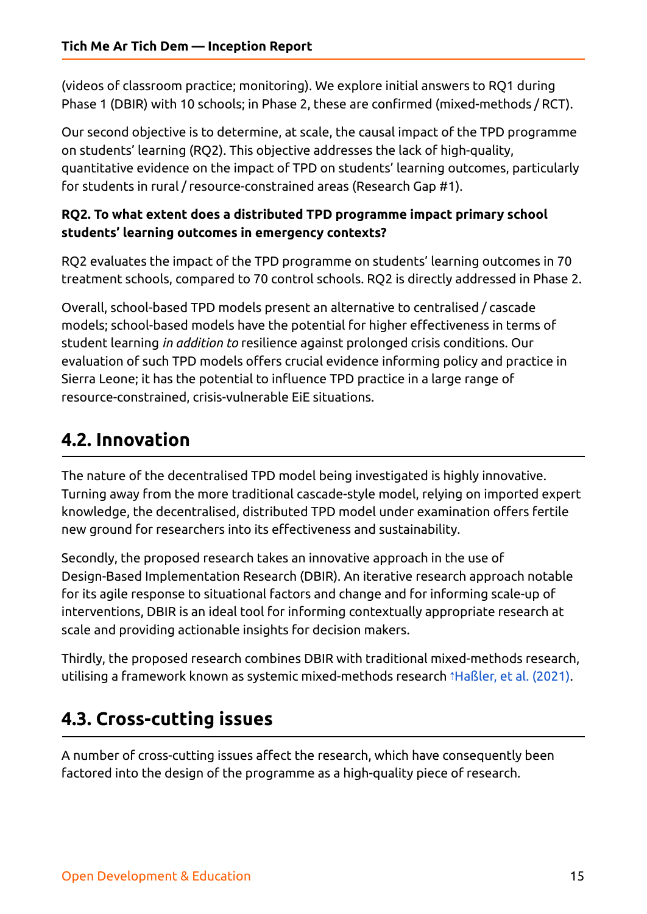(videos of classroom practice; monitoring). We explore initial answers to RQ1 during Phase 1 (DBIR) with 10 schools; in Phase 2, these are confirmed (mixed-methods / RCT).

Our second objective is to determine, at scale, the causal impact of the TPD programme on students' learning (RQ2). This objective addresses the lack of high-quality, quantitative evidence on the impact of TPD on students' learning outcomes, particularly for students in rural / resource-constrained areas (Research Gap #1).

**RQ2. To what extent does a distributed TPD programme impact primary school students' learning outcomes in emergency contexts?**

RQ2 evaluates the impact of the TPD programme on students' learning outcomes in 70 treatment schools, compared to 70 control schools. RQ2 is directly addressed in Phase 2.

Overall, school-based TPD models present an alternative to centralised / cascade models; school-based models have the potential for higher effectiveness in terms of student learning *in addition to* resilience against prolonged crisis conditions. Our evaluation of such TPD models offers crucial evidence informing policy and practice in Sierra Leone; it has the potential to influence TPD practice in a large range of resource-constrained, crisis-vulnerable EiE situations.

## 4.2. Innovation

The nature of the decentralised TPD model being investigated is highly innovative. Turning away from the more traditional cascade-style model, relying on imported expert knowledge, the decentralised, distributed TPD model under examination offers fertile new ground for researchers into its effectiveness and sustainability.

Secondly, the proposed research takes an innovative approach in the use of Design-Based Implementation Research (DBIR). An iterative research approach notable for its agile response to situational factors and change and for informing scale-up of interventions, DBIR is an ideal tool for informing contextually appropriate research at scale and providing actionable insights for decision makers.

Thirdly, the proposed research combines DBIR with traditional mixed-methods research, utilising a framework known as systemic mixed-methods research ↑Haßler, et al. (2021).

## 4.3. Cross-cutting issues

A number of cross-cutting issues affect the research, which have consequently been factored into the design of the programme as a high-quality piece of research.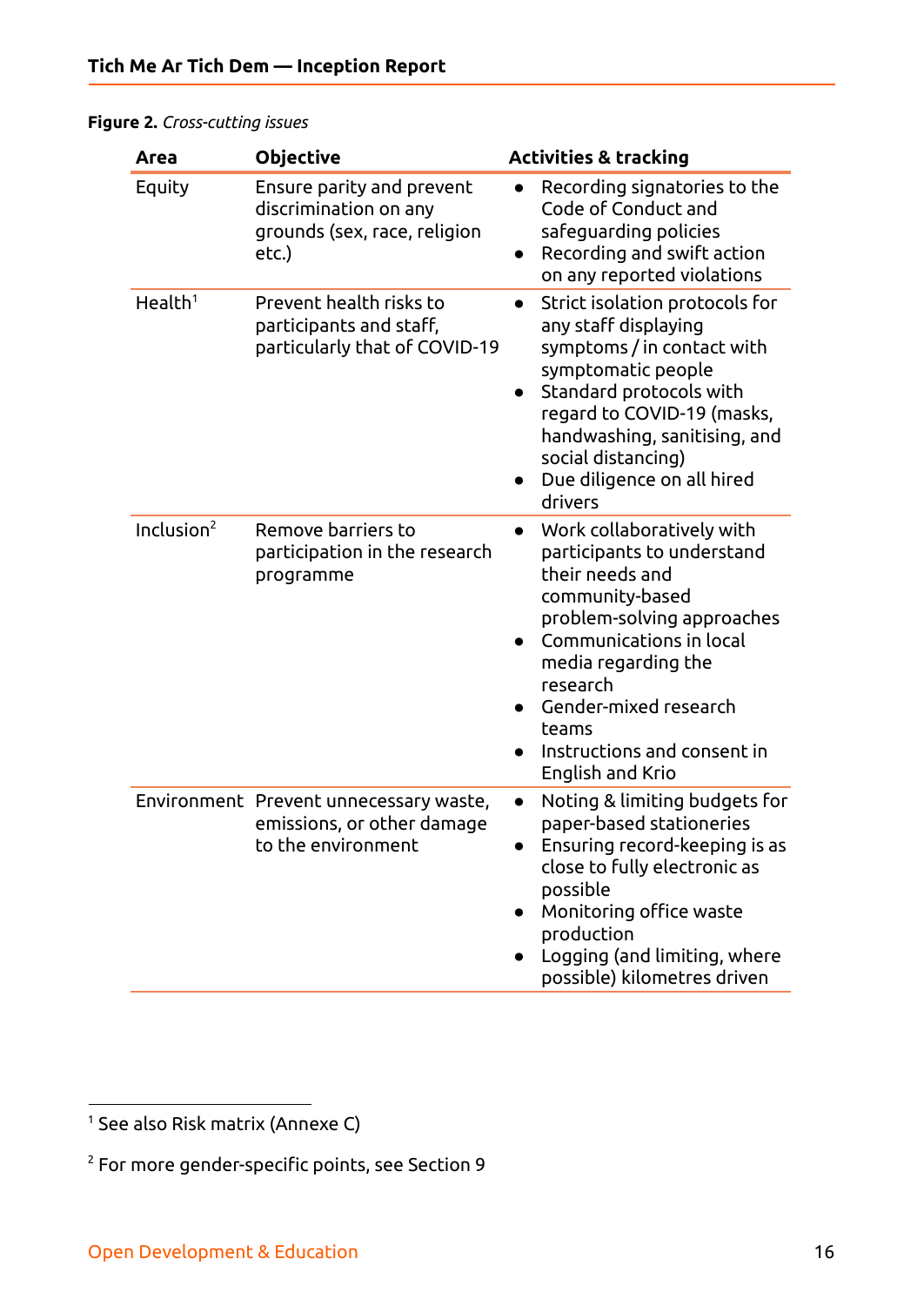**Figure 2.** *Cross-cutting issues*

| Area | Objective | Activities & tracking |
|---|---|---|
| Equity | Ensure parity and prevent discrimination on any grounds (sex, race, religion etc.) | • Recording signatories to the Code of Conduct and safeguarding policies<br>• Recording and swift action on any reported violations |
| Health[1] | Prevent health risks to participants and staff, particularly that of COVID-19 | • Strict isolation protocols for any staff displaying symptoms / in contact with symptomatic people<br>• Standard protocols with regard to COVID-19 (masks, handwashing, sanitising, and social distancing)<br>• Due diligence on all hired drivers |
| Inclusion[2] | Remove barriers to participation in the research programme | • Work collaboratively with participants to understand their needs and community-based problem-solving approaches<br>• Communications in local media regarding the research<br>• Gender-mixed research teams<br>• Instructions and consent in English and Krio |
| Environment | Prevent unnecessary waste, emissions, or other damage to the environment | • Noting & limiting budgets for paper-based stationeries<br>• Ensuring record-keeping is as close to fully electronic as possible<br>• Monitoring office waste production<br>• Logging (and limiting, where possible) kilometres driven |

[1] See also Risk matrix (Annexe C)

[2] For more gender-specific points, see Section 9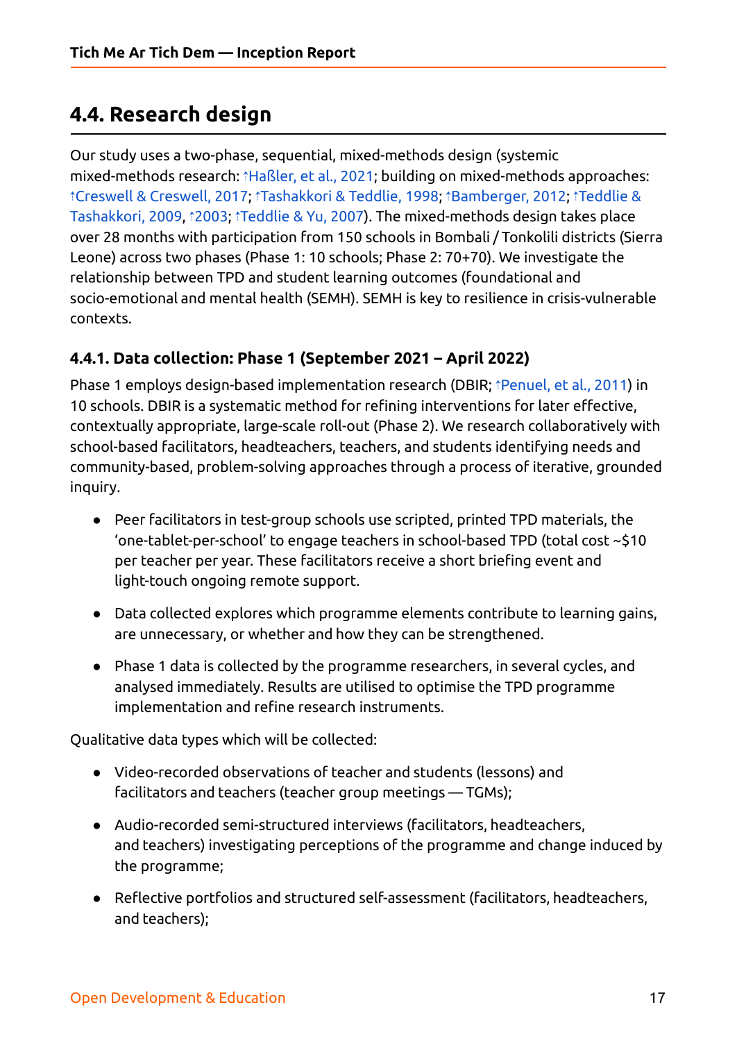## 4.4. Research design

Our study uses a two-phase, sequential, mixed-methods design (systemic mixed-methods research: ↑Haßler, et al., 2021; building on mixed-methods approaches: ↑Creswell & Creswell, 2017; ↑Tashakkori & Teddlie, 1998; ↑Bamberger, 2012; ↑Teddlie & Tashakkori, 2009, ↑2003; ↑Teddlie & Yu, 2007). The mixed-methods design takes place over 28 months with participation from 150 schools in Bombali / Tonkolili districts (Sierra Leone) across two phases (Phase 1: 10 schools; Phase 2: 70+70). We investigate the relationship between TPD and student learning outcomes (foundational and socio-emotional and mental health (SEMH). SEMH is key to resilience in crisis-vulnerable contexts.

### 4.4.1. Data collection: Phase 1 (September 2021 – April 2022)

Phase 1 employs design-based implementation research (DBIR; ↑Penuel, et al., 2011) in 10 schools. DBIR is a systematic method for refining interventions for later effective, contextually appropriate, large-scale roll-out (Phase 2). We research collaboratively with school-based facilitators, headteachers, teachers, and students identifying needs and community-based, problem-solving approaches through a process of iterative, grounded inquiry.

- Peer facilitators in test-group schools use scripted, printed TPD materials, the 'one-tablet-per-school' to engage teachers in school-based TPD (total cost ~$10 per teacher per year. These facilitators receive a short briefing event and light-touch ongoing remote support.
- Data collected explores which programme elements contribute to learning gains, are unnecessary, or whether and how they can be strengthened.
- Phase 1 data is collected by the programme researchers, in several cycles, and analysed immediately. Results are utilised to optimise the TPD programme implementation and refine research instruments.

Qualitative data types which will be collected:

- Video-recorded observations of teacher and students (lessons) and facilitators and teachers (teacher group meetings — TGMs);
- Audio-recorded semi-structured interviews (facilitators, headteachers, and teachers) investigating perceptions of the programme and change induced by the programme;
- Reflective portfolios and structured self-assessment (facilitators, headteachers, and teachers);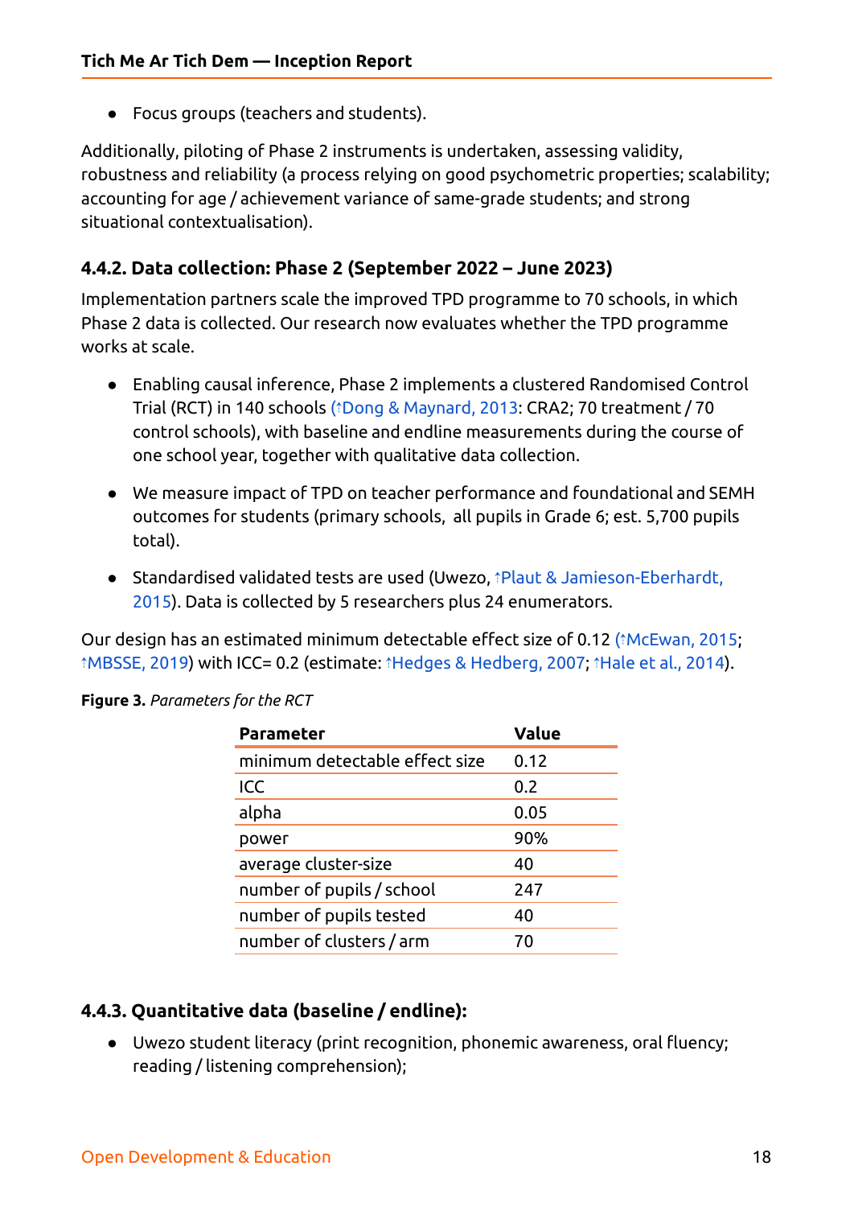- Focus groups (teachers and students).

Additionally, piloting of Phase 2 instruments is undertaken, assessing validity, robustness and reliability (a process relying on good psychometric properties; scalability; accounting for age / achievement variance of same-grade students; and strong situational contextualisation).

### 4.4.2. Data collection: Phase 2 (September 2022 – June 2023)

Implementation partners scale the improved TPD programme to 70 schools, in which Phase 2 data is collected. Our research now evaluates whether the TPD programme works at scale.

- Enabling causal inference, Phase 2 implements a clustered Randomised Control Trial (RCT) in 140 schools (↑Dong & Maynard, 2013: CRA2; 70 treatment / 70 control schools), with baseline and endline measurements during the course of one school year, together with qualitative data collection.
- We measure impact of TPD on teacher performance and foundational and SEMH outcomes for students (primary schools, all pupils in Grade 6; est. 5,700 pupils total).
- Standardised validated tests are used (Uwezo, ↑Plaut & Jamieson-Eberhardt, 2015). Data is collected by 5 researchers plus 24 enumerators.

Our design has an estimated minimum detectable effect size of 0.12 (↑McEwan, 2015; ↑MBSSE, 2019) with ICC= 0.2 (estimate: ↑Hedges & Hedberg, 2007; ↑Hale et al., 2014).

**Figure 3.** *Parameters for the RCT*

| Parameter | Value |
|---|---|
| minimum detectable effect size | 0.12 |
| ICC | 0.2 |
| alpha | 0.05 |
| power | 90% |
| average cluster-size | 40 |
| number of pupils / school | 247 |
| number of pupils tested | 40 |
| number of clusters / arm | 70 |

### 4.4.3. Quantitative data (baseline / endline):

- Uwezo student literacy (print recognition, phonemic awareness, oral fluency; reading / listening comprehension);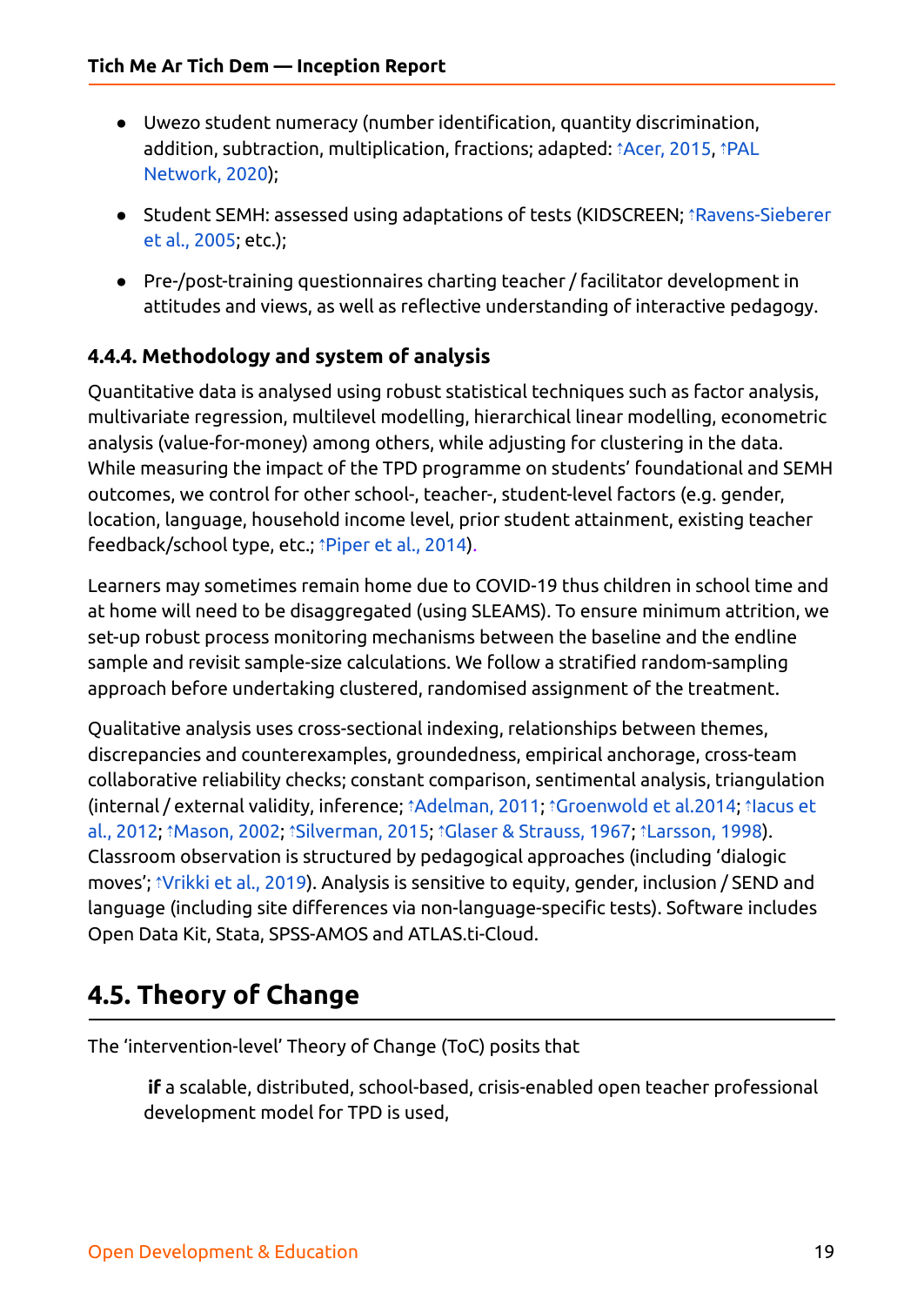- Uwezo student numeracy (number identification, quantity discrimination, addition, subtraction, multiplication, fractions; adapted: ↑Acer, 2015, ↑PAL Network, 2020);
- Student SEMH: assessed using adaptations of tests (KIDSCREEN; ↑Ravens-Sieberer et al., 2005; etc.);
- Pre-/post-training questionnaires charting teacher / facilitator development in attitudes and views, as well as reflective understanding of interactive pedagogy.

### 4.4.4. Methodology and system of analysis

Quantitative data is analysed using robust statistical techniques such as factor analysis, multivariate regression, multilevel modelling, hierarchical linear modelling, econometric analysis (value-for-money) among others, while adjusting for clustering in the data. While measuring the impact of the TPD programme on students' foundational and SEMH outcomes, we control for other school-, teacher-, student-level factors (e.g. gender, location, language, household income level, prior student attainment, existing teacher feedback/school type, etc.; ↑Piper et al., 2014).

Learners may sometimes remain home due to COVID-19 thus children in school time and at home will need to be disaggregated (using SLEAMS). To ensure minimum attrition, we set-up robust process monitoring mechanisms between the baseline and the endline sample and revisit sample-size calculations. We follow a stratified random-sampling approach before undertaking clustered, randomised assignment of the treatment.

Qualitative analysis uses cross-sectional indexing, relationships between themes, discrepancies and counterexamples, groundedness, empirical anchorage, cross-team collaborative reliability checks; constant comparison, sentimental analysis, triangulation (internal / external validity, inference; ↑Adelman, 2011; ↑Groenwold et al.2014; ↑Iacus et al., 2012; ↑Mason, 2002; ↑Silverman, 2015; ↑Glaser & Strauss, 1967; ↑Larsson, 1998). Classroom observation is structured by pedagogical approaches (including 'dialogic moves'; ↑Vrikki et al., 2019). Analysis is sensitive to equity, gender, inclusion / SEND and language (including site differences via non-language-specific tests). Software includes Open Data Kit, Stata, SPSS-AMOS and ATLAS.ti-Cloud.

## 4.5. Theory of Change

The 'intervention-level' Theory of Change (ToC) posits that

> **if** a scalable, distributed, school-based, crisis-enabled open teacher professional development model for TPD is used,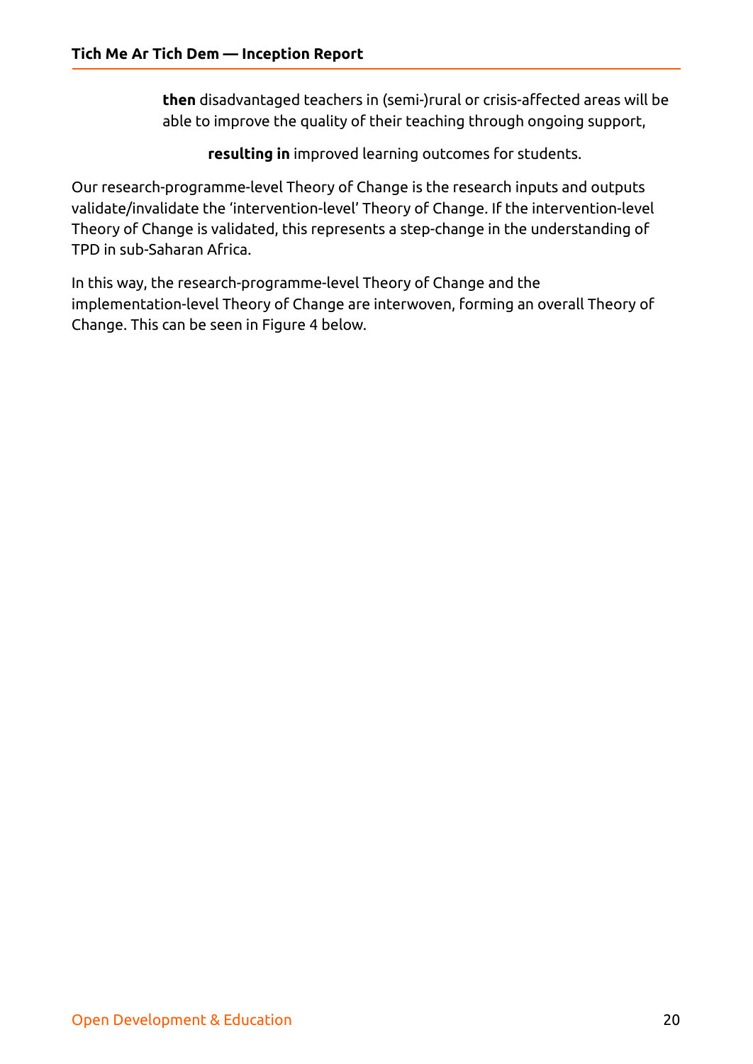**then** disadvantaged teachers in (semi-)rural or crisis-affected areas will be able to improve the quality of their teaching through ongoing support,

**resulting in** improved learning outcomes for students.

Our research-programme-level Theory of Change is the research inputs and outputs validate/invalidate the 'intervention-level' Theory of Change. If the intervention-level Theory of Change is validated, this represents a step-change in the understanding of TPD in sub-Saharan Africa.

In this way, the research-programme-level Theory of Change and the implementation-level Theory of Change are interwoven, forming an overall Theory of Change. This can be seen in Figure 4 below.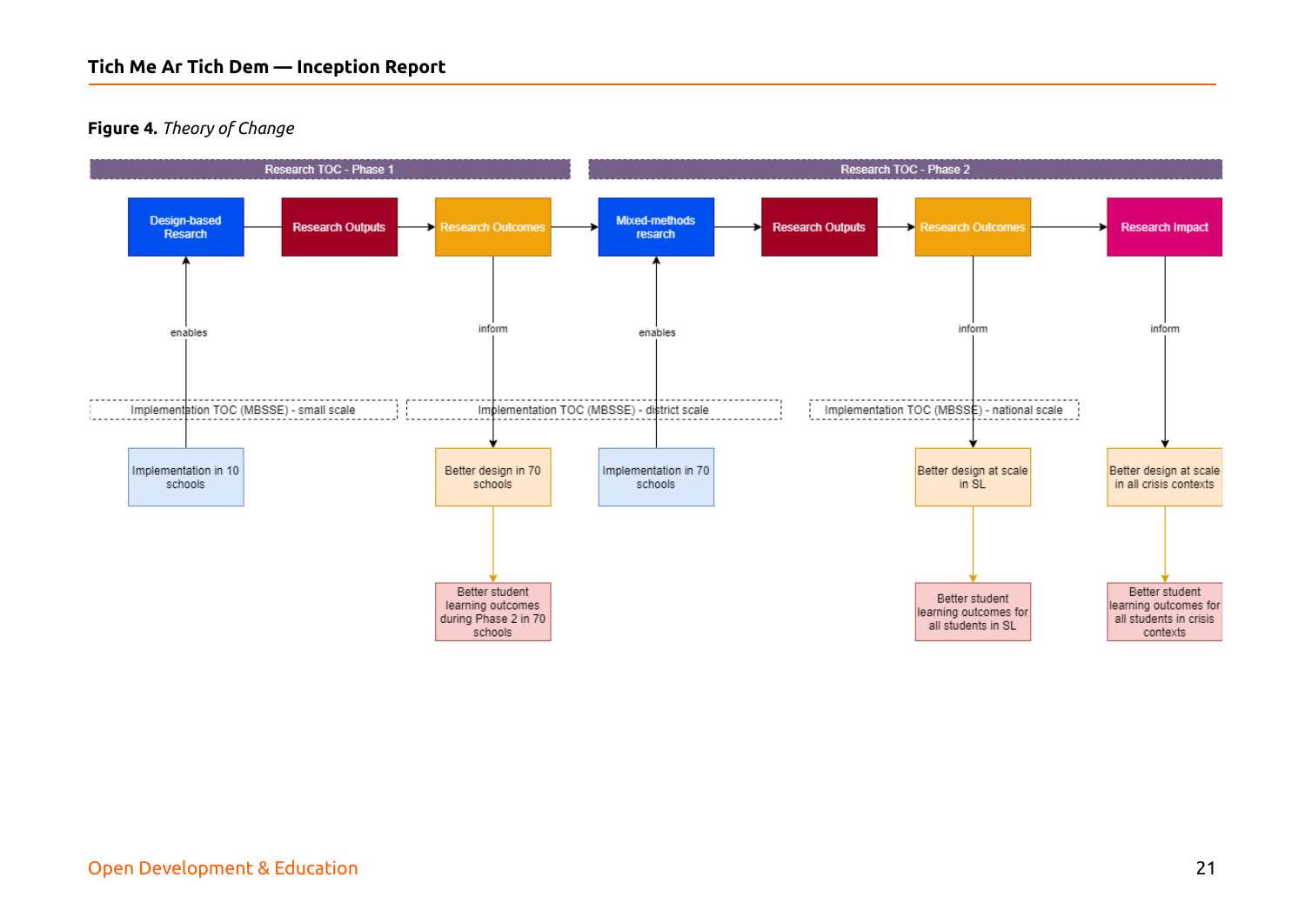**Figure 4.** *Theory of Change*

Research TOC - Phase 1

Research TOC - Phase 2

Design-based Resarch → Research Outputs → Research Outcomes → Mixed-methods resarch → Research Outputs → Research Outcomes → Research Impact

Implementation TOC (MBSSE) - small scale

Implementation TOC (MBSSE) - district scale

Implementation TOC (MBSSE) - national scale

- Implementation in 10 schools — enables → Design-based Resarch
- Research Outcomes — inform → Better design in 70 schools → Better student learning outcomes during Phase 2 in 70 schools
- Implementation in 70 schools — enables → Mixed-methods resarch
- Research Outcomes — inform → Better design at scale in SL → Better student learning outcomes for all students in SL
- Research Impact — inform → Better design at scale in all crisis contexts → Better student learning outcomes for all students in crisis contexts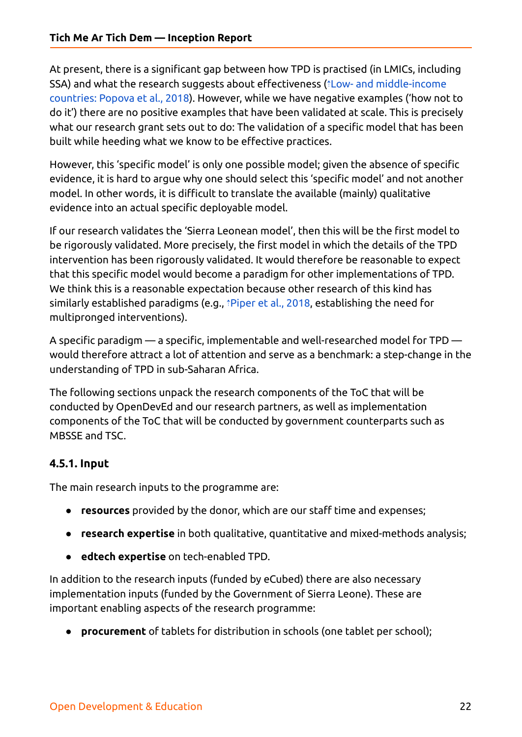At present, there is a significant gap between how TPD is practised (in LMICs, including SSA) and what the research suggests about effectiveness (↑Low- and middle-income countries: Popova et al., 2018). However, while we have negative examples ('how not to do it') there are no positive examples that have been validated at scale. This is precisely what our research grant sets out to do: The validation of a specific model that has been built while heeding what we know to be effective practices.

However, this 'specific model' is only one possible model; given the absence of specific evidence, it is hard to argue why one should select this 'specific model' and not another model. In other words, it is difficult to translate the available (mainly) qualitative evidence into an actual specific deployable model.

If our research validates the 'Sierra Leonean model', then this will be the first model to be rigorously validated. More precisely, the first model in which the details of the TPD intervention has been rigorously validated. It would therefore be reasonable to expect that this specific model would become a paradigm for other implementations of TPD. We think this is a reasonable expectation because other research of this kind has similarly established paradigms (e.g., ↑Piper et al., 2018, establishing the need for multipronged interventions).

A specific paradigm — a specific, implementable and well-researched model for TPD — would therefore attract a lot of attention and serve as a benchmark: a step-change in the understanding of TPD in sub-Saharan Africa.

The following sections unpack the research components of the ToC that will be conducted by OpenDevEd and our research partners, as well as implementation components of the ToC that will be conducted by government counterparts such as MBSSE and TSC.

### 4.5.1. Input

The main research inputs to the programme are:

- **resources** provided by the donor, which are our staff time and expenses;
- **research expertise** in both qualitative, quantitative and mixed-methods analysis;
- **edtech expertise** on tech-enabled TPD.

In addition to the research inputs (funded by eCubed) there are also necessary implementation inputs (funded by the Government of Sierra Leone). These are important enabling aspects of the research programme:

- **procurement** of tablets for distribution in schools (one tablet per school);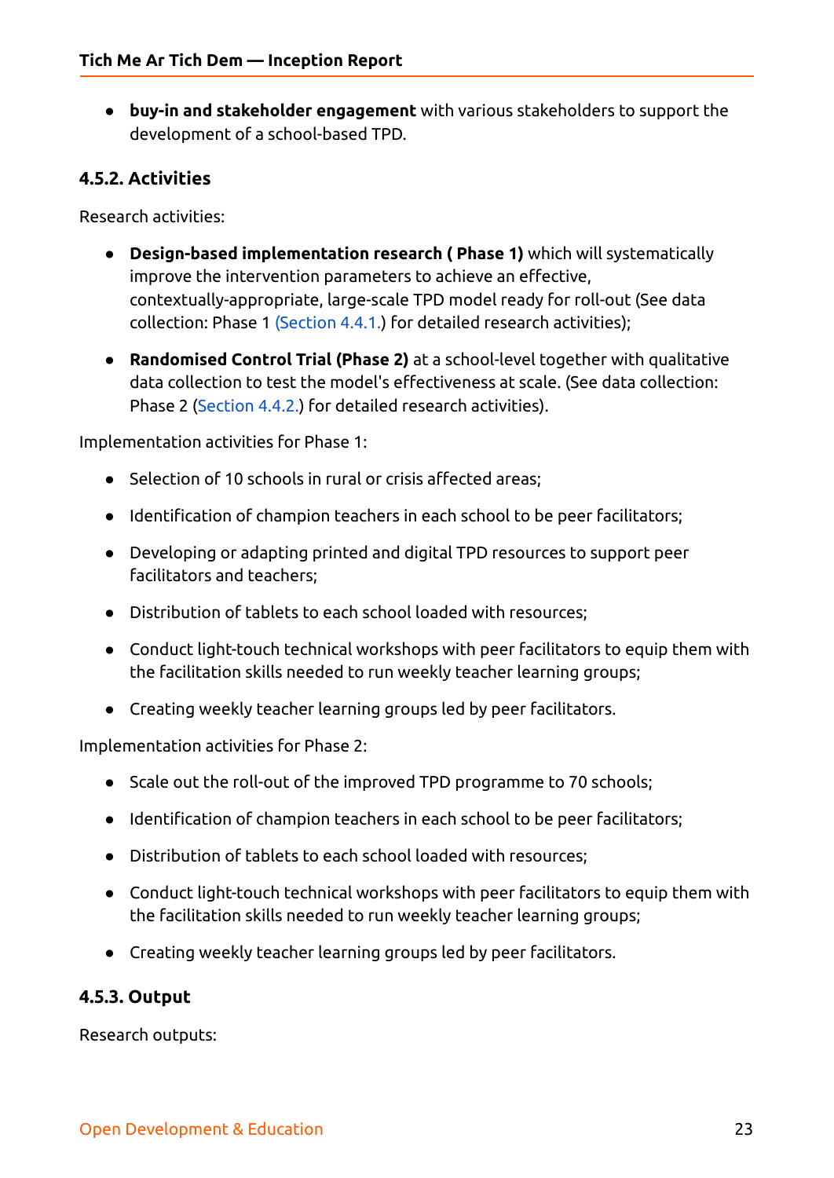- **buy-in and stakeholder engagement** with various stakeholders to support the development of a school-based TPD.

### 4.5.2. Activities

Research activities:

- **Design-based implementation research ( Phase 1)** which will systematically improve the intervention parameters to achieve an effective, contextually-appropriate, large-scale TPD model ready for roll-out (See data collection: Phase 1 (Section 4.4.1.) for detailed research activities);
- **Randomised Control Trial (Phase 2)** at a school-level together with qualitative data collection to test the model's effectiveness at scale. (See data collection: Phase 2 (Section 4.4.2.) for detailed research activities).

Implementation activities for Phase 1:

- Selection of 10 schools in rural or crisis affected areas;
- Identification of champion teachers in each school to be peer facilitators;
- Developing or adapting printed and digital TPD resources to support peer facilitators and teachers;
- Distribution of tablets to each school loaded with resources;
- Conduct light-touch technical workshops with peer facilitators to equip them with the facilitation skills needed to run weekly teacher learning groups;
- Creating weekly teacher learning groups led by peer facilitators.

Implementation activities for Phase 2:

- Scale out the roll-out of the improved TPD programme to 70 schools;
- Identification of champion teachers in each school to be peer facilitators;
- Distribution of tablets to each school loaded with resources;
- Conduct light-touch technical workshops with peer facilitators to equip them with the facilitation skills needed to run weekly teacher learning groups;
- Creating weekly teacher learning groups led by peer facilitators.

### 4.5.3. Output

Research outputs: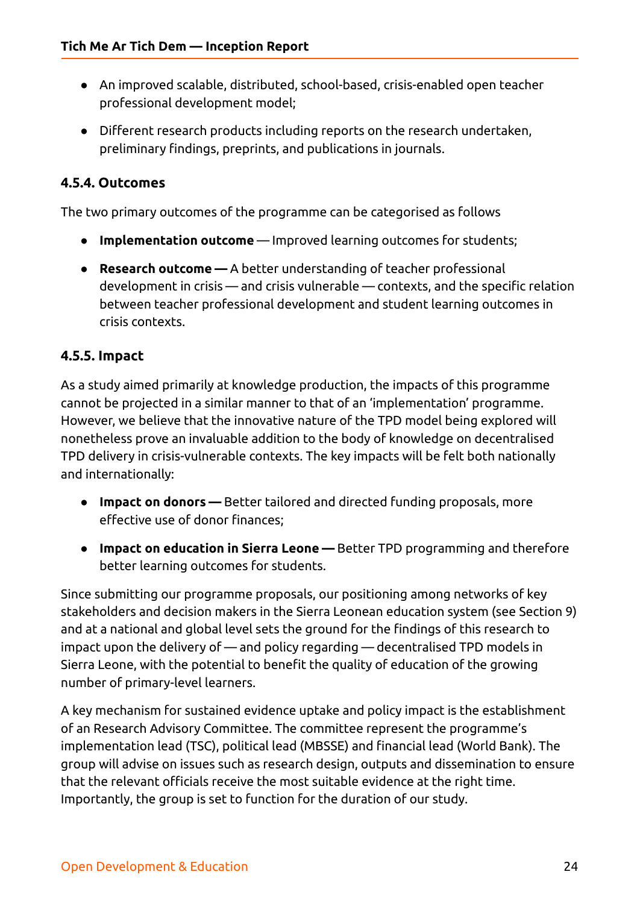- An improved scalable, distributed, school-based, crisis-enabled open teacher professional development model;
- Different research products including reports on the research undertaken, preliminary findings, preprints, and publications in journals.

### 4.5.4. Outcomes

The two primary outcomes of the programme can be categorised as follows

- **Implementation outcome** — Improved learning outcomes for students;
- **Research outcome —** A better understanding of teacher professional development in crisis — and crisis vulnerable — contexts, and the specific relation between teacher professional development and student learning outcomes in crisis contexts.

### 4.5.5. Impact

As a study aimed primarily at knowledge production, the impacts of this programme cannot be projected in a similar manner to that of an 'implementation' programme. However, we believe that the innovative nature of the TPD model being explored will nonetheless prove an invaluable addition to the body of knowledge on decentralised TPD delivery in crisis-vulnerable contexts. The key impacts will be felt both nationally and internationally:

- **Impact on donors —** Better tailored and directed funding proposals, more effective use of donor finances;
- **Impact on education in Sierra Leone —** Better TPD programming and therefore better learning outcomes for students.

Since submitting our programme proposals, our positioning among networks of key stakeholders and decision makers in the Sierra Leonean education system (see Section 9) and at a national and global level sets the ground for the findings of this research to impact upon the delivery of — and policy regarding — decentralised TPD models in Sierra Leone, with the potential to benefit the quality of education of the growing number of primary-level learners.

A key mechanism for sustained evidence uptake and policy impact is the establishment of an Research Advisory Committee. The committee represent the programme's implementation lead (TSC), political lead (MBSSE) and financial lead (World Bank). The group will advise on issues such as research design, outputs and dissemination to ensure that the relevant officials receive the most suitable evidence at the right time. Importantly, the group is set to function for the duration of our study.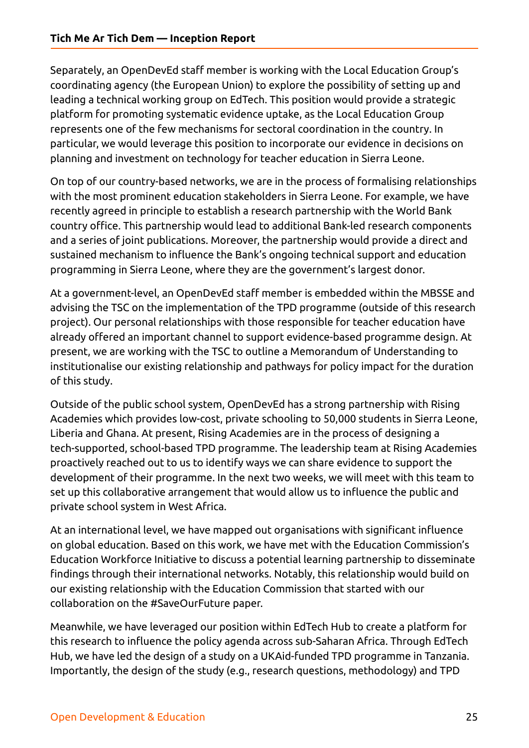Separately, an OpenDevEd staff member is working with the Local Education Group's coordinating agency (the European Union) to explore the possibility of setting up and leading a technical working group on EdTech. This position would provide a strategic platform for promoting systematic evidence uptake, as the Local Education Group represents one of the few mechanisms for sectoral coordination in the country. In particular, we would leverage this position to incorporate our evidence in decisions on planning and investment on technology for teacher education in Sierra Leone.

On top of our country-based networks, we are in the process of formalising relationships with the most prominent education stakeholders in Sierra Leone. For example, we have recently agreed in principle to establish a research partnership with the World Bank country office. This partnership would lead to additional Bank-led research components and a series of joint publications. Moreover, the partnership would provide a direct and sustained mechanism to influence the Bank's ongoing technical support and education programming in Sierra Leone, where they are the government's largest donor.

At a government-level, an OpenDevEd staff member is embedded within the MBSSE and advising the TSC on the implementation of the TPD programme (outside of this research project). Our personal relationships with those responsible for teacher education have already offered an important channel to support evidence-based programme design. At present, we are working with the TSC to outline a Memorandum of Understanding to institutionalise our existing relationship and pathways for policy impact for the duration of this study.

Outside of the public school system, OpenDevEd has a strong partnership with Rising Academies which provides low-cost, private schooling to 50,000 students in Sierra Leone, Liberia and Ghana. At present, Rising Academies are in the process of designing a tech-supported, school-based TPD programme. The leadership team at Rising Academies proactively reached out to us to identify ways we can share evidence to support the development of their programme. In the next two weeks, we will meet with this team to set up this collaborative arrangement that would allow us to influence the public and private school system in West Africa.

At an international level, we have mapped out organisations with significant influence on global education. Based on this work, we have met with the Education Commission's Education Workforce Initiative to discuss a potential learning partnership to disseminate findings through their international networks. Notably, this relationship would build on our existing relationship with the Education Commission that started with our collaboration on the #SaveOurFuture paper.

Meanwhile, we have leveraged our position within EdTech Hub to create a platform for this research to influence the policy agenda across sub-Saharan Africa. Through EdTech Hub, we have led the design of a study on a UKAid-funded TPD programme in Tanzania. Importantly, the design of the study (e.g., research questions, methodology) and TPD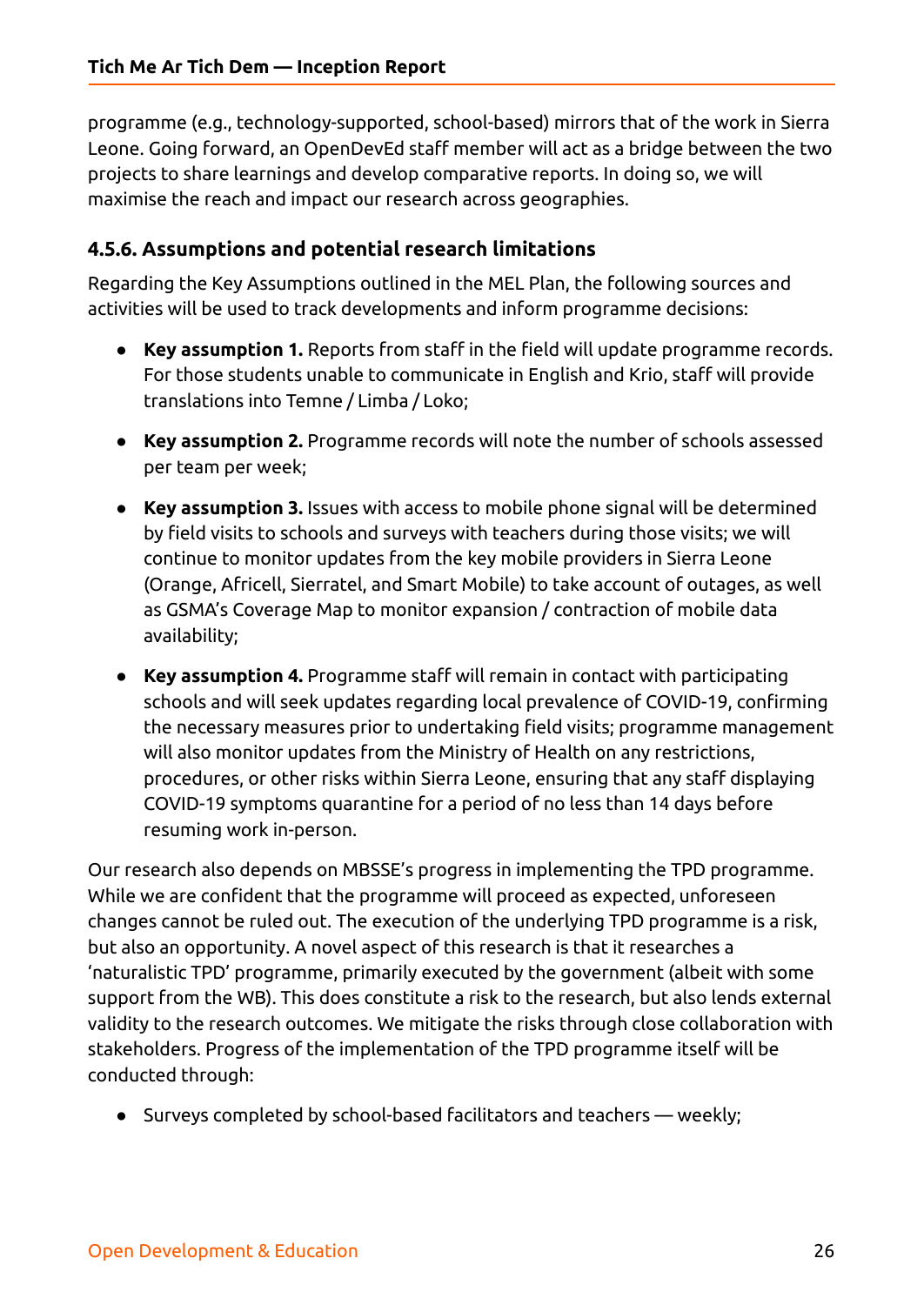programme (e.g., technology-supported, school-based) mirrors that of the work in Sierra Leone. Going forward, an OpenDevEd staff member will act as a bridge between the two projects to share learnings and develop comparative reports. In doing so, we will maximise the reach and impact our research across geographies.

### 4.5.6. Assumptions and potential research limitations

Regarding the Key Assumptions outlined in the MEL Plan, the following sources and activities will be used to track developments and inform programme decisions:

- **Key assumption 1.** Reports from staff in the field will update programme records. For those students unable to communicate in English and Krio, staff will provide translations into Temne / Limba / Loko;
- **Key assumption 2.** Programme records will note the number of schools assessed per team per week;
- **Key assumption 3.** Issues with access to mobile phone signal will be determined by field visits to schools and surveys with teachers during those visits; we will continue to monitor updates from the key mobile providers in Sierra Leone (Orange, Africell, Sierratel, and Smart Mobile) to take account of outages, as well as GSMA's Coverage Map to monitor expansion / contraction of mobile data availability;
- **Key assumption 4.** Programme staff will remain in contact with participating schools and will seek updates regarding local prevalence of COVID-19, confirming the necessary measures prior to undertaking field visits; programme management will also monitor updates from the Ministry of Health on any restrictions, procedures, or other risks within Sierra Leone, ensuring that any staff displaying COVID-19 symptoms quarantine for a period of no less than 14 days before resuming work in-person.

Our research also depends on MBSSE's progress in implementing the TPD programme. While we are confident that the programme will proceed as expected, unforeseen changes cannot be ruled out. The execution of the underlying TPD programme is a risk, but also an opportunity. A novel aspect of this research is that it researches a 'naturalistic TPD' programme, primarily executed by the government (albeit with some support from the WB). This does constitute a risk to the research, but also lends external validity to the research outcomes. We mitigate the risks through close collaboration with stakeholders. Progress of the implementation of the TPD programme itself will be conducted through:

- Surveys completed by school-based facilitators and teachers — weekly;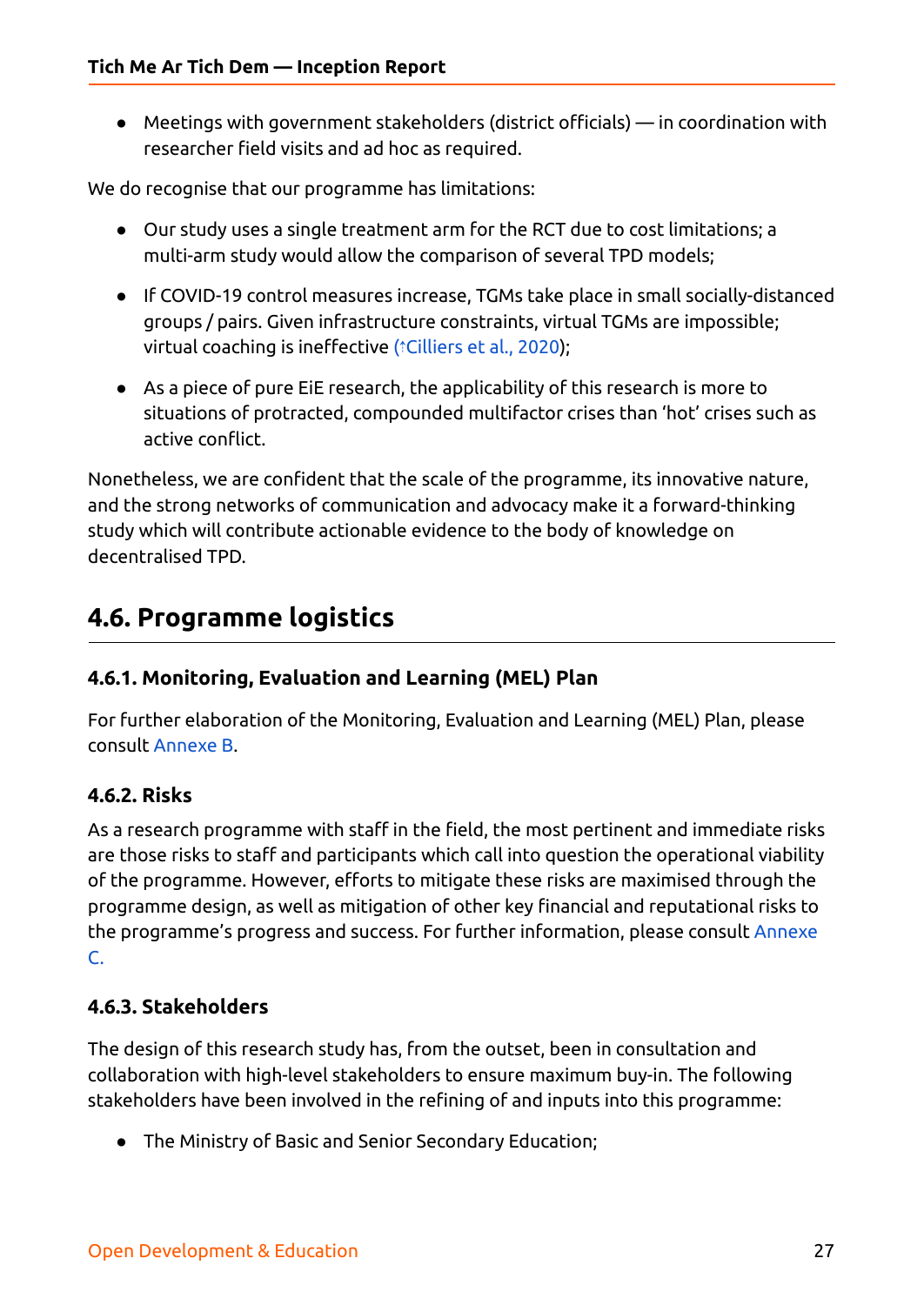- Meetings with government stakeholders (district officials) — in coordination with researcher field visits and ad hoc as required.

We do recognise that our programme has limitations:

- Our study uses a single treatment arm for the RCT due to cost limitations; a multi-arm study would allow the comparison of several TPD models;
- If COVID-19 control measures increase, TGMs take place in small socially-distanced groups / pairs. Given infrastructure constraints, virtual TGMs are impossible; virtual coaching is ineffective (↑Cilliers et al., 2020);
- As a piece of pure EiE research, the applicability of this research is more to situations of protracted, compounded multifactor crises than 'hot' crises such as active conflict.

Nonetheless, we are confident that the scale of the programme, its innovative nature, and the strong networks of communication and advocacy make it a forward-thinking study which will contribute actionable evidence to the body of knowledge on decentralised TPD.

## 4.6. Programme logistics

### 4.6.1. Monitoring, Evaluation and Learning (MEL) Plan

For further elaboration of the Monitoring, Evaluation and Learning (MEL) Plan, please consult Annexe B.

### 4.6.2. Risks

As a research programme with staff in the field, the most pertinent and immediate risks are those risks to staff and participants which call into question the operational viability of the programme. However, efforts to mitigate these risks are maximised through the programme design, as well as mitigation of other key financial and reputational risks to the programme's progress and success. For further information, please consult Annexe C.

### 4.6.3. Stakeholders

The design of this research study has, from the outset, been in consultation and collaboration with high-level stakeholders to ensure maximum buy-in. The following stakeholders have been involved in the refining of and inputs into this programme:

- The Ministry of Basic and Senior Secondary Education;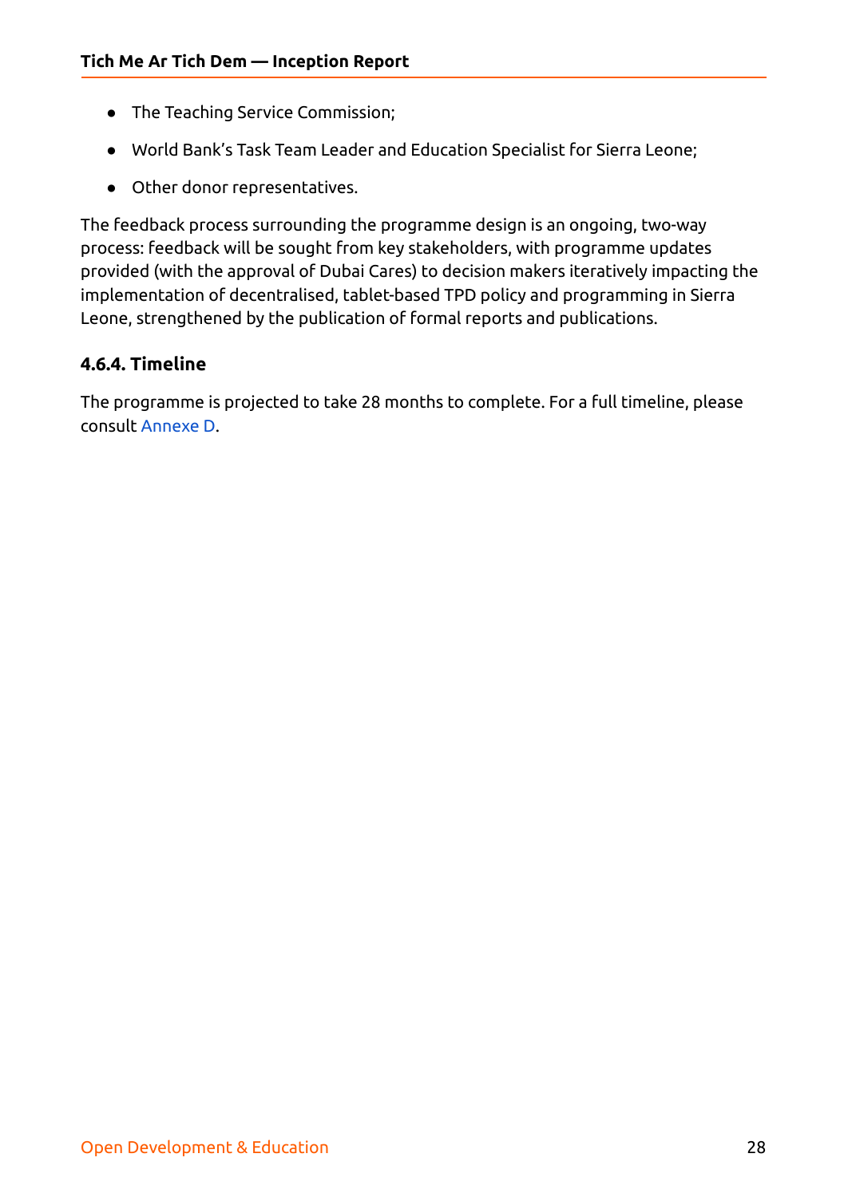- The Teaching Service Commission;
- World Bank's Task Team Leader and Education Specialist for Sierra Leone;
- Other donor representatives.

The feedback process surrounding the programme design is an ongoing, two-way process: feedback will be sought from key stakeholders, with programme updates provided (with the approval of Dubai Cares) to decision makers iteratively impacting the implementation of decentralised, tablet-based TPD policy and programming in Sierra Leone, strengthened by the publication of formal reports and publications.

#### 4.6.4. Timeline

The programme is projected to take 28 months to complete. For a full timeline, please consult Annexe D.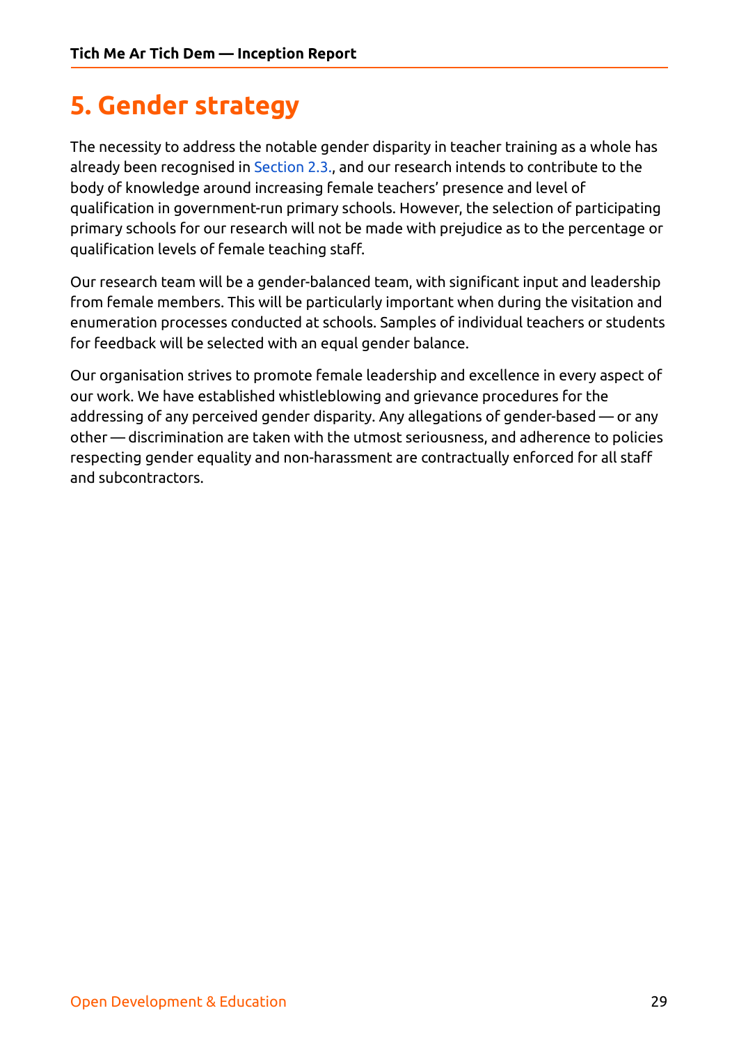# 5. Gender strategy

The necessity to address the notable gender disparity in teacher training as a whole has already been recognised in Section 2.3., and our research intends to contribute to the body of knowledge around increasing female teachers' presence and level of qualification in government-run primary schools. However, the selection of participating primary schools for our research will not be made with prejudice as to the percentage or qualification levels of female teaching staff.

Our research team will be a gender-balanced team, with significant input and leadership from female members. This will be particularly important when during the visitation and enumeration processes conducted at schools. Samples of individual teachers or students for feedback will be selected with an equal gender balance.

Our organisation strives to promote female leadership and excellence in every aspect of our work. We have established whistleblowing and grievance procedures for the addressing of any perceived gender disparity. Any allegations of gender-based — or any other — discrimination are taken with the utmost seriousness, and adherence to policies respecting gender equality and non-harassment are contractually enforced for all staff and subcontractors.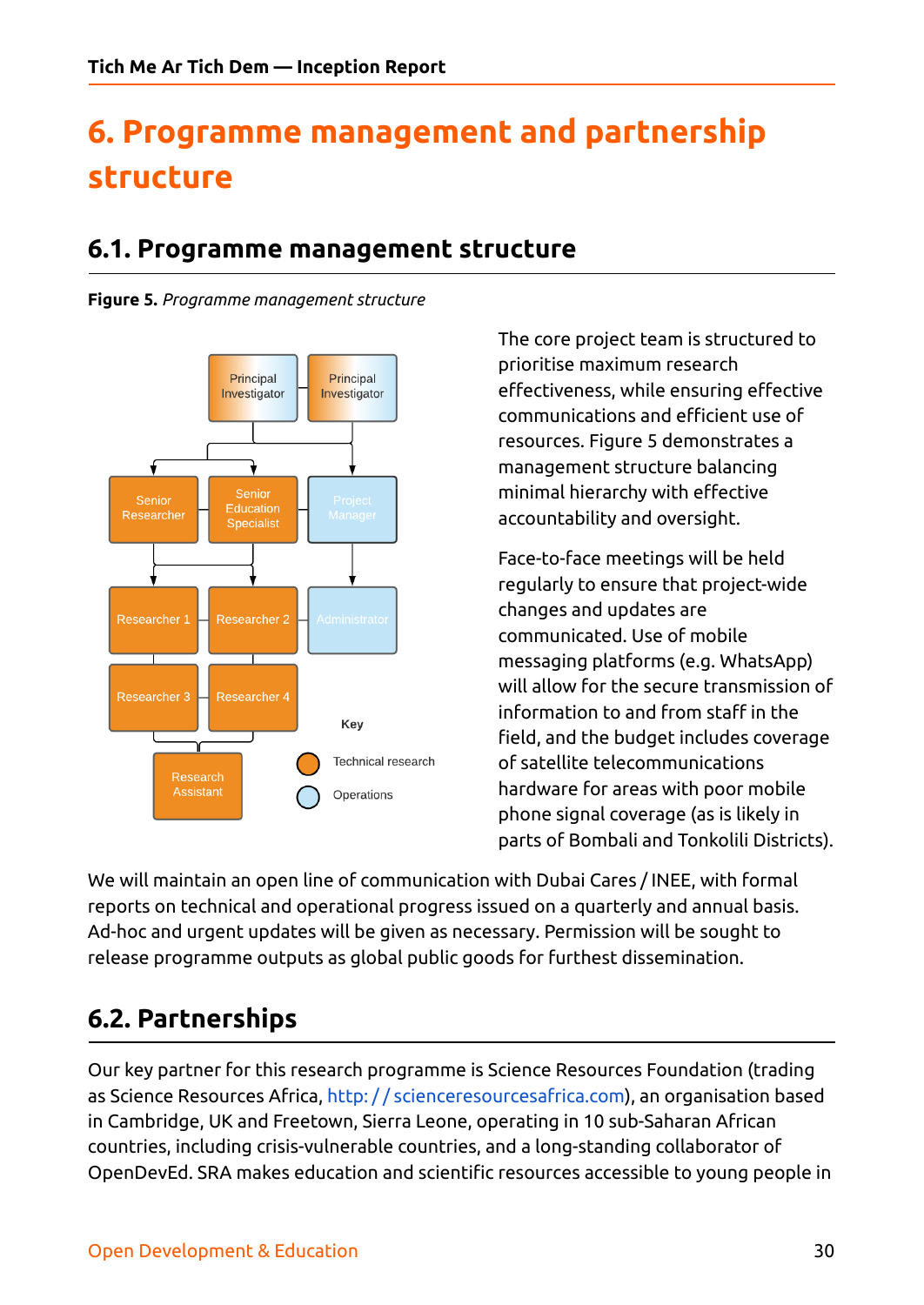# 6. Programme management and partnership structure

## 6.1. Programme management structure

**Figure 5.** *Programme management structure*

The core project team is structured to prioritise maximum research effectiveness, while ensuring effective communications and efficient use of resources. Figure 5 demonstrates a management structure balancing minimal hierarchy with effective accountability and oversight.

Face-to-face meetings will be held regularly to ensure that project-wide changes and updates are communicated. Use of mobile messaging platforms (e.g. WhatsApp) will allow for the secure transmission of information to and from staff in the field, and the budget includes coverage of satellite telecommunications hardware for areas with poor mobile phone signal coverage (as is likely in parts of Bombali and Tonkolili Districts).

We will maintain an open line of communication with Dubai Cares / INEE, with formal reports on technical and operational progress issued on a quarterly and annual basis. Ad-hoc and urgent updates will be given as necessary. Permission will be sought to release programme outputs as global public goods for furthest dissemination.

## 6.2. Partnerships

Our key partner for this research programme is Science Resources Foundation (trading as Science Resources Africa, http://scienceresourcesafrica.com), an organisation based in Cambridge, UK and Freetown, Sierra Leone, operating in 10 sub-Saharan African countries, including crisis-vulnerable countries, and a long-standing collaborator of OpenDevEd. SRA makes education and scientific resources accessible to young people in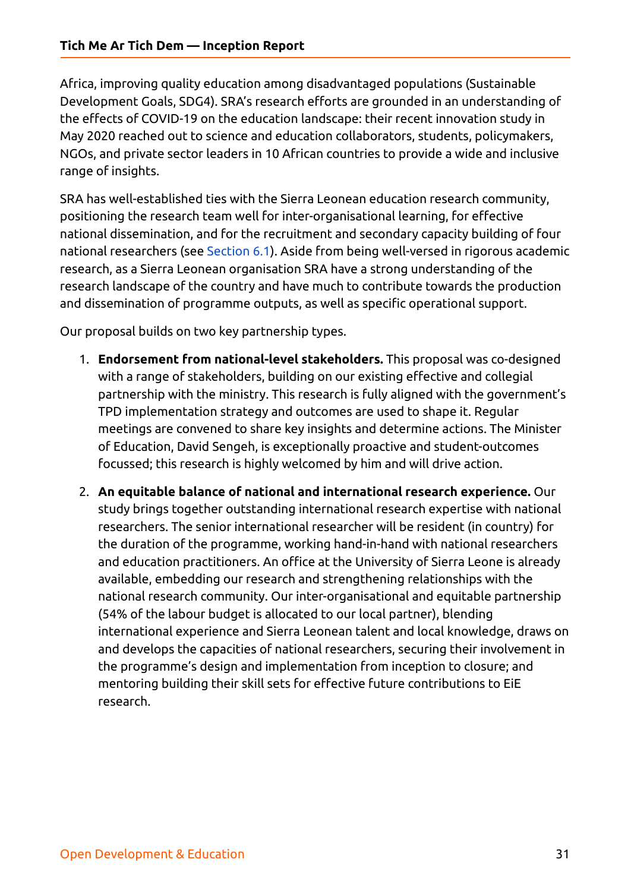Africa, improving quality education among disadvantaged populations (Sustainable Development Goals, SDG4). SRA's research efforts are grounded in an understanding of the effects of COVID-19 on the education landscape: their recent innovation study in May 2020 reached out to science and education collaborators, students, policymakers, NGOs, and private sector leaders in 10 African countries to provide a wide and inclusive range of insights.

SRA has well-established ties with the Sierra Leonean education research community, positioning the research team well for inter-organisational learning, for effective national dissemination, and for the recruitment and secondary capacity building of four national researchers (see Section 6.1). Aside from being well-versed in rigorous academic research, as a Sierra Leonean organisation SRA have a strong understanding of the research landscape of the country and have much to contribute towards the production and dissemination of programme outputs, as well as specific operational support.

Our proposal builds on two key partnership types.

1. **Endorsement from national-level stakeholders.** This proposal was co-designed with a range of stakeholders, building on our existing effective and collegial partnership with the ministry. This research is fully aligned with the government's TPD implementation strategy and outcomes are used to shape it. Regular meetings are convened to share key insights and determine actions. The Minister of Education, David Sengeh, is exceptionally proactive and student-outcomes focussed; this research is highly welcomed by him and will drive action.
2. **An equitable balance of national and international research experience.** Our study brings together outstanding international research expertise with national researchers. The senior international researcher will be resident (in country) for the duration of the programme, working hand-in-hand with national researchers and education practitioners. An office at the University of Sierra Leone is already available, embedding our research and strengthening relationships with the national research community. Our inter-organisational and equitable partnership (54% of the labour budget is allocated to our local partner), blending international experience and Sierra Leonean talent and local knowledge, draws on and develops the capacities of national researchers, securing their involvement in the programme's design and implementation from inception to closure; and mentoring building their skill sets for effective future contributions to EiE research.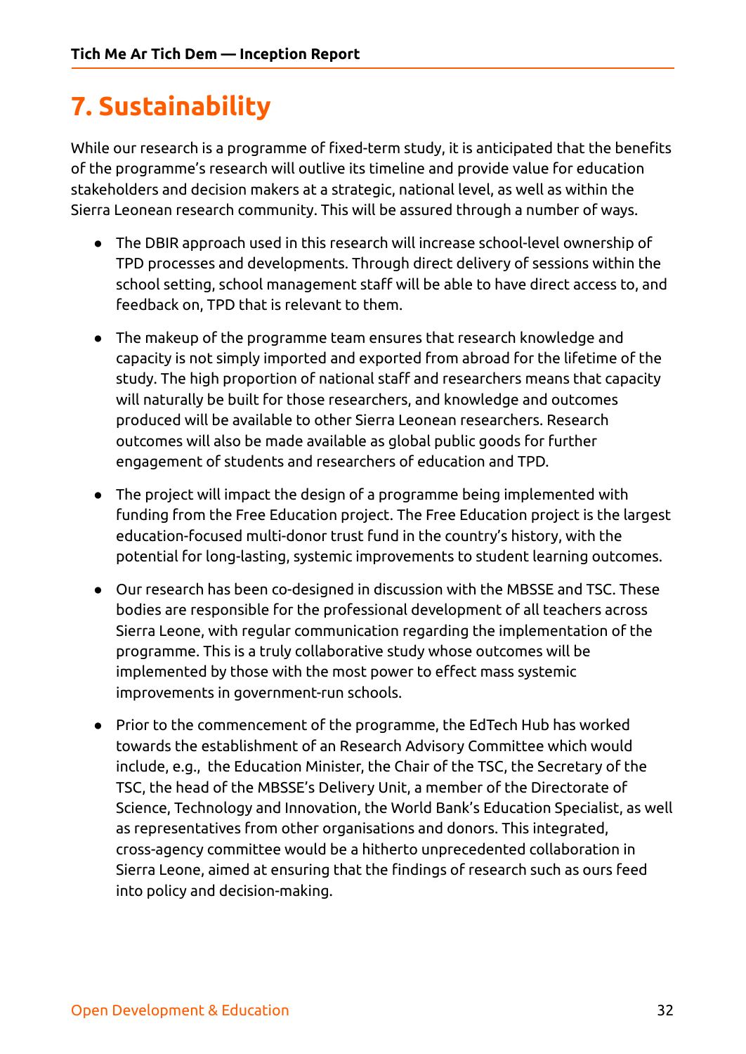# 7. Sustainability

While our research is a programme of fixed-term study, it is anticipated that the benefits of the programme's research will outlive its timeline and provide value for education stakeholders and decision makers at a strategic, national level, as well as within the Sierra Leonean research community. This will be assured through a number of ways.

- The DBIR approach used in this research will increase school-level ownership of TPD processes and developments. Through direct delivery of sessions within the school setting, school management staff will be able to have direct access to, and feedback on, TPD that is relevant to them.

- The makeup of the programme team ensures that research knowledge and capacity is not simply imported and exported from abroad for the lifetime of the study. The high proportion of national staff and researchers means that capacity will naturally be built for those researchers, and knowledge and outcomes produced will be available to other Sierra Leonean researchers. Research outcomes will also be made available as global public goods for further engagement of students and researchers of education and TPD.

- The project will impact the design of a programme being implemented with funding from the Free Education project. The Free Education project is the largest education-focused multi-donor trust fund in the country's history, with the potential for long-lasting, systemic improvements to student learning outcomes.

- Our research has been co-designed in discussion with the MBSSE and TSC. These bodies are responsible for the professional development of all teachers across Sierra Leone, with regular communication regarding the implementation of the programme. This is a truly collaborative study whose outcomes will be implemented by those with the most power to effect mass systemic improvements in government-run schools.

- Prior to the commencement of the programme, the EdTech Hub has worked towards the establishment of an Research Advisory Committee which would include, e.g., the Education Minister, the Chair of the TSC, the Secretary of the TSC, the head of the MBSSE's Delivery Unit, a member of the Directorate of Science, Technology and Innovation, the World Bank's Education Specialist, as well as representatives from other organisations and donors. This integrated, cross-agency committee would be a hitherto unprecedented collaboration in Sierra Leone, aimed at ensuring that the findings of research such as ours feed into policy and decision-making.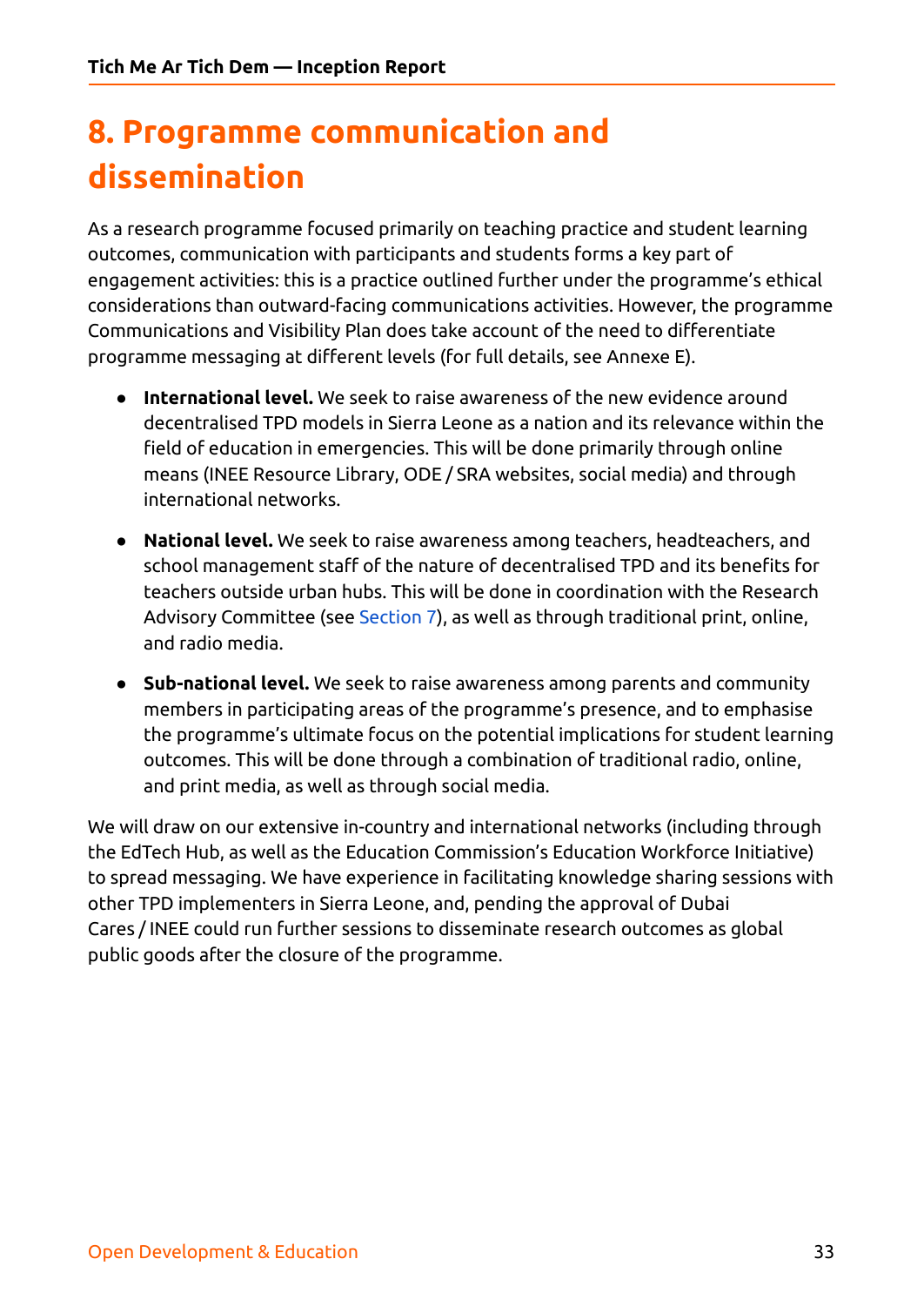# 8. Programme communication and dissemination

As a research programme focused primarily on teaching practice and student learning outcomes, communication with participants and students forms a key part of engagement activities: this is a practice outlined further under the programme's ethical considerations than outward-facing communications activities. However, the programme Communications and Visibility Plan does take account of the need to differentiate programme messaging at different levels (for full details, see Annexe E).

- **International level.** We seek to raise awareness of the new evidence around decentralised TPD models in Sierra Leone as a nation and its relevance within the field of education in emergencies. This will be done primarily through online means (INEE Resource Library, ODE / SRA websites, social media) and through international networks.
- **National level.** We seek to raise awareness among teachers, headteachers, and school management staff of the nature of decentralised TPD and its benefits for teachers outside urban hubs. This will be done in coordination with the Research Advisory Committee (see Section 7), as well as through traditional print, online, and radio media.
- **Sub-national level.** We seek to raise awareness among parents and community members in participating areas of the programme's presence, and to emphasise the programme's ultimate focus on the potential implications for student learning outcomes. This will be done through a combination of traditional radio, online, and print media, as well as through social media.

We will draw on our extensive in-country and international networks (including through the EdTech Hub, as well as the Education Commission's Education Workforce Initiative) to spread messaging. We have experience in facilitating knowledge sharing sessions with other TPD implementers in Sierra Leone, and, pending the approval of Dubai Cares / INEE could run further sessions to disseminate research outcomes as global public goods after the closure of the programme.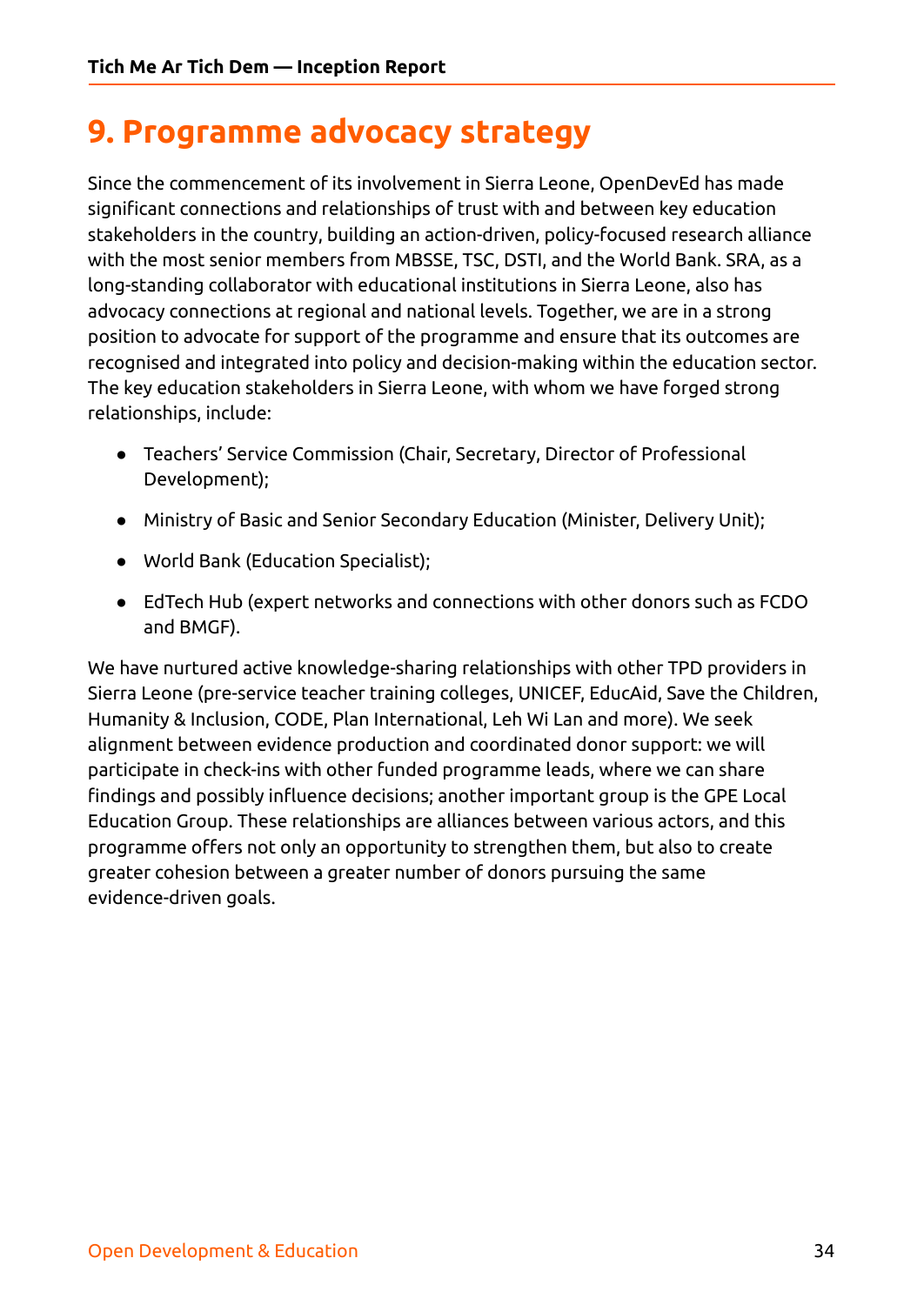# 9. Programme advocacy strategy

Since the commencement of its involvement in Sierra Leone, OpenDevEd has made significant connections and relationships of trust with and between key education stakeholders in the country, building an action-driven, policy-focused research alliance with the most senior members from MBSSE, TSC, DSTI, and the World Bank. SRA, as a long-standing collaborator with educational institutions in Sierra Leone, also has advocacy connections at regional and national levels. Together, we are in a strong position to advocate for support of the programme and ensure that its outcomes are recognised and integrated into policy and decision-making within the education sector. The key education stakeholders in Sierra Leone, with whom we have forged strong relationships, include:

- Teachers' Service Commission (Chair, Secretary, Director of Professional Development);
- Ministry of Basic and Senior Secondary Education (Minister, Delivery Unit);
- World Bank (Education Specialist);
- EdTech Hub (expert networks and connections with other donors such as FCDO and BMGF).

We have nurtured active knowledge-sharing relationships with other TPD providers in Sierra Leone (pre-service teacher training colleges, UNICEF, EducAid, Save the Children, Humanity & Inclusion, CODE, Plan International, Leh Wi Lan and more). We seek alignment between evidence production and coordinated donor support: we will participate in check-ins with other funded programme leads, where we can share findings and possibly influence decisions; another important group is the GPE Local Education Group. These relationships are alliances between various actors, and this programme offers not only an opportunity to strengthen them, but also to create greater cohesion between a greater number of donors pursuing the same evidence-driven goals.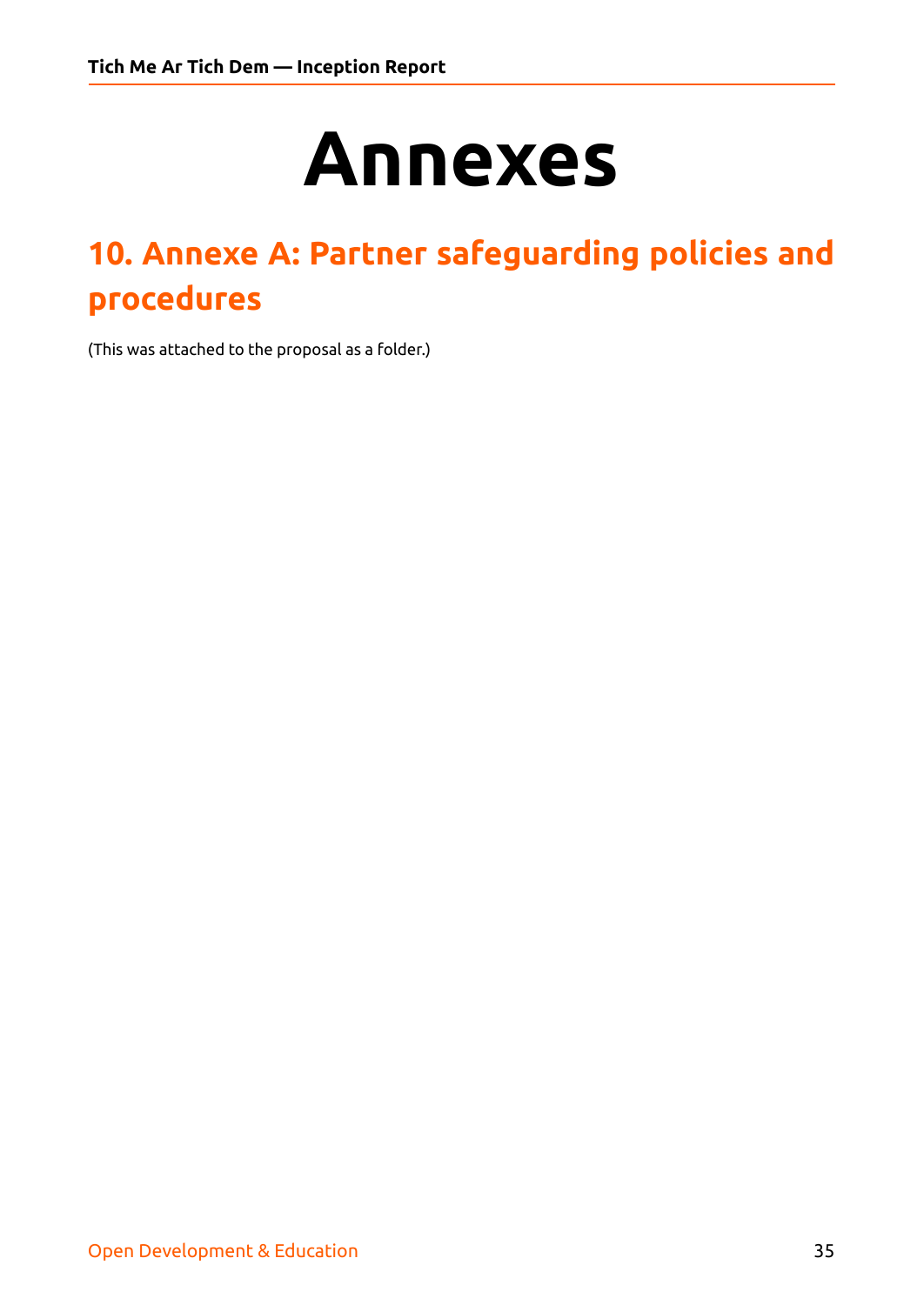# Annexes

## 10. Annexe A: Partner safeguarding policies and procedures

(This was attached to the proposal as a folder.)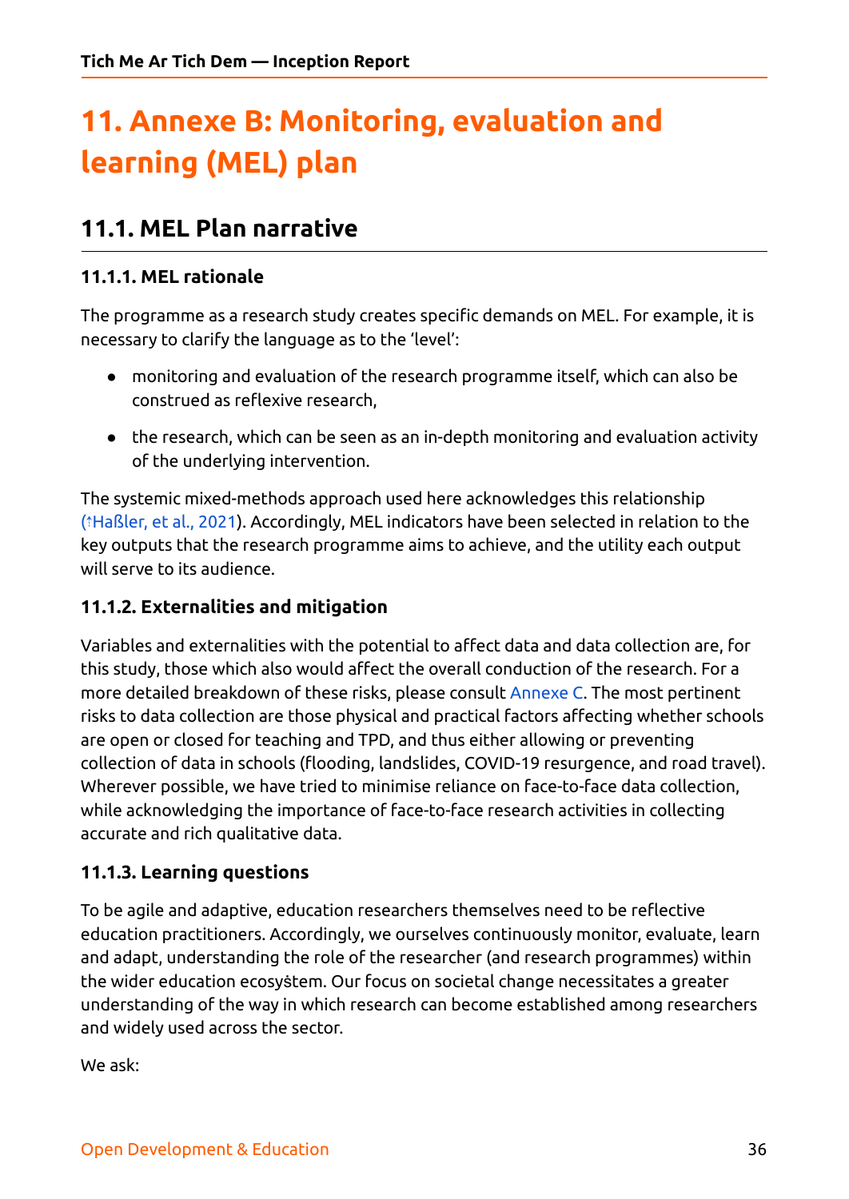# 11. Annexe B: Monitoring, evaluation and learning (MEL) plan

## 11.1. MEL Plan narrative

### 11.1.1. MEL rationale

The programme as a research study creates specific demands on MEL. For example, it is necessary to clarify the language as to the 'level':

- monitoring and evaluation of the research programme itself, which can also be construed as reflexive research,
- the research, which can be seen as an in-depth monitoring and evaluation activity of the underlying intervention.

The systemic mixed-methods approach used here acknowledges this relationship (↑Haßler, et al., 2021). Accordingly, MEL indicators have been selected in relation to the key outputs that the research programme aims to achieve, and the utility each output will serve to its audience.

### 11.1.2. Externalities and mitigation

Variables and externalities with the potential to affect data and data collection are, for this study, those which also would affect the overall conduction of the research. For a more detailed breakdown of these risks, please consult Annexe C. The most pertinent risks to data collection are those physical and practical factors affecting whether schools are open or closed for teaching and TPD, and thus either allowing or preventing collection of data in schools (flooding, landslides, COVID-19 resurgence, and road travel). Wherever possible, we have tried to minimise reliance on face-to-face data collection, while acknowledging the importance of face-to-face research activities in collecting accurate and rich qualitative data.

### 11.1.3. Learning questions

To be agile and adaptive, education researchers themselves need to be reflective education practitioners. Accordingly, we ourselves continuously monitor, evaluate, learn and adapt, understanding the role of the researcher (and research programmes) within the wider education ecosystem. Our focus on societal change necessitates a greater understanding of the way in which research can become established among researchers and widely used across the sector.

We ask: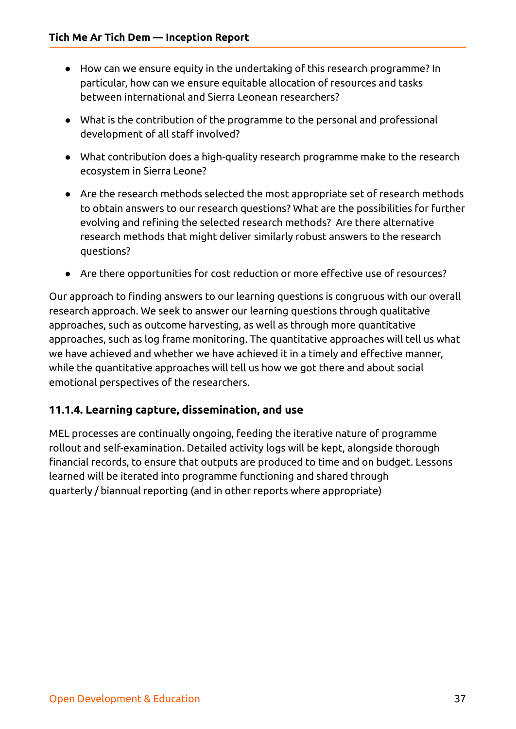- How can we ensure equity in the undertaking of this research programme? In particular, how can we ensure equitable allocation of resources and tasks between international and Sierra Leonean researchers?
- What is the contribution of the programme to the personal and professional development of all staff involved?
- What contribution does a high-quality research programme make to the research ecosystem in Sierra Leone?
- Are the research methods selected the most appropriate set of research methods to obtain answers to our research questions? What are the possibilities for further evolving and refining the selected research methods? Are there alternative research methods that might deliver similarly robust answers to the research questions?
- Are there opportunities for cost reduction or more effective use of resources?

Our approach to finding answers to our learning questions is congruous with our overall research approach. We seek to answer our learning questions through qualitative approaches, such as outcome harvesting, as well as through more quantitative approaches, such as log frame monitoring. The quantitative approaches will tell us what we have achieved and whether we have achieved it in a timely and effective manner, while the quantitative approaches will tell us how we got there and about social emotional perspectives of the researchers.

### 11.1.4. Learning capture, dissemination, and use

MEL processes are continually ongoing, feeding the iterative nature of programme rollout and self-examination. Detailed activity logs will be kept, alongside thorough financial records, to ensure that outputs are produced to time and on budget. Lessons learned will be iterated into programme functioning and shared through quarterly / biannual reporting (and in other reports where appropriate)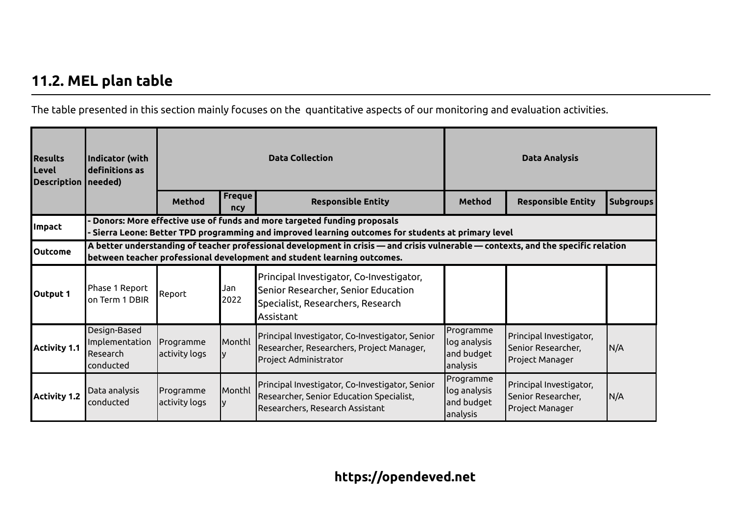## 11.2. MEL plan table

The table presented in this section mainly focuses on the quantitative aspects of our monitoring and evaluation activities.

| Results Level Description | Indicator (with definitions as needed) | Data Collection | | | Data Analysis | | |
|---|---|---|---|---|---|---|---|
| | | Method | Frequency | Responsible Entity | Method | Responsible Entity | Subgroups |
| **Impact** | **- Donors: More effective use of funds and more targeted funding proposals<br>- Sierra Leone: Better TPD programming and improved learning outcomes for students at primary level** | | | | | | |
| **Outcome** | **A better understanding of teacher professional development in crisis — and crisis vulnerable — contexts, and the specific relation between teacher professional development and student learning outcomes.** | | | | | | |
| **Output 1** | Phase 1 Report on Term 1 DBIR | Report | Jan 2022 | Principal Investigator, Co-Investigator, Senior Researcher, Senior Education Specialist, Researchers, Research Assistant | | | |
| **Activity 1.1** | Design-Based Implementation Research conducted | Programme activity logs | Monthly | Principal Investigator, Co-Investigator, Senior Researcher, Researchers, Project Manager, Project Administrator | Programme log analysis and budget analysis | Principal Investigator, Senior Researcher, Project Manager | N/A |
| **Activity 1.2** | Data analysis conducted | Programme activity logs | Monthly | Principal Investigator, Co-Investigator, Senior Researcher, Senior Education Specialist, Researchers, Research Assistant | Programme log analysis and budget analysis | Principal Investigator, Senior Researcher, Project Manager | N/A |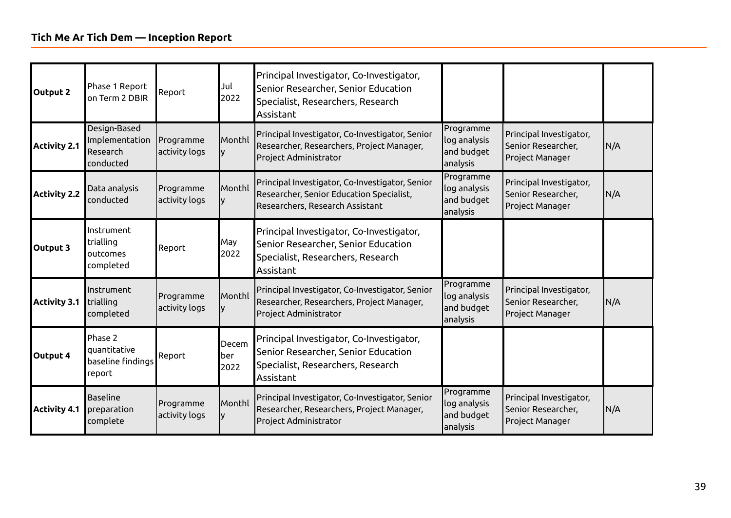| Output 2 | Phase 1 Report on Term 2 DBIR | Report | Jul 2022 | Principal Investigator, Co-Investigator, Senior Researcher, Senior Education Specialist, Researchers, Research Assistant | | | |
|---|---|---|---|---|---|---|---|
| **Activity 2.1** | Design-Based Implementation Research conducted | Programme activity logs | Monthly | Principal Investigator, Co-Investigator, Senior Researcher, Researchers, Project Manager, Project Administrator | Programme log analysis and budget analysis | Principal Investigator, Senior Researcher, Project Manager | N/A |
| **Activity 2.2** | Data analysis conducted | Programme activity logs | Monthly | Principal Investigator, Co-Investigator, Senior Researcher, Senior Education Specialist, Researchers, Research Assistant | Programme log analysis and budget analysis | Principal Investigator, Senior Researcher, Project Manager | N/A |
| **Output 3** | Instrument trialling outcomes completed | Report | May 2022 | Principal Investigator, Co-Investigator, Senior Researcher, Senior Education Specialist, Researchers, Research Assistant | | | |
| **Activity 3.1** | Instrument trialling completed | Programme activity logs | Monthly | Principal Investigator, Co-Investigator, Senior Researcher, Researchers, Project Manager, Project Administrator | Programme log analysis and budget analysis | Principal Investigator, Senior Researcher, Project Manager | N/A |
| **Output 4** | Phase 2 quantitative baseline findings report | Report | December 2022 | Principal Investigator, Co-Investigator, Senior Researcher, Senior Education Specialist, Researchers, Research Assistant | | | |
| **Activity 4.1** | Baseline preparation complete | Programme activity logs | Monthly | Principal Investigator, Co-Investigator, Senior Researcher, Researchers, Project Manager, Project Administrator | Programme log analysis and budget analysis | Principal Investigator, Senior Researcher, Project Manager | N/A |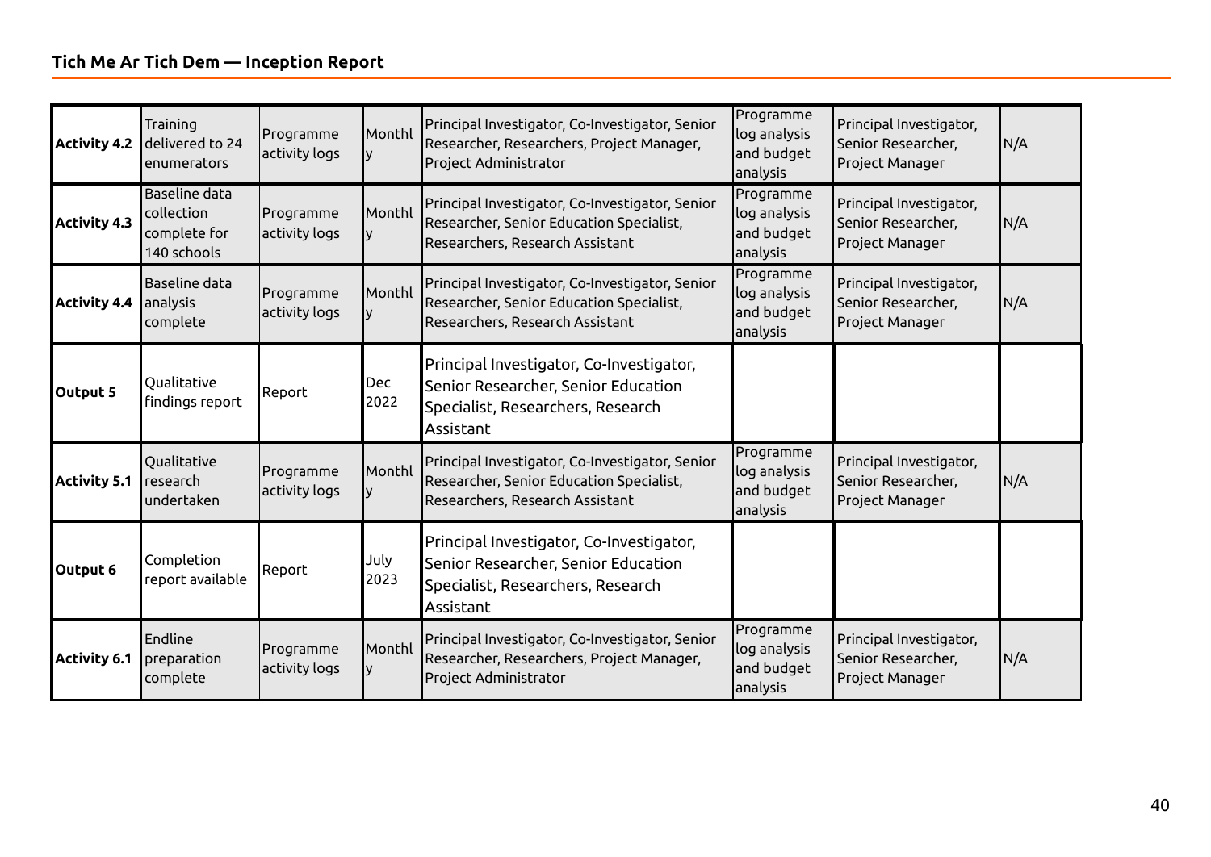| | | | | | | | |
|---|---|---|---|---|---|---|---|
| **Activity 4.2** | Training delivered to 24 enumerators | Programme activity logs | Monthly | Principal Investigator, Co-Investigator, Senior Researcher, Researchers, Project Manager, Project Administrator | Programme log analysis and budget analysis | Principal Investigator, Senior Researcher, Project Manager | N/A |
| **Activity 4.3** | Baseline data collection complete for 140 schools | Programme activity logs | Monthly | Principal Investigator, Co-Investigator, Senior Researcher, Senior Education Specialist, Researchers, Research Assistant | Programme log analysis and budget analysis | Principal Investigator, Senior Researcher, Project Manager | N/A |
| **Activity 4.4** | Baseline data analysis complete | Programme activity logs | Monthly | Principal Investigator, Co-Investigator, Senior Researcher, Senior Education Specialist, Researchers, Research Assistant | Programme log analysis and budget analysis | Principal Investigator, Senior Researcher, Project Manager | N/A |
| **Output 5** | Qualitative findings report | Report | Dec 2022 | Principal Investigator, Co-Investigator, Senior Researcher, Senior Education Specialist, Researchers, Research Assistant | | | |
| **Activity 5.1** | Qualitative research undertaken | Programme activity logs | Monthly | Principal Investigator, Co-Investigator, Senior Researcher, Senior Education Specialist, Researchers, Research Assistant | Programme log analysis and budget analysis | Principal Investigator, Senior Researcher, Project Manager | N/A |
| **Output 6** | Completion report available | Report | July 2023 | Principal Investigator, Co-Investigator, Senior Researcher, Senior Education Specialist, Researchers, Research Assistant | | | |
| **Activity 6.1** | Endline preparation complete | Programme activity logs | Monthly | Principal Investigator, Co-Investigator, Senior Researcher, Researchers, Project Manager, Project Administrator | Programme log analysis and budget analysis | Principal Investigator, Senior Researcher, Project Manager | N/A |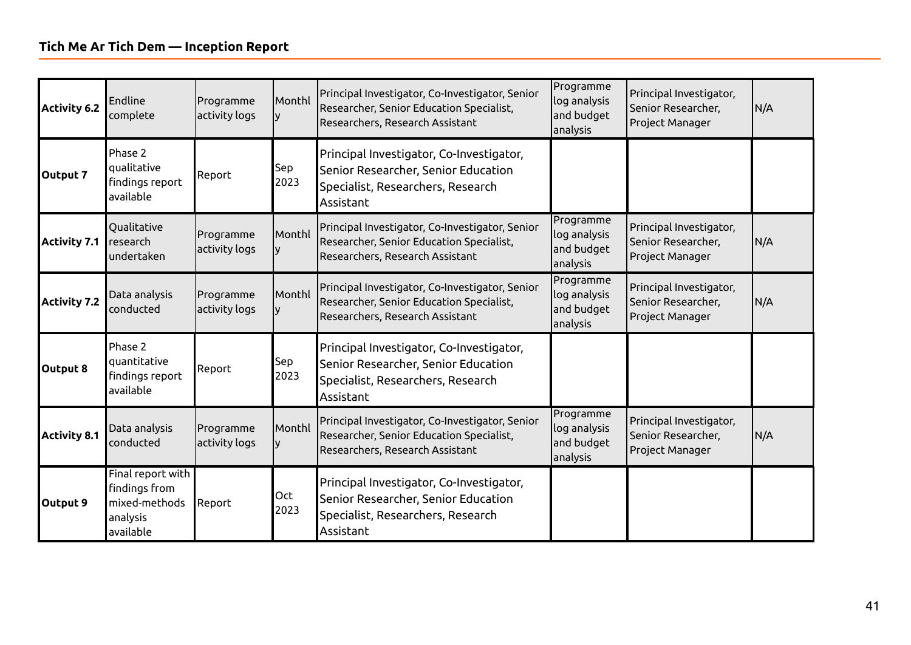| | | | | | | | |
|---|---|---|---|---|---|---|---|
| **Activity 6.2** | Endline complete | Programme activity logs | Monthly | Principal Investigator, Co-Investigator, Senior Researcher, Senior Education Specialist, Researchers, Research Assistant | Programme log analysis and budget analysis | Principal Investigator, Senior Researcher, Project Manager | N/A |
| **Output 7** | Phase 2 qualitative findings report available | Report | Sep 2023 | Principal Investigator, Co-Investigator, Senior Researcher, Senior Education Specialist, Researchers, Research Assistant | | | |
| **Activity 7.1** | Qualitative research undertaken | Programme activity logs | Monthly | Principal Investigator, Co-Investigator, Senior Researcher, Senior Education Specialist, Researchers, Research Assistant | Programme log analysis and budget analysis | Principal Investigator, Senior Researcher, Project Manager | N/A |
| **Activity 7.2** | Data analysis conducted | Programme activity logs | Monthly | Principal Investigator, Co-Investigator, Senior Researcher, Senior Education Specialist, Researchers, Research Assistant | Programme log analysis and budget analysis | Principal Investigator, Senior Researcher, Project Manager | N/A |
| **Output 8** | Phase 2 quantitative findings report available | Report | Sep 2023 | Principal Investigator, Co-Investigator, Senior Researcher, Senior Education Specialist, Researchers, Research Assistant | | | |
| **Activity 8.1** | Data analysis conducted | Programme activity logs | Monthly | Principal Investigator, Co-Investigator, Senior Researcher, Senior Education Specialist, Researchers, Research Assistant | Programme log analysis and budget analysis | Principal Investigator, Senior Researcher, Project Manager | N/A |
| **Output 9** | Final report with findings from mixed-methods analysis available | Report | Oct 2023 | Principal Investigator, Co-Investigator, Senior Researcher, Senior Education Specialist, Researchers, Research Assistant | | | |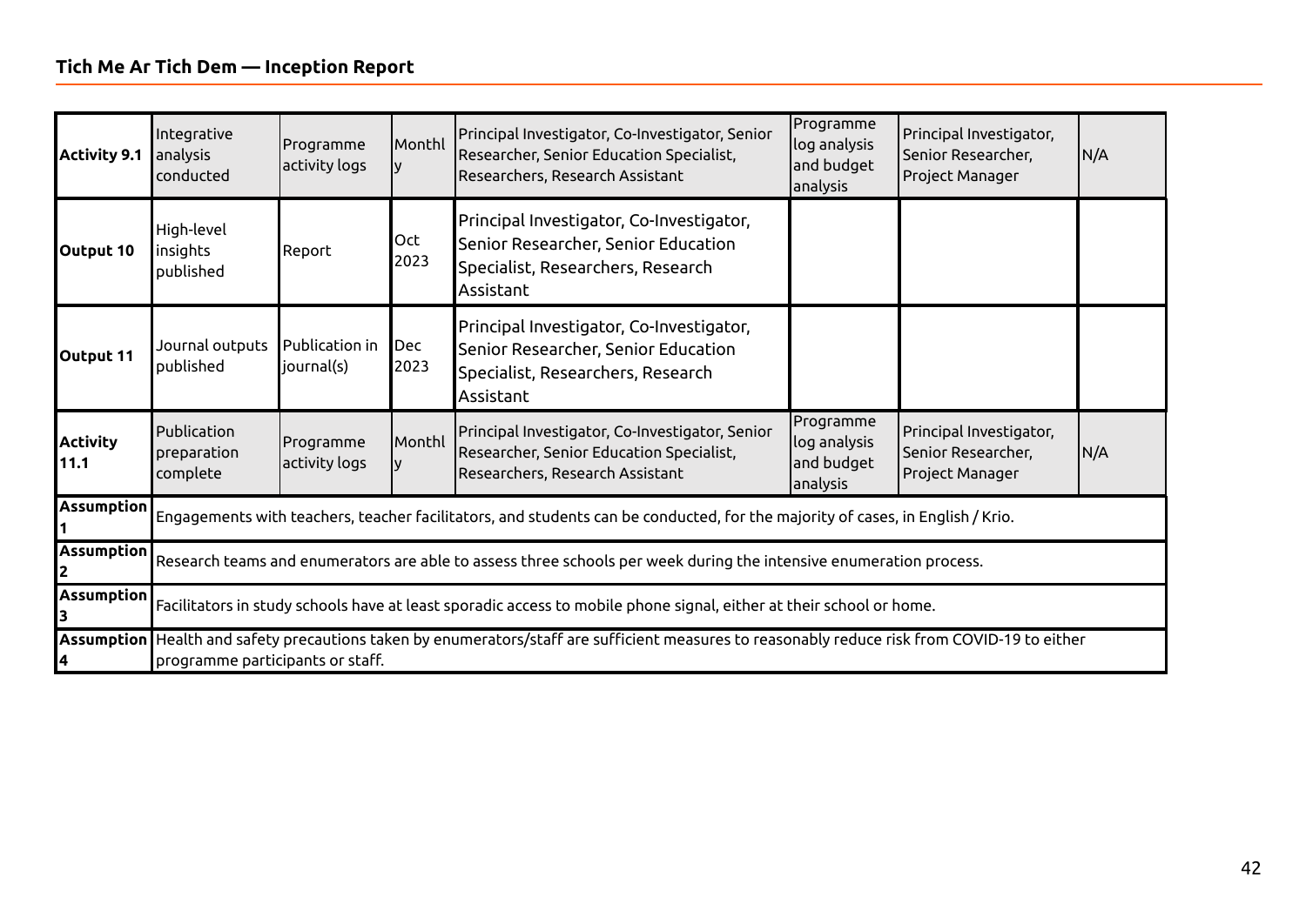| | | | | | | | |
|---|---|---|---|---|---|---|---|
| **Activity 9.1** | Integrative analysis conducted | Programme activity logs | Monthly | Principal Investigator, Co-Investigator, Senior Researcher, Senior Education Specialist, Researchers, Research Assistant | Programme log analysis and budget analysis | Principal Investigator, Senior Researcher, Project Manager | N/A |
| **Output 10** | High-level insights published | Report | Oct 2023 | Principal Investigator, Co-Investigator, Senior Researcher, Senior Education Specialist, Researchers, Research Assistant | | | |
| **Output 11** | Journal outputs published | Publication in journal(s) | Dec 2023 | Principal Investigator, Co-Investigator, Senior Researcher, Senior Education Specialist, Researchers, Research Assistant | | | |
| **Activity 11.1** | Publication preparation complete | Programme activity logs | Monthly | Principal Investigator, Co-Investigator, Senior Researcher, Senior Education Specialist, Researchers, Research Assistant | Programme log analysis and budget analysis | Principal Investigator, Senior Researcher, Project Manager | N/A |
| **Assumption 1** | Engagements with teachers, teacher facilitators, and students can be conducted, for the majority of cases, in English / Krio. | | | | | | |
| **Assumption 2** | Research teams and enumerators are able to assess three schools per week during the intensive enumeration process. | | | | | | |
| **Assumption 3** | Facilitators in study schools have at least sporadic access to mobile phone signal, either at their school or home. | | | | | | |
| **Assumption 4** | Health and safety precautions taken by enumerators/staff are sufficient measures to reasonably reduce risk from COVID-19 to either programme participants or staff. | | | | | | |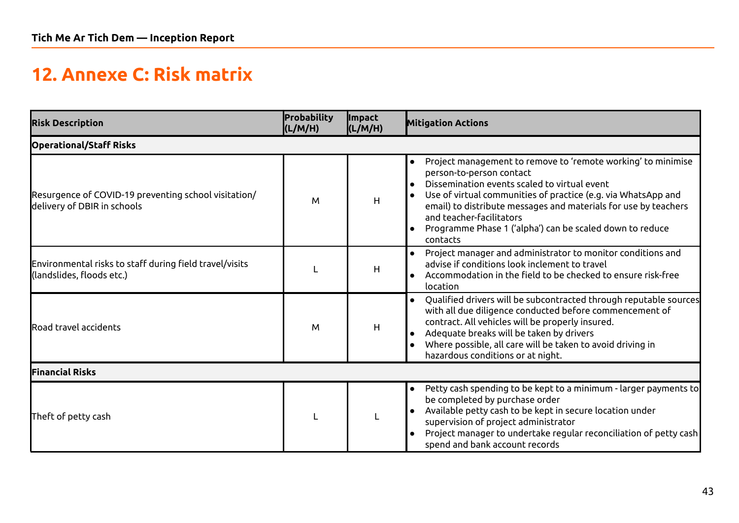# 12. Annexe C: Risk matrix

| Risk Description | Probability (L/M/H) | Impact (L/M/H) | Mitigation Actions |
|---|---|---|---|
| **Operational/Staff Risks** | | | |
| Resurgence of COVID-19 preventing school visitation/ delivery of DBIR in schools | M | H | • Project management to remove to 'remote working' to minimise person-to-person contact<br>• Dissemination events scaled to virtual event<br>• Use of virtual communities of practice (e.g. via WhatsApp and email) to distribute messages and materials for use by teachers and teacher-facilitators<br>• Programme Phase 1 ('alpha') can be scaled down to reduce contacts |
| Environmental risks to staff during field travel/visits (landslides, floods etc.) | L | H | • Project manager and administrator to monitor conditions and advise if conditions look inclement to travel<br>• Accommodation in the field to be checked to ensure risk-free location |
| Road travel accidents | M | H | • Qualified drivers will be subcontracted through reputable sources with all due diligence conducted before commencement of contract. All vehicles will be properly insured.<br>• Adequate breaks will be taken by drivers<br>• Where possible, all care will be taken to avoid driving in hazardous conditions or at night. |
| **Financial Risks** | | | |
| Theft of petty cash | L | L | • Petty cash spending to be kept to a minimum - larger payments to be completed by purchase order<br>• Available petty cash to be kept in secure location under supervision of project administrator<br>• Project manager to undertake regular reconciliation of petty cash spend and bank account records |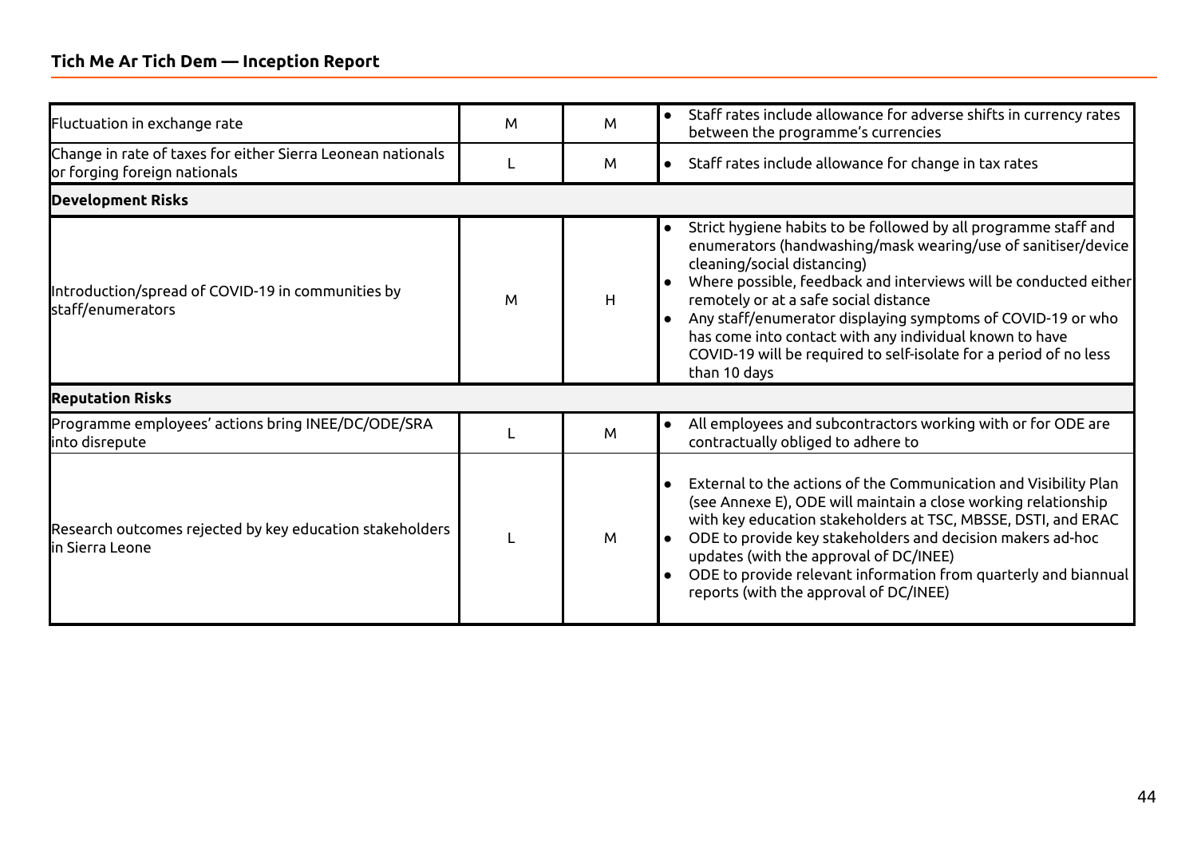| | | | |
|---|---|---|---|
| Fluctuation in exchange rate | M | M | • Staff rates include allowance for adverse shifts in currency rates between the programme's currencies |
| Change in rate of taxes for either Sierra Leonean nationals or forging foreign nationals | L | M | • Staff rates include allowance for change in tax rates |
| **Development Risks** | | | |
| Introduction/spread of COVID-19 in communities by staff/enumerators | M | H | • Strict hygiene habits to be followed by all programme staff and enumerators (handwashing/mask wearing/use of sanitiser/device cleaning/social distancing)<br>• Where possible, feedback and interviews will be conducted either remotely or at a safe social distance<br>• Any staff/enumerator displaying symptoms of COVID-19 or who has come into contact with any individual known to have COVID-19 will be required to self-isolate for a period of no less than 10 days |
| **Reputation Risks** | | | |
| Programme employees' actions bring INEE/DC/ODE/SRA into disrepute | L | M | • All employees and subcontractors working with or for ODE are contractually obliged to adhere to |
| Research outcomes rejected by key education stakeholders in Sierra Leone | L | M | • External to the actions of the Communication and Visibility Plan (see Annexe E), ODE will maintain a close working relationship with key education stakeholders at TSC, MBSSE, DSTI, and ERAC<br>• ODE to provide key stakeholders and decision makers ad-hoc updates (with the approval of DC/INEE)<br>• ODE to provide relevant information from quarterly and biannual reports (with the approval of DC/INEE) |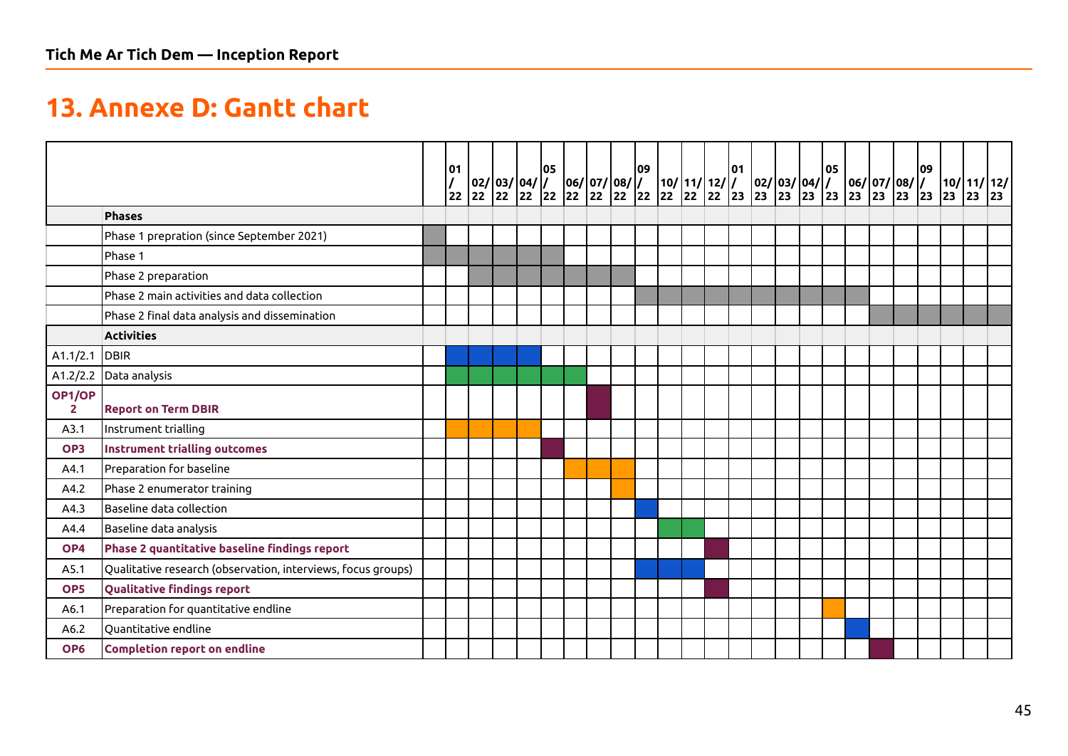# 13. Annexe D: Gantt chart

| | | | 01/22 | 02/22 | 03/22 | 04/22 | 05/22 | 06/22 | 07/22 | 08/22 | 09/22 | 10/22 | 11/22 | 12/22 | 01/23 | 02/23 | 03/23 | 04/23 | 05/23 | 06/23 | 07/23 | 08/23 | 09/23 | 10/23 | 11/23 | 12/23 |
|---|---|---|---|---|---|---|---|---|---|---|---|---|---|---|---|---|---|---|---|---|---|---|---|---|---|---|
| | **Phases** | | | | | | | | | | | | | | | | | | | | | | | | | |
| | Phase 1 prepration (since September 2021) | ■ | | | | | | | | | | | | | | | | | | | | | | | | |
| | Phase 1 | ■ | ■ | ■ | ■ | ■ | ■ | | | | | | | | | | | | | | | | | | | |
| | Phase 2 preparation | | | ■ | ■ | ■ | ■ | ■ | ■ | ■ | | | | | | | | | | | | | | | | |
| | Phase 2 main activities and data collection | | | | | | | | | | ■ | ■ | ■ | ■ | ■ | ■ | ■ | ■ | ■ | ■ | | | | | | |
| | Phase 2 final data analysis and dissemination | | | | | | | | | | | | | | | | | | | | ■ | ■ | ■ | ■ | ■ | ■ |
| | **Activities** | | | | | | | | | | | | | | | | | | | | | | | | | |
| A1.1/2.1 | DBIR | | ■ | ■ | ■ | ■ | | | | | | | | | | | | | | | | | | | | |
| A1.2/2.2 | Data analysis | | ■ | ■ | ■ | ■ | ■ | ■ | | | | | | | | | | | | | | | | | | |
| **OP1/OP2** | **Report on Term DBIR** | | | | | | | | ■ | | | | | | | | | | | | | | | | | |
| A3.1 | Instrument trialling | | ■ | ■ | ■ | ■ | | | | | | | | | | | | | | | | | | | | |
| **OP3** | **Instrument trialling outcomes** | | | | | | ■ | | | | | | | | | | | | | | | | | | | |
| A4.1 | Preparation for baseline | | | | | | | ■ | ■ | ■ | | | | | | | | | | | | | | | | |
| A4.2 | Phase 2 enumerator training | | | | | | | | | ■ | | | | | | | | | | | | | | | | |
| A4.3 | Baseline data collection | | | | | | | | | | ■ | | | | | | | | | | | | | | | |
| A4.4 | Baseline data analysis | | | | | | | | | | | ■ | ■ | | | | | | | | | | | | | |
| **OP4** | **Phase 2 quantitative baseline findings report** | | | | | | | | | | | | | ■ | | | | | | | | | | | | |
| A5.1 | Qualitative research (observation, interviews, focus groups) | | | | | | | | | | ■ | ■ | ■ | | | | | | | | | | | | | |
| **OP5** | **Qualitative findings report** | | | | | | | | | | | | | ■ | | | | | | | | | | | | |
| A6.1 | Preparation for quantitative endline | | | | | | | | | | | | | | | | | | ■ | | | | | | | |
| A6.2 | Quantitative endline | | | | | | | | | | | | | | | | | | | ■ | | | | | | |
| **OP6** | **Completion report on endline** | | | | | | | | | | | | | | | | | | | | ■ | | | | | |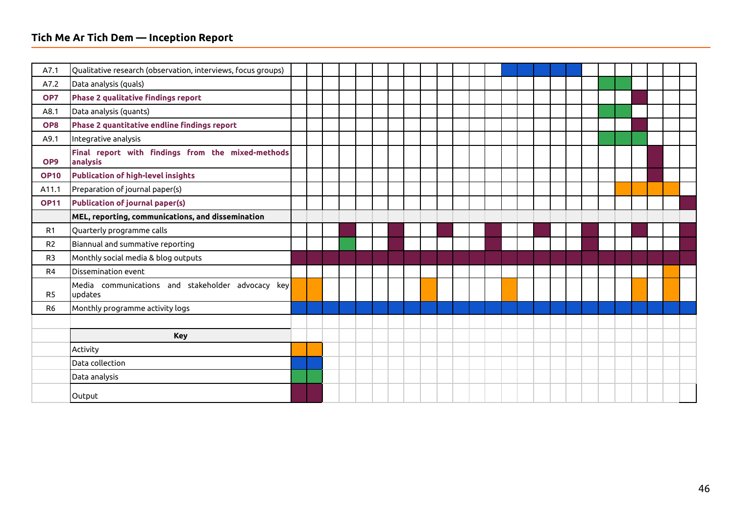| | | | | | | | | | | | | | | | | | | | | | | | | | | |
|---|---|---|---|---|---|---|---|---|---|---|---|---|---|---|---|---|---|---|---|---|---|---|---|---|---|---|
| A7.1 | Qualitative research (observation, interviews, focus groups) | | | | | | | | | | | | | | Data collection | Data collection | Data collection | Data collection | Data collection | | | | | | | |
| A7.2 | Data analysis (quals) | | | | | | | | | | | | | | | | | | | | Data analysis | Data analysis | | | | |
| **OP7** | **Phase 2 qualitative findings report** | | | | | | | | | | | | | | | | | | | | | | Output | | | |
| A8.1 | Data analysis (quants) | | | | | | | | | | | | | | | | | | | | Data analysis | Data analysis | | | | |
| **OP8** | **Phase 2 quantitative endline findings report** | | | | | | | | | | | | | | | | | | | | | | Output | | | |
| A9.1 | Integrative analysis | | | | | | | | | | | | | | | | | | | | Data analysis | Data analysis | Data analysis | | | |
| **OP9** | **Final report with findings from the mixed-methods analysis** | | | | | | | | | | | | | | | | | | | | | | | Output | | |
| **OP10** | **Publication of high-level insights** | | | | | | | | | | | | | | | | | | | | | | | Output | | |
| A11.1 | Preparation of journal paper(s) | | | | | | | | | | | | | | | | | | | | | Activity | Activity | Activity | Activity | |
| **OP11** | **Publication of journal paper(s)** | | | | | | | | | | | | | | | | | | | | | | | | | Output |
| | **MEL, reporting, communications, and dissemination** | | | | | | | | | | | | | | | | | | | | | | | | | |
| R1 | Quarterly programme calls | | | | Output | | | Output | | | Output | | | Output | | | Output | | | Output | | | Output | | | Output |
| R2 | Biannual and summative reporting | | | | Data analysis | | | Output | | | | | | Output | | | | | | Output | | | | | | Output |
| R3 | Monthly social media & blog outputs | Output | Output | Output | Output | Output | Output | Output | Output | Output | Output | Output | Output | Output | Output | Output | Output | Output | Output | Output | Output | Output | Output | Output | Output | Output |
| R4 | Dissemination event | | | | | | | | | | | | | | | | | | | | | | | | Activity | |
| R5 | Media communications and stakeholder advocacy key updates | Activity | Activity | | | | | | | Activity | | | | | Activity | | | | | | | | Activity | | Activity | |
| R6 | Monthly programme activity logs | Data collection | Data collection | Data collection | Data collection | Data collection | Data collection | Data collection | Data collection | Data collection | Data collection | Data collection | Data collection | Data collection | Data collection | Data collection | Data collection | Data collection | Data collection | Data collection | Data collection | Data collection | Data collection | Data collection | Data collection | Data collection |

| Key | |
|---|---|
| Activity | (orange) |
| Data collection | (blue) |
| Data analysis | (green) |
| Output | (maroon) |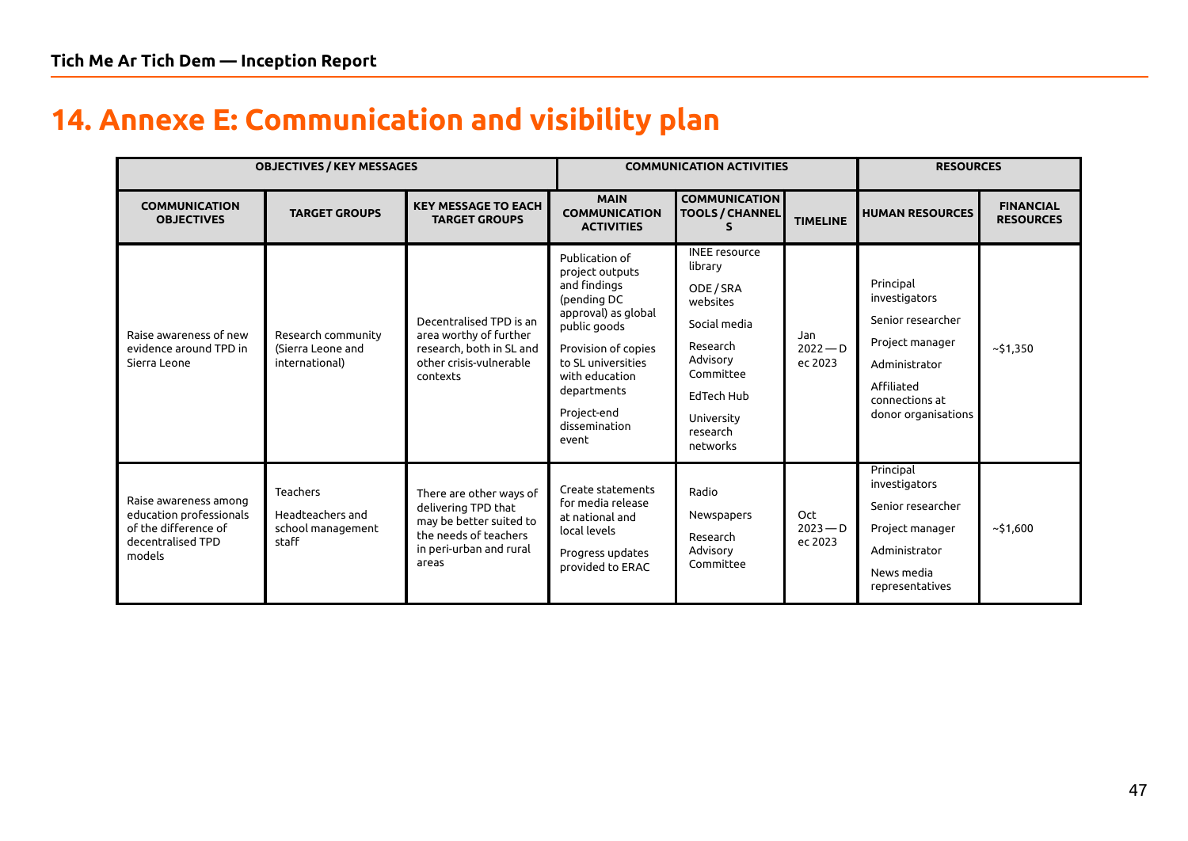# 14. Annexe E: Communication and visibility plan

| OBJECTIVES / KEY MESSAGES | | | COMMUNICATION ACTIVITIES | | | RESOURCES | |
|---|---|---|---|---|---|---|---|
| **COMMUNICATION OBJECTIVES** | **TARGET GROUPS** | **KEY MESSAGE TO EACH TARGET GROUPS** | **MAIN COMMUNICATION ACTIVITIES** | **COMMUNICATION TOOLS / CHANNELS** | **TIMELINE** | **HUMAN RESOURCES** | **FINANCIAL RESOURCES** |
| Raise awareness of new evidence around TPD in Sierra Leone | Research community (Sierra Leone and international) | Decentralised TPD is an area worthy of further research, both in SL and other crisis-vulnerable contexts | Publication of project outputs and findings (pending DC approval) as global public goods<br><br>Provision of copies to SL universities with education departments<br><br>Project-end dissemination event | INEE resource library<br><br>ODE / SRA websites<br><br>Social media<br><br>Research Advisory Committee<br><br>EdTech Hub<br><br>University research networks | Jan 2022 — Dec 2023 | Principal investigators<br><br>Senior researcher<br><br>Project manager<br><br>Administrator<br><br>Affiliated connections at donor organisations | ~$1,350 |
| Raise awareness among education professionals of the difference of decentralised TPD models | Teachers<br><br>Headteachers and school management staff | There are other ways of delivering TPD that may be better suited to the needs of teachers in peri-urban and rural areas | Create statements for media release at national and local levels<br><br>Progress updates provided to ERAC | Radio<br><br>Newspapers<br><br>Research Advisory Committee | Oct 2023 — Dec 2023 | Principal investigators<br><br>Senior researcher<br><br>Project manager<br><br>Administrator<br><br>News media representatives | ~$1,600 |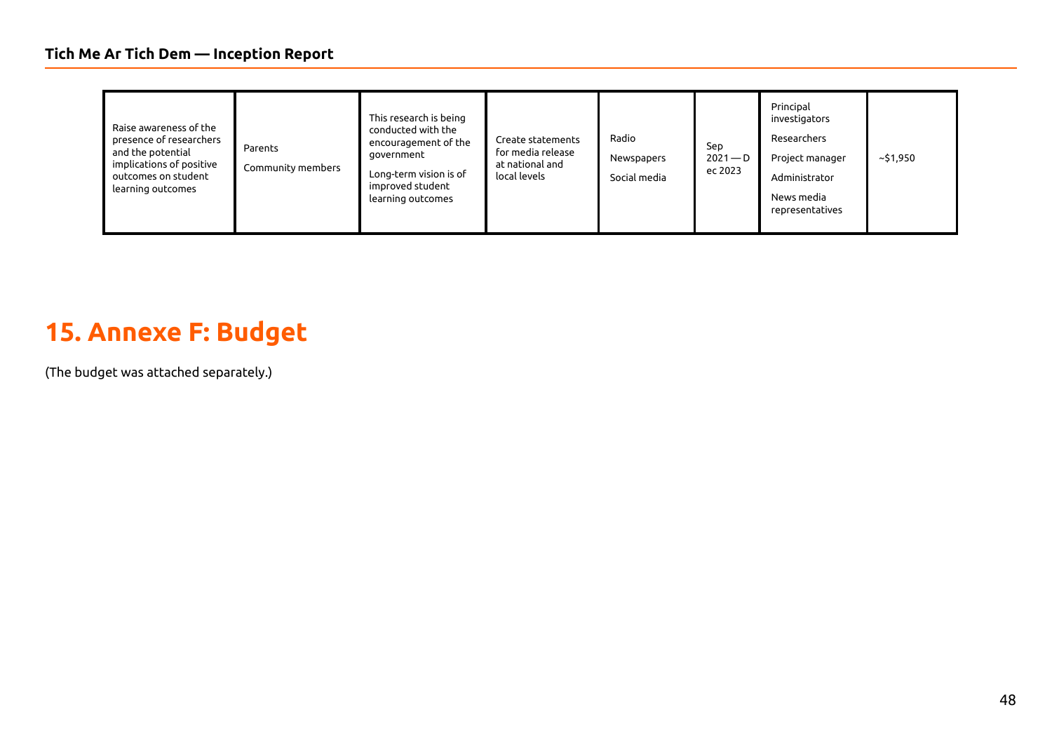| Raise awareness of the presence of researchers and the potential implications of positive outcomes on student learning outcomes | Parents<br>Community members | This research is being conducted with the encouragement of the government<br>Long-term vision is of improved student learning outcomes | Create statements for media release at national and local levels | Radio<br>Newspapers<br>Social media | Sep 2021 — Dec 2023 | Principal investigators<br>Researchers<br>Project manager<br>Administrator<br>News media representatives | ~$1,950 |
|---|---|---|---|---|---|---|---|

# 15. Annexe F: Budget

(The budget was attached separately.)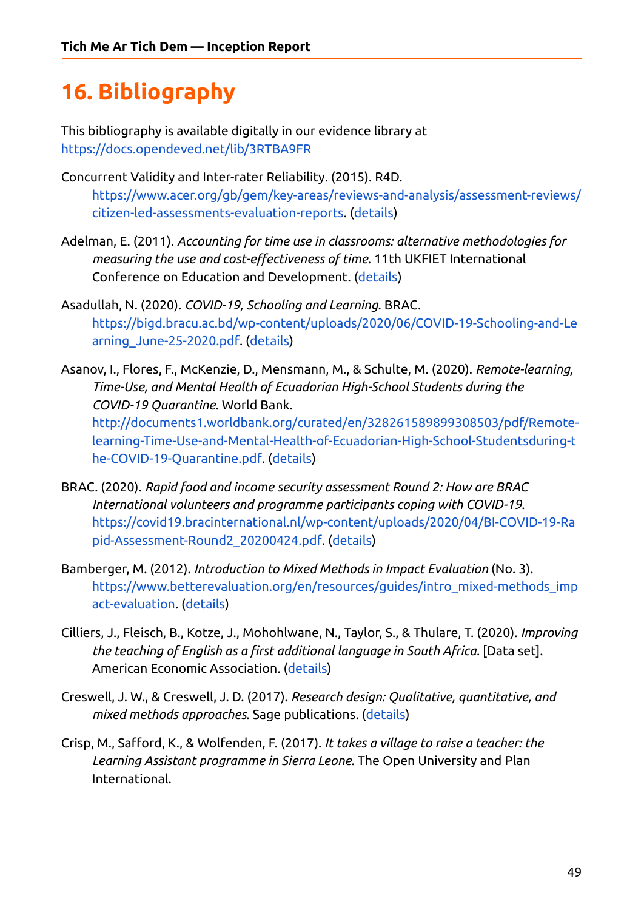# 16. Bibliography

This bibliography is available digitally in our evidence library at https://docs.opendeved.net/lib/3RTBA9FR

Concurrent Validity and Inter-rater Reliability. (2015). R4D. https://www.acer.org/gb/gem/key-areas/reviews-and-analysis/assessment-reviews/citizen-led-assessments-evaluation-reports. (details)

Adelman, E. (2011). *Accounting for time use in classrooms: alternative methodologies for measuring the use and cost-effectiveness of time*. 11th UKFIET International Conference on Education and Development. (details)

Asadullah, N. (2020). *COVID-19, Schooling and Learning*. BRAC. https://bigd.bracu.ac.bd/wp-content/uploads/2020/06/COVID-19-Schooling-and-Learning_June-25-2020.pdf. (details)

Asanov, I., Flores, F., McKenzie, D., Mensmann, M., & Schulte, M. (2020). *Remote-learning, Time-Use, and Mental Health of Ecuadorian High-School Students during the COVID-19 Quarantine*. World Bank. http://documents1.worldbank.org/curated/en/328261589899308503/pdf/Remote-learning-Time-Use-and-Mental-Health-of-Ecuadorian-High-School-Studentsduring-the-COVID-19-Quarantine.pdf. (details)

BRAC. (2020). *Rapid food and income security assessment Round 2: How are BRAC International volunteers and programme participants coping with COVID-19*. https://covid19.bracinternational.nl/wp-content/uploads/2020/04/BI-COVID-19-Rapid-Assessment-Round2_20200424.pdf. (details)

Bamberger, M. (2012). *Introduction to Mixed Methods in Impact Evaluation* (No. 3). https://www.betterevaluation.org/en/resources/guides/intro_mixed-methods_impact-evaluation. (details)

Cilliers, J., Fleisch, B., Kotze, J., Mohohlwane, N., Taylor, S., & Thulare, T. (2020). *Improving the teaching of English as a first additional language in South Africa*. [Data set]. American Economic Association. (details)

Creswell, J. W., & Creswell, J. D. (2017). *Research design: Qualitative, quantitative, and mixed methods approaches*. Sage publications. (details)

Crisp, M., Safford, K., & Wolfenden, F. (2017). *It takes a village to raise a teacher: the Learning Assistant programme in Sierra Leone*. The Open University and Plan International.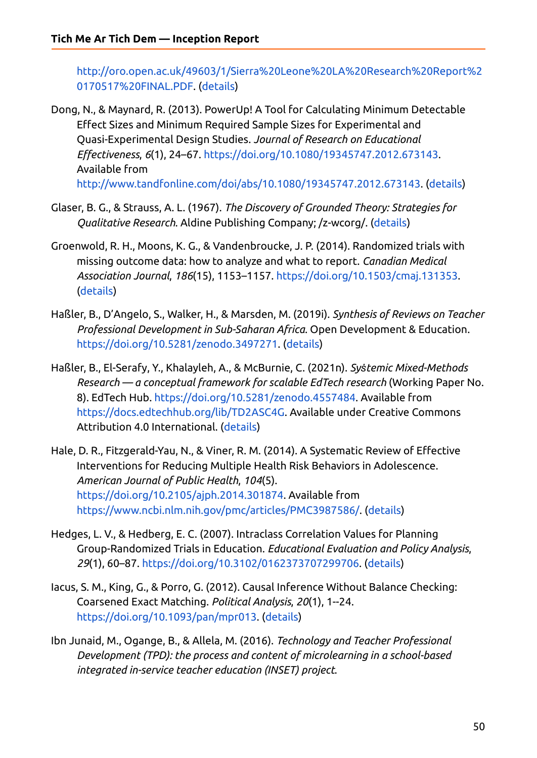http://oro.open.ac.uk/49603/1/Sierra%20Leone%20LA%20Research%20Report%20170517%20FINAL.PDF. (details)

Dong, N., & Maynard, R. (2013). PowerUp! A Tool for Calculating Minimum Detectable Effect Sizes and Minimum Required Sample Sizes for Experimental and Quasi-Experimental Design Studies. *Journal of Research on Educational Effectiveness*, *6*(1), 24–67. https://doi.org/10.1080/19345747.2012.673143. Available from http://www.tandfonline.com/doi/abs/10.1080/19345747.2012.673143. (details)

Glaser, B. G., & Strauss, A. L. (1967). *The Discovery of Grounded Theory: Strategies for Qualitative Research*. Aldine Publishing Company; /z-wcorg/. (details)

Groenwold, R. H., Moons, K. G., & Vandenbroucke, J. P. (2014). Randomized trials with missing outcome data: how to analyze and what to report. *Canadian Medical Association Journal*, *186*(15), 1153–1157. https://doi.org/10.1503/cmaj.131353. (details)

Haßler, B., D'Angelo, S., Walker, H., & Marsden, M. (2019i). *Synthesis of Reviews on Teacher Professional Development in Sub-Saharan Africa*. Open Development & Education. https://doi.org/10.5281/zenodo.3497271. (details)

Haßler, B., El-Serafy, Y., Khalayleh, A., & McBurnie, C. (2021n). *Systemic Mixed-Methods Research — a conceptual framework for scalable EdTech research* (Working Paper No. 8). EdTech Hub. https://doi.org/10.5281/zenodo.4557484. Available from https://docs.edtechhub.org/lib/TD2ASC4G. Available under Creative Commons Attribution 4.0 International. (details)

Hale, D. R., Fitzgerald-Yau, N., & Viner, R. M. (2014). A Systematic Review of Effective Interventions for Reducing Multiple Health Risk Behaviors in Adolescence. *American Journal of Public Health*, *104*(5). https://doi.org/10.2105/ajph.2014.301874. Available from https://www.ncbi.nlm.nih.gov/pmc/articles/PMC3987586/. (details)

Hedges, L. V., & Hedberg, E. C. (2007). Intraclass Correlation Values for Planning Group-Randomized Trials in Education. *Educational Evaluation and Policy Analysis*, *29*(1), 60–87. https://doi.org/10.3102/0162373707299706. (details)

Iacus, S. M., King, G., & Porro, G. (2012). Causal Inference Without Balance Checking: Coarsened Exact Matching. *Political Analysis*, *20*(1), 1--24. https://doi.org/10.1093/pan/mpr013. (details)

Ibn Junaid, M., Ogange, B., & Allela, M. (2016). *Technology and Teacher Professional Development (TPD): the process and content of microlearning in a school-based integrated in-service teacher education (INSET) project.*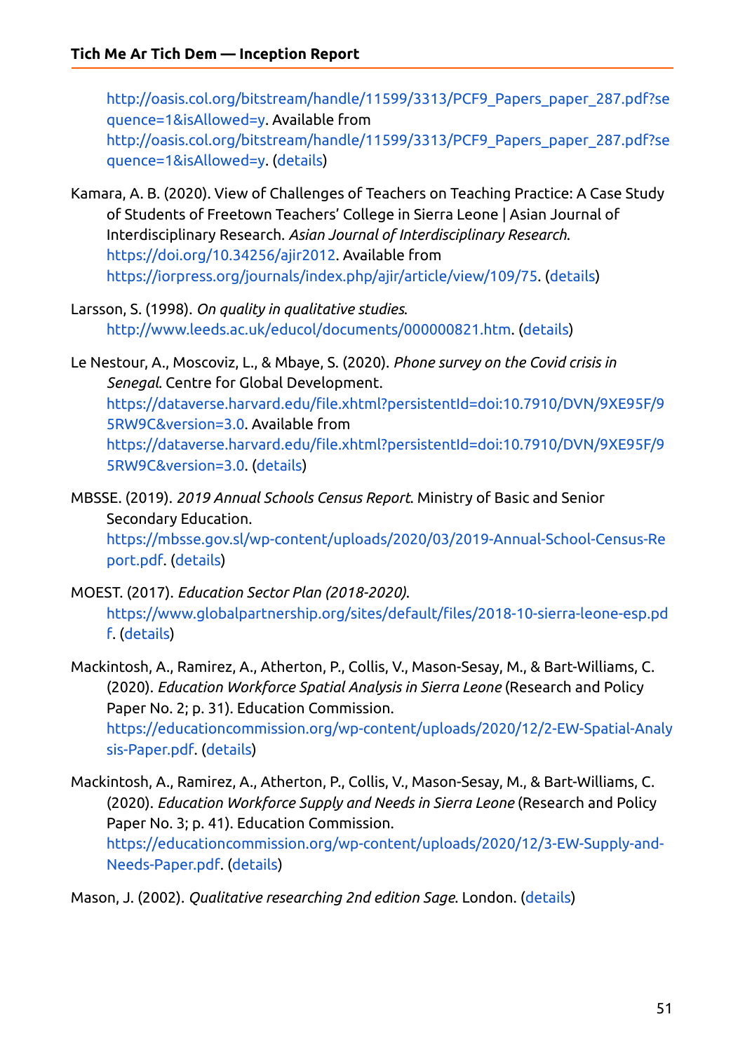http://oasis.col.org/bitstream/handle/11599/3313/PCF9_Papers_paper_287.pdf?sequence=1&isAllowed=y. Available from http://oasis.col.org/bitstream/handle/11599/3313/PCF9_Papers_paper_287.pdf?sequence=1&isAllowed=y. (details)

Kamara, A. B. (2020). View of Challenges of Teachers on Teaching Practice: A Case Study of Students of Freetown Teachers' College in Sierra Leone | Asian Journal of Interdisciplinary Research. *Asian Journal of Interdisciplinary Research*. https://doi.org/10.34256/ajir2012. Available from https://iorpress.org/journals/index.php/ajir/article/view/109/75. (details)

Larsson, S. (1998). *On quality in qualitative studies*. http://www.leeds.ac.uk/educol/documents/000000821.htm. (details)

Le Nestour, A., Moscoviz, L., & Mbaye, S. (2020). *Phone survey on the Covid crisis in Senegal*. Centre for Global Development. https://dataverse.harvard.edu/file.xhtml?persistentId=doi:10.7910/DVN/9XE95F/95RW9C&version=3.0. Available from https://dataverse.harvard.edu/file.xhtml?persistentId=doi:10.7910/DVN/9XE95F/95RW9C&version=3.0. (details)

MBSSE. (2019). *2019 Annual Schools Census Report*. Ministry of Basic and Senior Secondary Education. https://mbsse.gov.sl/wp-content/uploads/2020/03/2019-Annual-School-Census-Report.pdf. (details)

MOEST. (2017). *Education Sector Plan (2018-2020)*. https://www.globalpartnership.org/sites/default/files/2018-10-sierra-leone-esp.pdf. (details)

Mackintosh, A., Ramirez, A., Atherton, P., Collis, V., Mason-Sesay, M., & Bart-Williams, C. (2020). *Education Workforce Spatial Analysis in Sierra Leone* (Research and Policy Paper No. 2; p. 31). Education Commission. https://educationcommission.org/wp-content/uploads/2020/12/2-EW-Spatial-Analysis-Paper.pdf. (details)

Mackintosh, A., Ramirez, A., Atherton, P., Collis, V., Mason-Sesay, M., & Bart-Williams, C. (2020). *Education Workforce Supply and Needs in Sierra Leone* (Research and Policy Paper No. 3; p. 41). Education Commission. https://educationcommission.org/wp-content/uploads/2020/12/3-EW-Supply-and-Needs-Paper.pdf. (details)

Mason, J. (2002). *Qualitative researching 2nd edition Sage*. London. (details)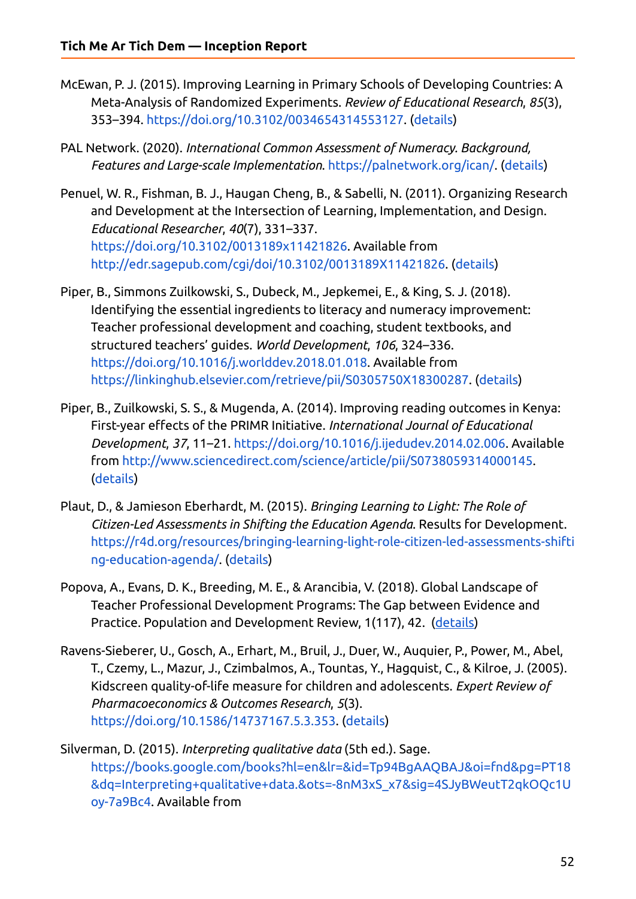McEwan, P. J. (2015). Improving Learning in Primary Schools of Developing Countries: A Meta-Analysis of Randomized Experiments. *Review of Educational Research*, *85*(3), 353–394. https://doi.org/10.3102/0034654314553127. (details)

PAL Network. (2020). *International Common Assessment of Numeracy. Background, Features and Large-scale Implementation*. https://palnetwork.org/ican/. (details)

Penuel, W. R., Fishman, B. J., Haugan Cheng, B., & Sabelli, N. (2011). Organizing Research and Development at the Intersection of Learning, Implementation, and Design. *Educational Researcher*, *40*(7), 331–337. https://doi.org/10.3102/0013189x11421826. Available from http://edr.sagepub.com/cgi/doi/10.3102/0013189X11421826. (details)

Piper, B., Simmons Zuilkowski, S., Dubeck, M., Jepkemei, E., & King, S. J. (2018). Identifying the essential ingredients to literacy and numeracy improvement: Teacher professional development and coaching, student textbooks, and structured teachers' guides. *World Development*, *106*, 324–336. https://doi.org/10.1016/j.worlddev.2018.01.018. Available from https://linkinghub.elsevier.com/retrieve/pii/S0305750X18300287. (details)

Piper, B., Zuilkowski, S. S., & Mugenda, A. (2014). Improving reading outcomes in Kenya: First-year effects of the PRIMR Initiative. *International Journal of Educational Development*, *37*, 11–21. https://doi.org/10.1016/j.ijedudev.2014.02.006. Available from http://www.sciencedirect.com/science/article/pii/S0738059314000145. (details)

Plaut, D., & Jamieson Eberhardt, M. (2015). *Bringing Learning to Light: The Role of Citizen-Led Assessments in Shifting the Education Agenda*. Results for Development. https://r4d.org/resources/bringing-learning-light-role-citizen-led-assessments-shifting-education-agenda/. (details)

Popova, A., Evans, D. K., Breeding, M. E., & Arancibia, V. (2018). Global Landscape of Teacher Professional Development Programs: The Gap between Evidence and Practice. Population and Development Review, 1(117), 42. (details)

Ravens-Sieberer, U., Gosch, A., Erhart, M., Bruil, J., Duer, W., Auquier, P., Power, M., Abel, T., Czemy, L., Mazur, J., Czimbalmos, A., Tountas, Y., Hagquist, C., & Kilroe, J. (2005). Kidscreen quality-of-life measure for children and adolescents. *Expert Review of Pharmacoeconomics & Outcomes Research*, *5*(3). https://doi.org/10.1586/14737167.5.3.353. (details)

Silverman, D. (2015). *Interpreting qualitative data* (5th ed.). Sage. https://books.google.com/books?hl=en&lr=&id=Tp94BgAAQBAJ&oi=fnd&pg=PT18&dq=Interpreting+qualitative+data.&ots=-8nM3xS_x7&sig=4SJyBWeutT2qkOQc1Uoy-7a9Bc4. Available from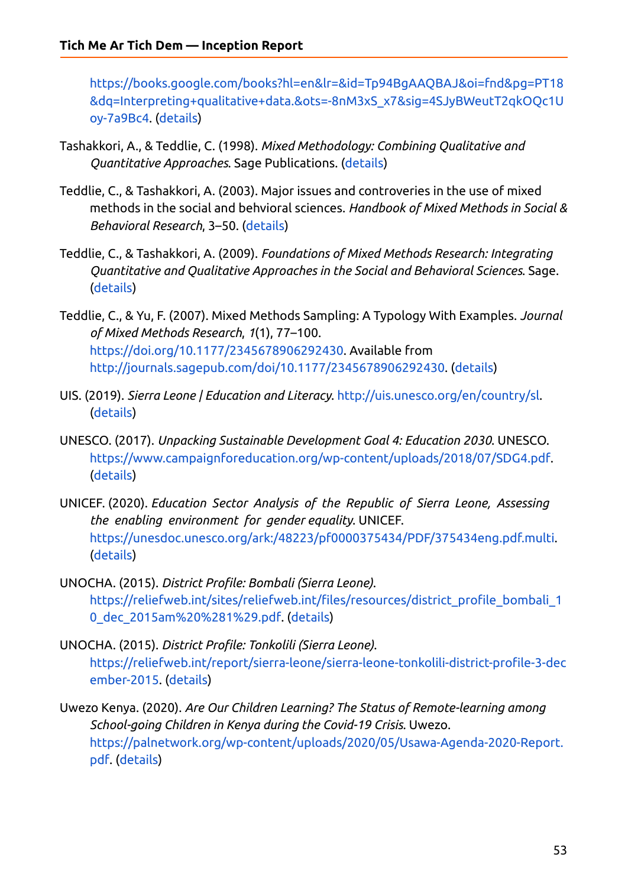https://books.google.com/books?hl=en&lr=&id=Tp94BgAAQBAJ&oi=fnd&pg=PT18&dq=Interpreting+qualitative+data.&ots=-8nM3xS_x7&sig=4SJyBWeutT2qkOQc1Uoy-7a9Bc4. (details)

Tashakkori, A., & Teddlie, C. (1998). *Mixed Methodology: Combining Qualitative and Quantitative Approaches*. Sage Publications. (details)

Teddlie, C., & Tashakkori, A. (2003). Major issues and controveries in the use of mixed methods in the social and behvioral sciences. *Handbook of Mixed Methods in Social & Behavioral Research*, 3–50. (details)

Teddlie, C., & Tashakkori, A. (2009). *Foundations of Mixed Methods Research: Integrating Quantitative and Qualitative Approaches in the Social and Behavioral Sciences*. Sage. (details)

Teddlie, C., & Yu, F. (2007). Mixed Methods Sampling: A Typology With Examples. *Journal of Mixed Methods Research*, *1*(1), 77–100. https://doi.org/10.1177/2345678906292430. Available from http://journals.sagepub.com/doi/10.1177/2345678906292430. (details)

UIS. (2019). *Sierra Leone | Education and Literacy*. http://uis.unesco.org/en/country/sl. (details)

UNESCO. (2017). *Unpacking Sustainable Development Goal 4: Education 2030*. UNESCO. https://www.campaignforeducation.org/wp-content/uploads/2018/07/SDG4.pdf. (details)

UNICEF. (2020). *Education Sector Analysis of the Republic of Sierra Leone, Assessing the enabling environment for gender equality*. UNICEF. https://unesdoc.unesco.org/ark:/48223/pf0000375434/PDF/375434eng.pdf.multi. (details)

UNOCHA. (2015). *District Profile: Bombali (Sierra Leone)*. https://reliefweb.int/sites/reliefweb.int/files/resources/district_profile_bombali_10_dec_2015am%20%281%29.pdf. (details)

UNOCHA. (2015). *District Profile: Tonkolili (Sierra Leone)*. https://reliefweb.int/report/sierra-leone/sierra-leone-tonkolili-district-profile-3-december-2015. (details)

Uwezo Kenya. (2020). *Are Our Children Learning? The Status of Remote-learning among School-going Children in Kenya during the Covid-19 Crisis*. Uwezo. https://palnetwork.org/wp-content/uploads/2020/05/Usawa-Agenda-2020-Report.pdf. (details)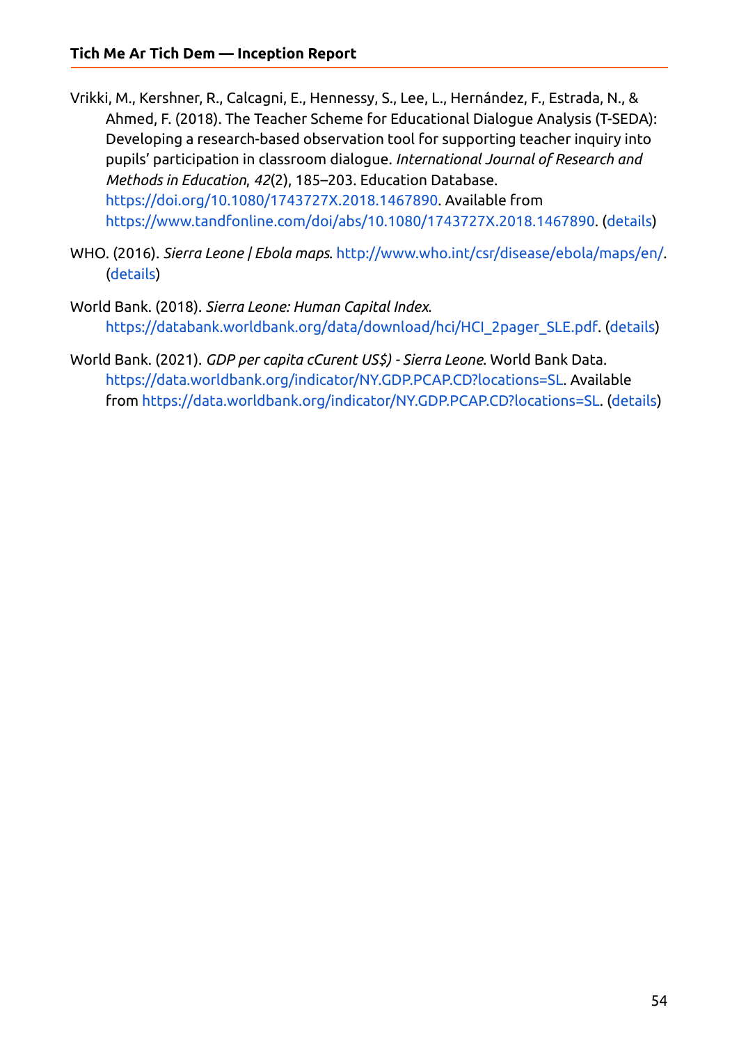Vrikki, M., Kershner, R., Calcagni, E., Hennessy, S., Lee, L., Hernández, F., Estrada, N., & Ahmed, F. (2018). The Teacher Scheme for Educational Dialogue Analysis (T-SEDA): Developing a research-based observation tool for supporting teacher inquiry into pupils' participation in classroom dialogue. *International Journal of Research and Methods in Education*, *42*(2), 185–203. Education Database. https://doi.org/10.1080/1743727X.2018.1467890. Available from https://www.tandfonline.com/doi/abs/10.1080/1743727X.2018.1467890. (details)

WHO. (2016). *Sierra Leone | Ebola maps*. http://www.who.int/csr/disease/ebola/maps/en/. (details)

World Bank. (2018). *Sierra Leone: Human Capital Index*. https://databank.worldbank.org/data/download/hci/HCI_2pager_SLE.pdf. (details)

World Bank. (2021). *GDP per capita cCurent US$) - Sierra Leone*. World Bank Data. https://data.worldbank.org/indicator/NY.GDP.PCAP.CD?locations=SL. Available from https://data.worldbank.org/indicator/NY.GDP.PCAP.CD?locations=SL. (details)